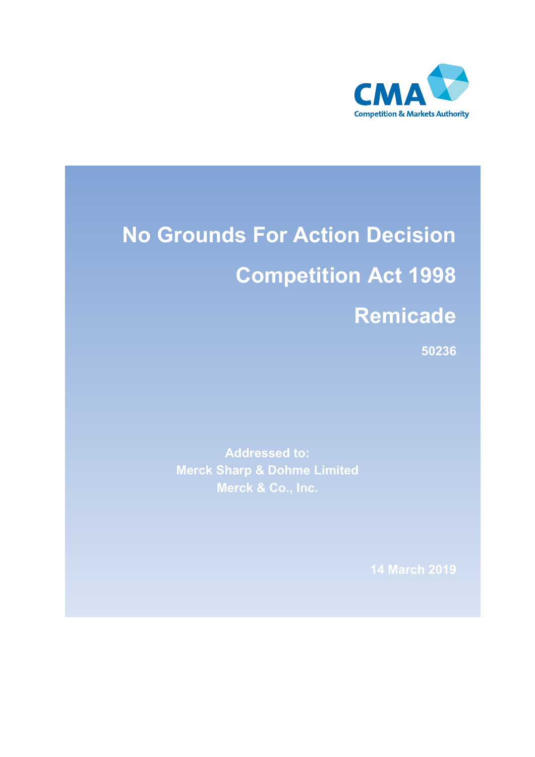CMA
Competition & Markets Authority

# No Grounds For Action Decision

# Competition Act 1998

# Remicade

**50236**

**Addressed to:**
**Merck Sharp & Dohme Limited**
**Merck & Co., Inc.**

**14 March 2019**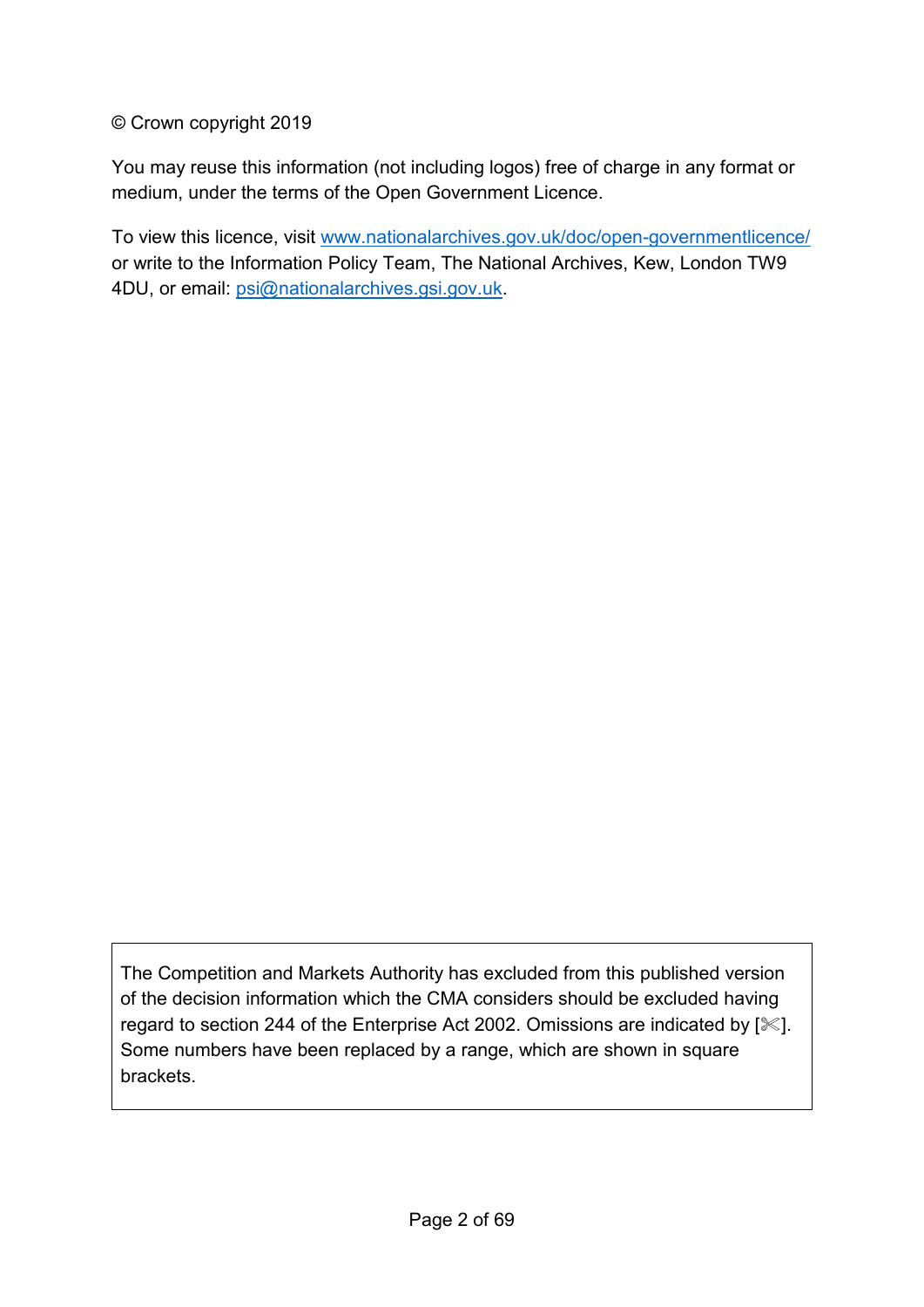© Crown copyright 2019

You may reuse this information (not including logos) free of charge in any format or medium, under the terms of the Open Government Licence.

To view this licence, visit [www.nationalarchives.gov.uk/doc/open-governmentlicence/](http://www.nationalarchives.gov.uk/doc/open-governmentlicence/) or write to the Information Policy Team, The National Archives, Kew, London TW9 4DU, or email: [psi@nationalarchives.gsi.gov.uk](mailto:psi@nationalarchives.gsi.gov.uk).

The Competition and Markets Authority has excluded from this published version of the decision information which the CMA considers should be excluded having regard to section 244 of the Enterprise Act 2002. Omissions are indicated by [✂]. Some numbers have been replaced by a range, which are shown in square brackets.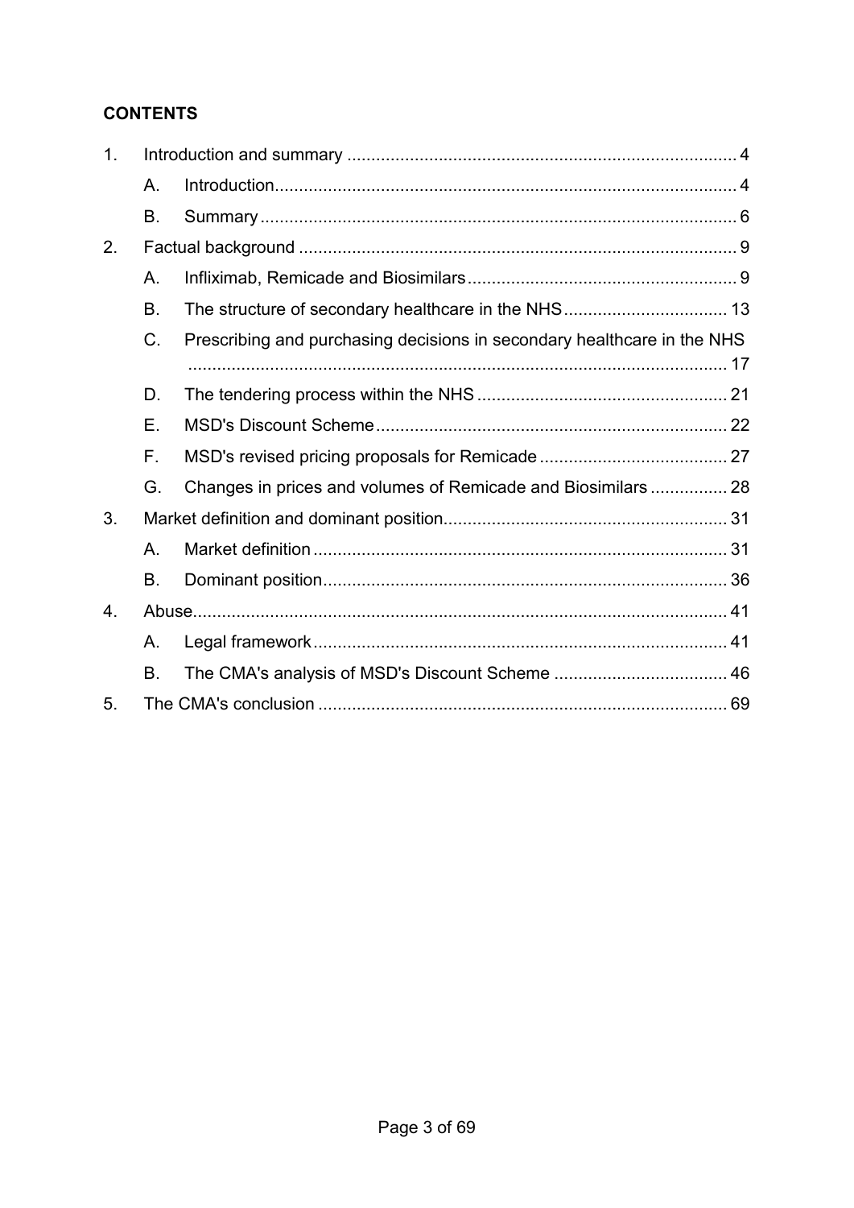**CONTENTS**

1. Introduction and summary ..... 4
   - A. Introduction ..... 4
   - B. Summary ..... 6
2. Factual background ..... 9
   - A. Infliximab, Remicade and Biosimilars ..... 9
   - B. The structure of secondary healthcare in the NHS ..... 13
   - C. Prescribing and purchasing decisions in secondary healthcare in the NHS ..... 17
   - D. The tendering process within the NHS ..... 21
   - E. MSD's Discount Scheme ..... 22
   - F. MSD's revised pricing proposals for Remicade ..... 27
   - G. Changes in prices and volumes of Remicade and Biosimilars ..... 28
3. Market definition and dominant position ..... 31
   - A. Market definition ..... 31
   - B. Dominant position ..... 36
4. Abuse ..... 41
   - A. Legal framework ..... 41
   - B. The CMA's analysis of MSD's Discount Scheme ..... 46
5. The CMA's conclusion ..... 69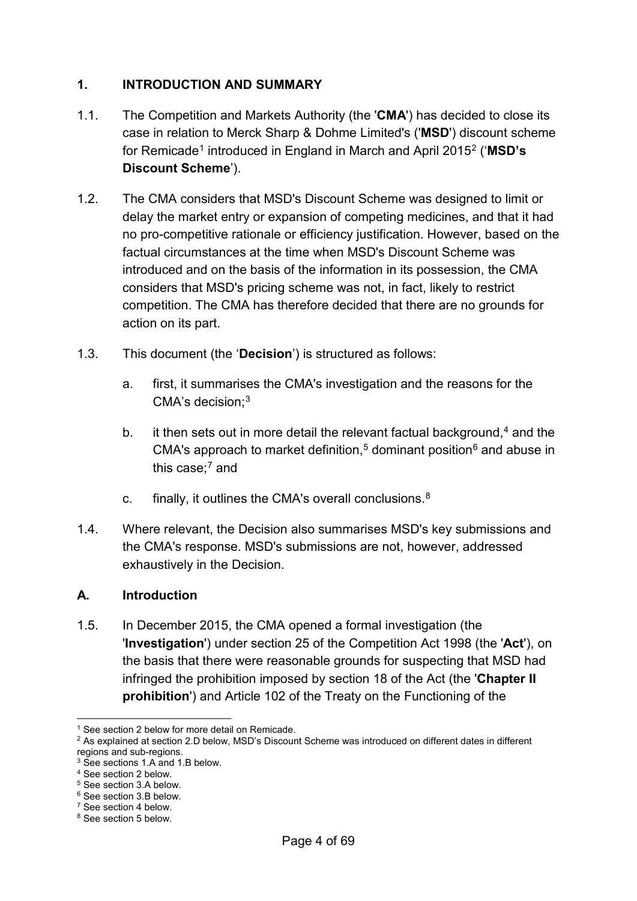## 1. INTRODUCTION AND SUMMARY

1.1. The Competition and Markets Authority (the '**CMA**') has decided to close its case in relation to Merck Sharp & Dohme Limited's ('**MSD**') discount scheme for Remicade[1] introduced in England in March and April 2015[2] ('**MSD's Discount Scheme**').

1.2. The CMA considers that MSD's Discount Scheme was designed to limit or delay the market entry or expansion of competing medicines, and that it had no pro-competitive rationale or efficiency justification. However, based on the factual circumstances at the time when MSD's Discount Scheme was introduced and on the basis of the information in its possession, the CMA considers that MSD's pricing scheme was not, in fact, likely to restrict competition. The CMA has therefore decided that there are no grounds for action on its part.

1.3. This document (the '**Decision**') is structured as follows:

a. first, it summarises the CMA's investigation and the reasons for the CMA's decision;[3]

b. it then sets out in more detail the relevant factual background,[4] and the CMA's approach to market definition,[5] dominant position[6] and abuse in this case;[7] and

c. finally, it outlines the CMA's overall conclusions.[8]

1.4. Where relevant, the Decision also summarises MSD's key submissions and the CMA's response. MSD's submissions are not, however, addressed exhaustively in the Decision.

### A. Introduction

1.5. In December 2015, the CMA opened a formal investigation (the '**Investigation**') under section 25 of the Competition Act 1998 (the '**Act**'), on the basis that there were reasonable grounds for suspecting that MSD had infringed the prohibition imposed by section 18 of the Act (the '**Chapter II prohibition**') and Article 102 of the Treaty on the Functioning of the

---

[1] See section 2 below for more detail on Remicade.

[2] As explained at section 2.D below, MSD's Discount Scheme was introduced on different dates in different regions and sub-regions.

[3] See sections 1.A and 1.B below.

[4] See section 2 below.

[5] See section 3.A below.

[6] See section 3.B below.

[7] See section 4 below.

[8] See section 5 below.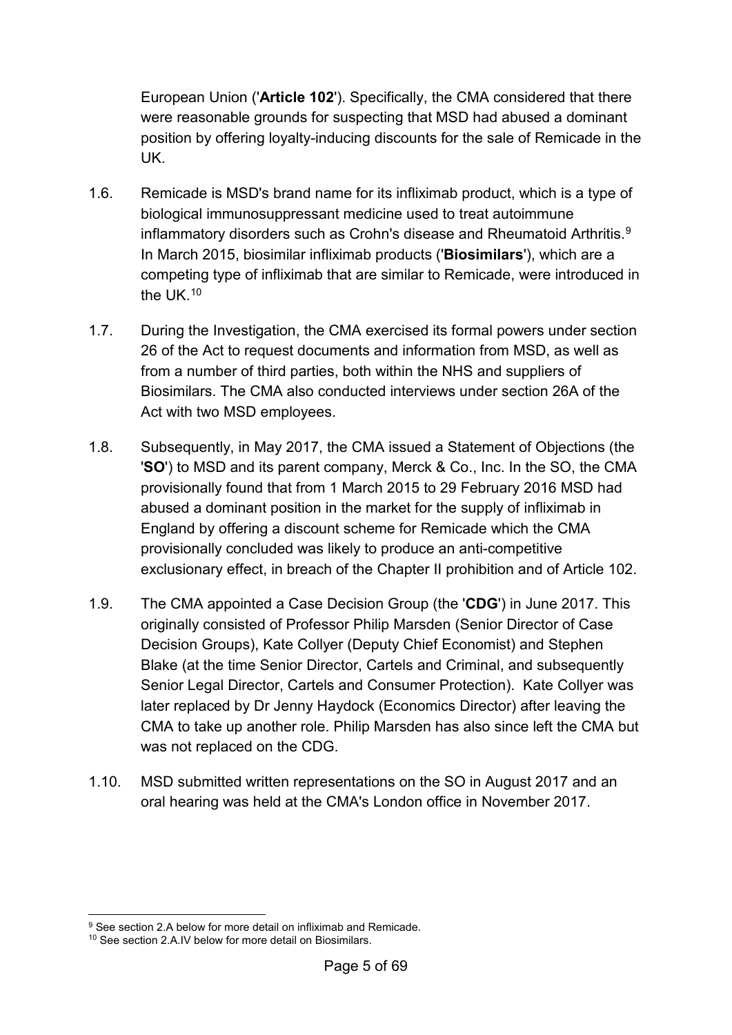European Union ('**Article 102**'). Specifically, the CMA considered that there were reasonable grounds for suspecting that MSD had abused a dominant position by offering loyalty-inducing discounts for the sale of Remicade in the UK.

1.6. Remicade is MSD's brand name for its infliximab product, which is a type of biological immunosuppressant medicine used to treat autoimmune inflammatory disorders such as Crohn's disease and Rheumatoid Arthritis.[9] In March 2015, biosimilar infliximab products ('**Biosimilars**'), which are a competing type of infliximab that are similar to Remicade, were introduced in the UK.[10]

1.7. During the Investigation, the CMA exercised its formal powers under section 26 of the Act to request documents and information from MSD, as well as from a number of third parties, both within the NHS and suppliers of Biosimilars. The CMA also conducted interviews under section 26A of the Act with two MSD employees.

1.8. Subsequently, in May 2017, the CMA issued a Statement of Objections (the '**SO**') to MSD and its parent company, Merck & Co., Inc. In the SO, the CMA provisionally found that from 1 March 2015 to 29 February 2016 MSD had abused a dominant position in the market for the supply of infliximab in England by offering a discount scheme for Remicade which the CMA provisionally concluded was likely to produce an anti-competitive exclusionary effect, in breach of the Chapter II prohibition and of Article 102.

1.9. The CMA appointed a Case Decision Group (the '**CDG**') in June 2017. This originally consisted of Professor Philip Marsden (Senior Director of Case Decision Groups), Kate Collyer (Deputy Chief Economist) and Stephen Blake (at the time Senior Director, Cartels and Criminal, and subsequently Senior Legal Director, Cartels and Consumer Protection). Kate Collyer was later replaced by Dr Jenny Haydock (Economics Director) after leaving the CMA to take up another role. Philip Marsden has also since left the CMA but was not replaced on the CDG.

1.10. MSD submitted written representations on the SO in August 2017 and an oral hearing was held at the CMA's London office in November 2017.

[9] See section 2.A below for more detail on infliximab and Remicade.

[10] See section 2.A.IV below for more detail on Biosimilars.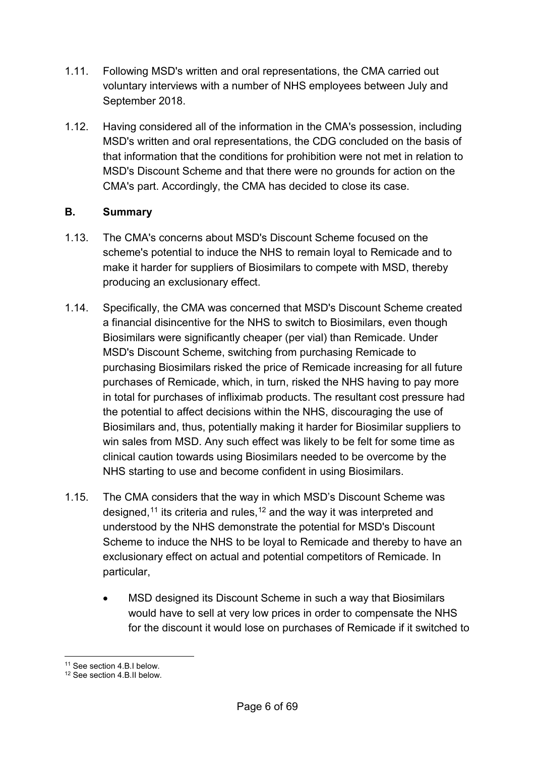1.11. Following MSD's written and oral representations, the CMA carried out voluntary interviews with a number of NHS employees between July and September 2018.

1.12. Having considered all of the information in the CMA's possession, including MSD's written and oral representations, the CDG concluded on the basis of that information that the conditions for prohibition were not met in relation to MSD's Discount Scheme and that there were no grounds for action on the CMA's part. Accordingly, the CMA has decided to close its case.

## B. Summary

1.13. The CMA's concerns about MSD's Discount Scheme focused on the scheme's potential to induce the NHS to remain loyal to Remicade and to make it harder for suppliers of Biosimilars to compete with MSD, thereby producing an exclusionary effect.

1.14. Specifically, the CMA was concerned that MSD's Discount Scheme created a financial disincentive for the NHS to switch to Biosimilars, even though Biosimilars were significantly cheaper (per vial) than Remicade. Under MSD's Discount Scheme, switching from purchasing Remicade to purchasing Biosimilars risked the price of Remicade increasing for all future purchases of Remicade, which, in turn, risked the NHS having to pay more in total for purchases of infliximab products. The resultant cost pressure had the potential to affect decisions within the NHS, discouraging the use of Biosimilars and, thus, potentially making it harder for Biosimilar suppliers to win sales from MSD. Any such effect was likely to be felt for some time as clinical caution towards using Biosimilars needed to be overcome by the NHS starting to use and become confident in using Biosimilars.

1.15. The CMA considers that the way in which MSD's Discount Scheme was designed,[11] its criteria and rules,[12] and the way it was interpreted and understood by the NHS demonstrate the potential for MSD's Discount Scheme to induce the NHS to be loyal to Remicade and thereby to have an exclusionary effect on actual and potential competitors of Remicade. In particular,

- MSD designed its Discount Scheme in such a way that Biosimilars would have to sell at very low prices in order to compensate the NHS for the discount it would lose on purchases of Remicade if it switched to

[11] See section 4.B.I below.

[12] See section 4.B.II below.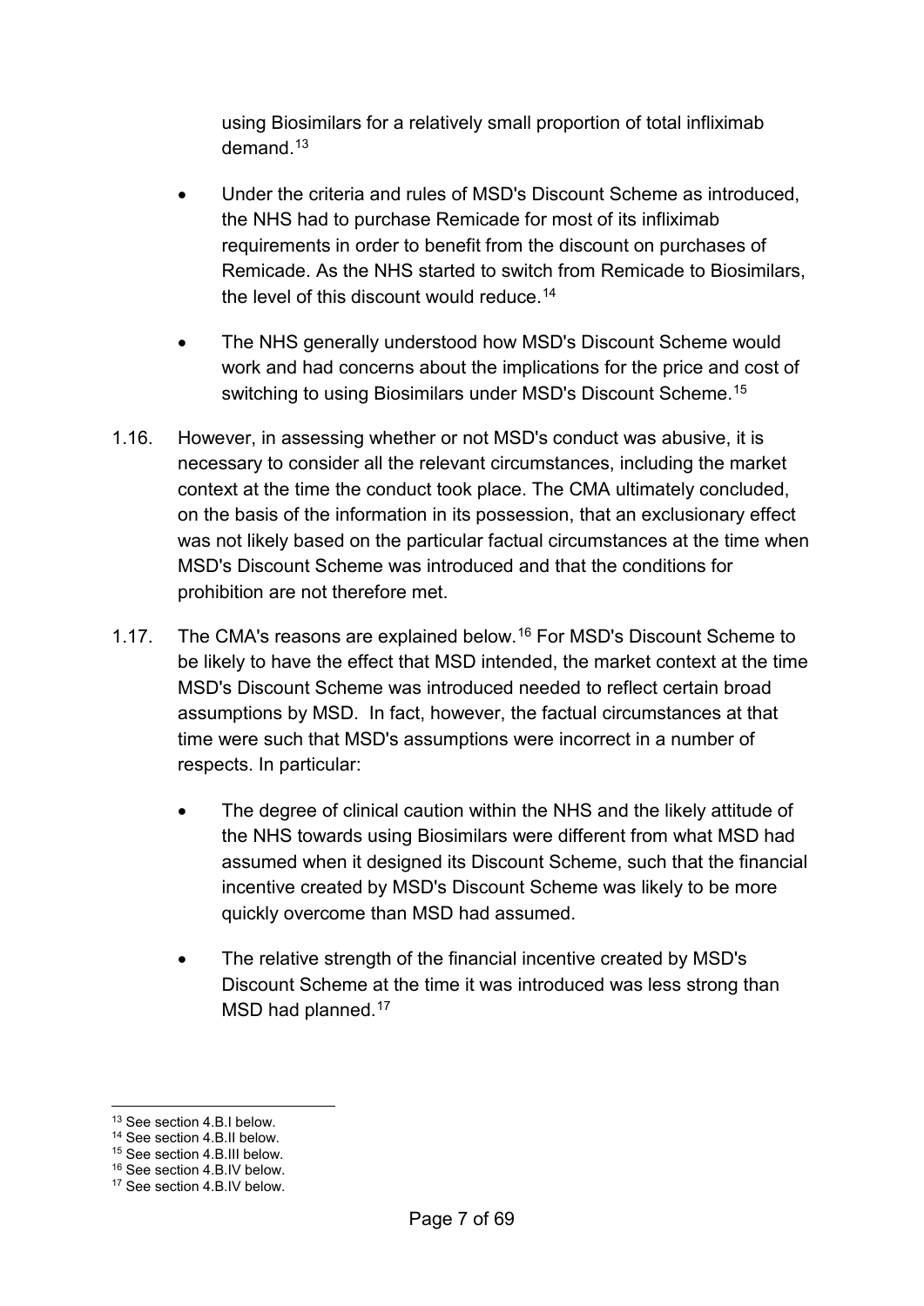using Biosimilars for a relatively small proportion of total infliximab demand.[13]

- Under the criteria and rules of MSD's Discount Scheme as introduced, the NHS had to purchase Remicade for most of its infliximab requirements in order to benefit from the discount on purchases of Remicade. As the NHS started to switch from Remicade to Biosimilars, the level of this discount would reduce.[14]
- The NHS generally understood how MSD's Discount Scheme would work and had concerns about the implications for the price and cost of switching to using Biosimilars under MSD's Discount Scheme.[15]

1.16. However, in assessing whether or not MSD's conduct was abusive, it is necessary to consider all the relevant circumstances, including the market context at the time the conduct took place. The CMA ultimately concluded, on the basis of the information in its possession, that an exclusionary effect was not likely based on the particular factual circumstances at the time when MSD's Discount Scheme was introduced and that the conditions for prohibition are not therefore met.

1.17. The CMA's reasons are explained below.[16] For MSD's Discount Scheme to be likely to have the effect that MSD intended, the market context at the time MSD's Discount Scheme was introduced needed to reflect certain broad assumptions by MSD. In fact, however, the factual circumstances at that time were such that MSD's assumptions were incorrect in a number of respects. In particular:

- The degree of clinical caution within the NHS and the likely attitude of the NHS towards using Biosimilars were different from what MSD had assumed when it designed its Discount Scheme, such that the financial incentive created by MSD's Discount Scheme was likely to be more quickly overcome than MSD had assumed.
- The relative strength of the financial incentive created by MSD's Discount Scheme at the time it was introduced was less strong than MSD had planned.[17]

[13] See section 4.B.I below.
[14] See section 4.B.II below.
[15] See section 4.B.III below.
[16] See section 4.B.IV below.
[17] See section 4.B.IV below.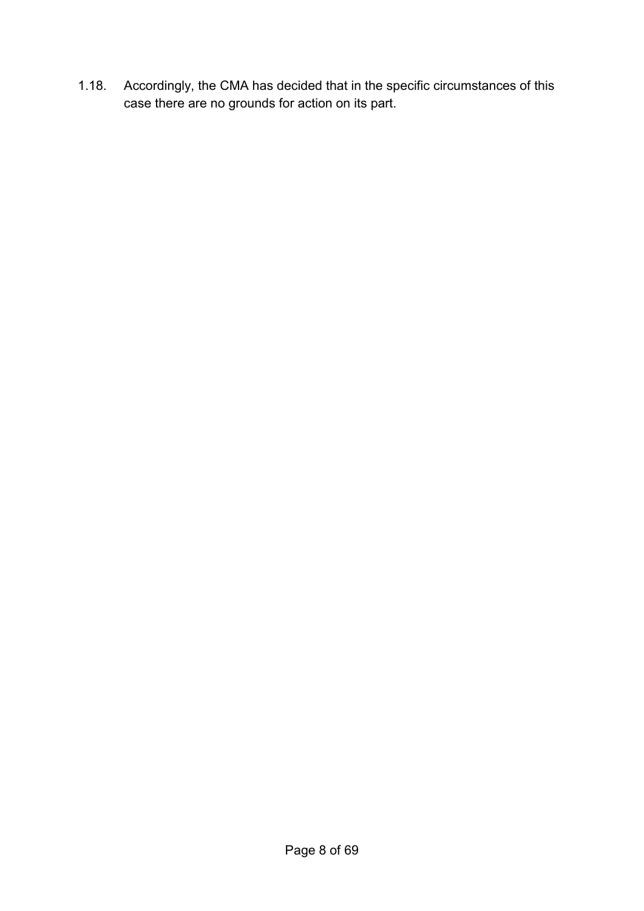1.18. Accordingly, the CMA has decided that in the specific circumstances of this case there are no grounds for action on its part.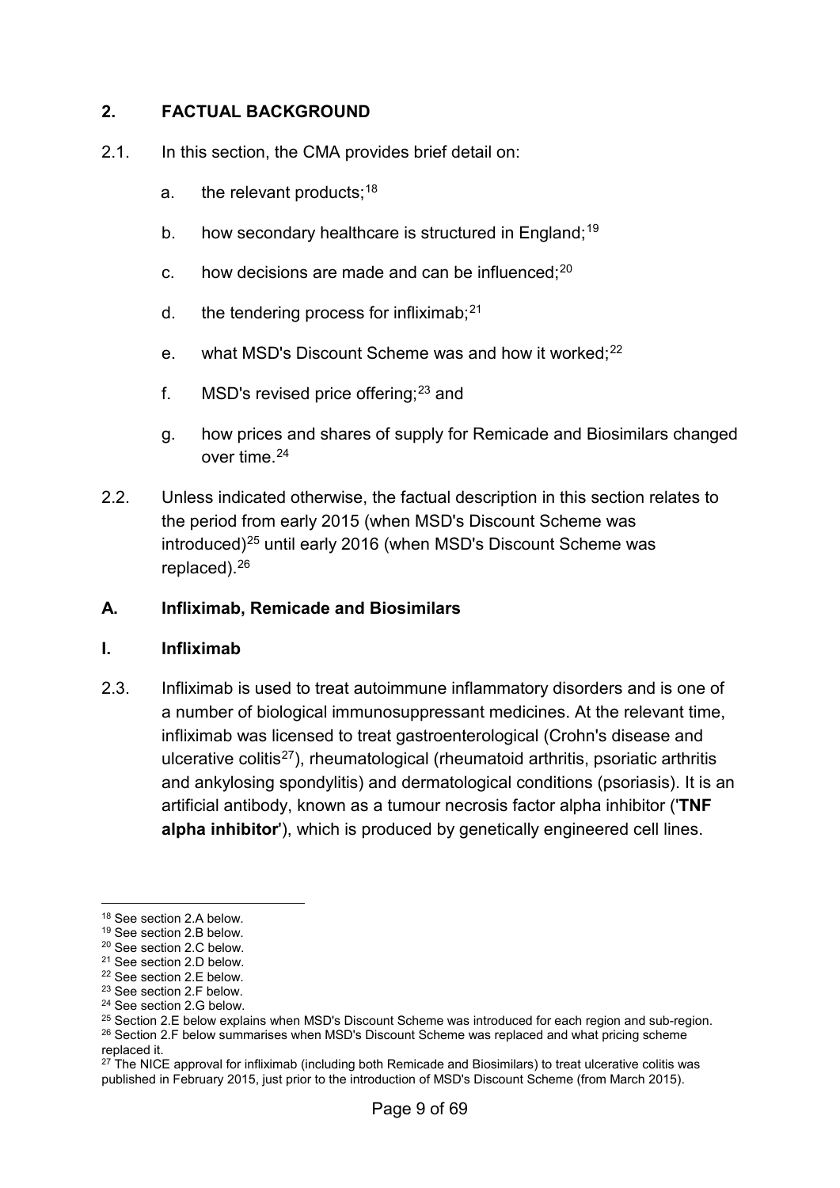## 2. FACTUAL BACKGROUND

2.1. In this section, the CMA provides brief detail on:

a. the relevant products;[18]

b. how secondary healthcare is structured in England;[19]

c. how decisions are made and can be influenced;[20]

d. the tendering process for infliximab;[21]

e. what MSD's Discount Scheme was and how it worked;[22]

f. MSD's revised price offering;[23] and

g. how prices and shares of supply for Remicade and Biosimilars changed over time.[24]

2.2. Unless indicated otherwise, the factual description in this section relates to the period from early 2015 (when MSD's Discount Scheme was introduced)[25] until early 2016 (when MSD's Discount Scheme was replaced).[26]

### A. Infliximab, Remicade and Biosimilars

#### I. Infliximab

2.3. Infliximab is used to treat autoimmune inflammatory disorders and is one of a number of biological immunosuppressant medicines. At the relevant time, infliximab was licensed to treat gastroenterological (Crohn's disease and ulcerative colitis[27]), rheumatological (rheumatoid arthritis, psoriatic arthritis and ankylosing spondylitis) and dermatological conditions (psoriasis). It is an artificial antibody, known as a tumour necrosis factor alpha inhibitor ('**TNF alpha inhibitor**'), which is produced by genetically engineered cell lines.

---

[18] See section 2.A below.
[19] See section 2.B below.
[20] See section 2.C below.
[21] See section 2.D below.
[22] See section 2.E below.
[23] See section 2.F below.
[24] See section 2.G below.
[25] Section 2.E below explains when MSD's Discount Scheme was introduced for each region and sub-region.
[26] Section 2.F below summarises when MSD's Discount Scheme was replaced and what pricing scheme replaced it.
[27] The NICE approval for infliximab (including both Remicade and Biosimilars) to treat ulcerative colitis was published in February 2015, just prior to the introduction of MSD's Discount Scheme (from March 2015).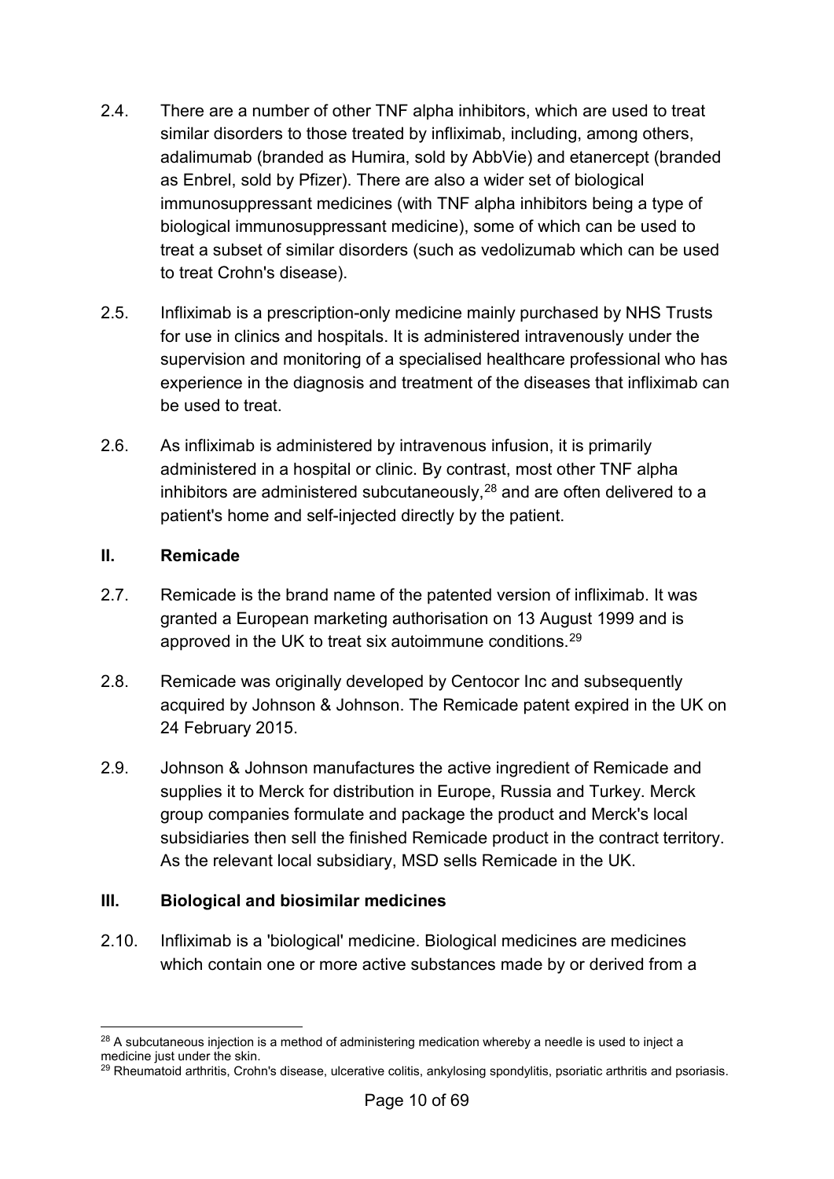2.4. There are a number of other TNF alpha inhibitors, which are used to treat similar disorders to those treated by infliximab, including, among others, adalimumab (branded as Humira, sold by AbbVie) and etanercept (branded as Enbrel, sold by Pfizer). There are also a wider set of biological immunosuppressant medicines (with TNF alpha inhibitors being a type of biological immunosuppressant medicine), some of which can be used to treat a subset of similar disorders (such as vedolizumab which can be used to treat Crohn's disease).

2.5. Infliximab is a prescription-only medicine mainly purchased by NHS Trusts for use in clinics and hospitals. It is administered intravenously under the supervision and monitoring of a specialised healthcare professional who has experience in the diagnosis and treatment of the diseases that infliximab can be used to treat.

2.6. As infliximab is administered by intravenous infusion, it is primarily administered in a hospital or clinic. By contrast, most other TNF alpha inhibitors are administered subcutaneously,[28] and are often delivered to a patient's home and self-injected directly by the patient.

## II. Remicade

2.7. Remicade is the brand name of the patented version of infliximab. It was granted a European marketing authorisation on 13 August 1999 and is approved in the UK to treat six autoimmune conditions.[29]

2.8. Remicade was originally developed by Centocor Inc and subsequently acquired by Johnson & Johnson. The Remicade patent expired in the UK on 24 February 2015.

2.9. Johnson & Johnson manufactures the active ingredient of Remicade and supplies it to Merck for distribution in Europe, Russia and Turkey. Merck group companies formulate and package the product and Merck's local subsidiaries then sell the finished Remicade product in the contract territory. As the relevant local subsidiary, MSD sells Remicade in the UK.

## III. Biological and biosimilar medicines

2.10. Infliximab is a 'biological' medicine. Biological medicines are medicines which contain one or more active substances made by or derived from a

---

[28] A subcutaneous injection is a method of administering medication whereby a needle is used to inject a medicine just under the skin.

[29] Rheumatoid arthritis, Crohn's disease, ulcerative colitis, ankylosing spondylitis, psoriatic arthritis and psoriasis.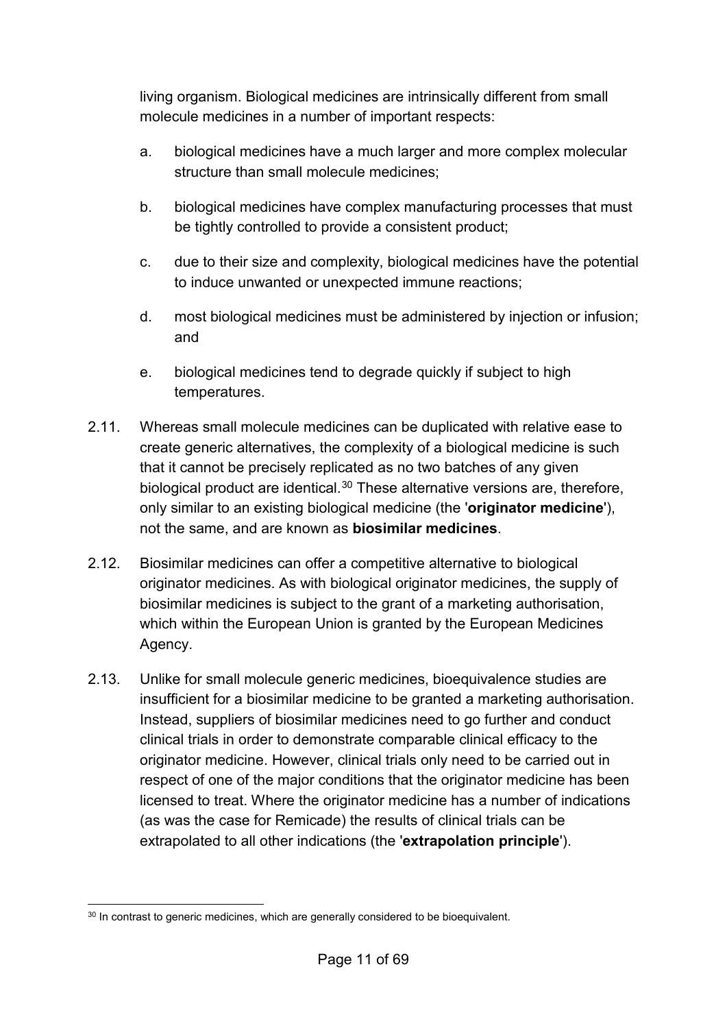living organism. Biological medicines are intrinsically different from small molecule medicines in a number of important respects:

a. biological medicines have a much larger and more complex molecular structure than small molecule medicines;

b. biological medicines have complex manufacturing processes that must be tightly controlled to provide a consistent product;

c. due to their size and complexity, biological medicines have the potential to induce unwanted or unexpected immune reactions;

d. most biological medicines must be administered by injection or infusion; and

e. biological medicines tend to degrade quickly if subject to high temperatures.

2.11. Whereas small molecule medicines can be duplicated with relative ease to create generic alternatives, the complexity of a biological medicine is such that it cannot be precisely replicated as no two batches of any given biological product are identical.[30] These alternative versions are, therefore, only similar to an existing biological medicine (the '**originator medicine**'), not the same, and are known as **biosimilar medicines**.

2.12. Biosimilar medicines can offer a competitive alternative to biological originator medicines. As with biological originator medicines, the supply of biosimilar medicines is subject to the grant of a marketing authorisation, which within the European Union is granted by the European Medicines Agency.

2.13. Unlike for small molecule generic medicines, bioequivalence studies are insufficient for a biosimilar medicine to be granted a marketing authorisation. Instead, suppliers of biosimilar medicines need to go further and conduct clinical trials in order to demonstrate comparable clinical efficacy to the originator medicine. However, clinical trials only need to be carried out in respect of one of the major conditions that the originator medicine has been licensed to treat. Where the originator medicine has a number of indications (as was the case for Remicade) the results of clinical trials can be extrapolated to all other indications (the '**extrapolation principle**').

[30] In contrast to generic medicines, which are generally considered to be bioequivalent.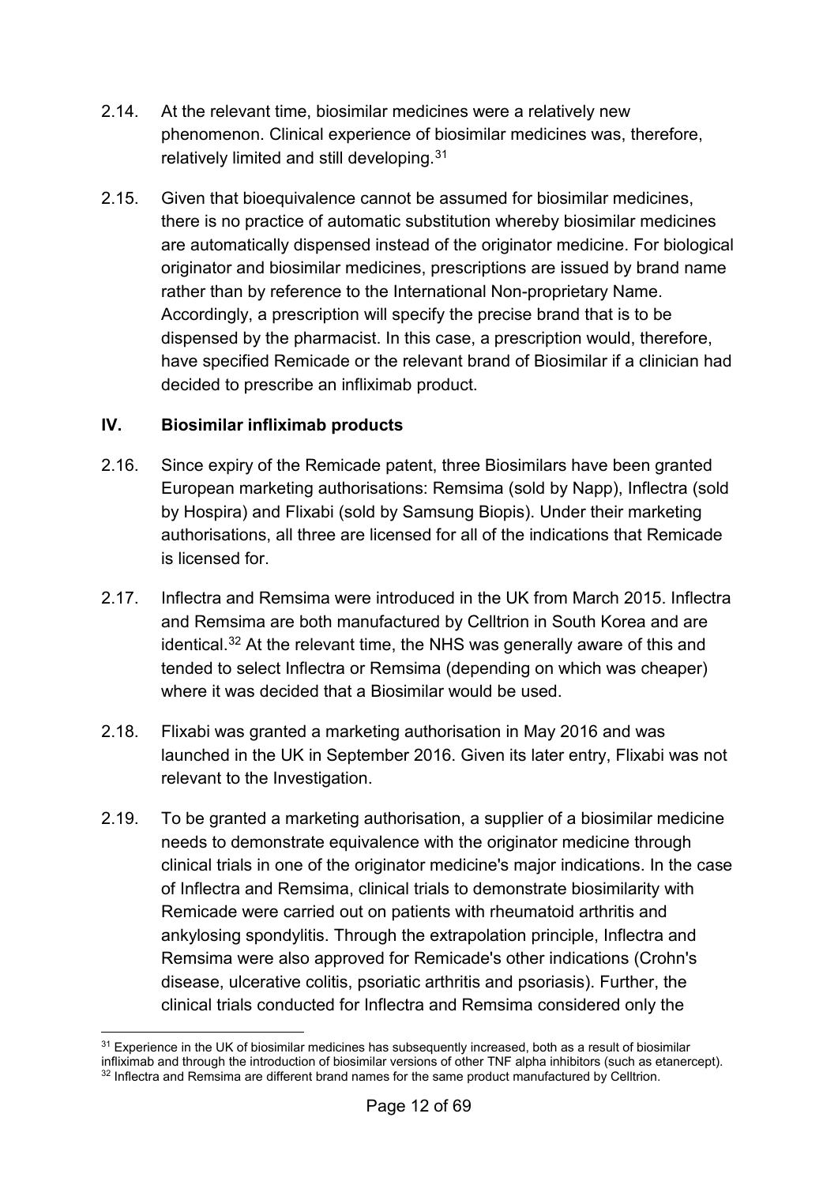2.14. At the relevant time, biosimilar medicines were a relatively new phenomenon. Clinical experience of biosimilar medicines was, therefore, relatively limited and still developing.[31]

2.15. Given that bioequivalence cannot be assumed for biosimilar medicines, there is no practice of automatic substitution whereby biosimilar medicines are automatically dispensed instead of the originator medicine. For biological originator and biosimilar medicines, prescriptions are issued by brand name rather than by reference to the International Non-proprietary Name. Accordingly, a prescription will specify the precise brand that is to be dispensed by the pharmacist. In this case, a prescription would, therefore, have specified Remicade or the relevant brand of Biosimilar if a clinician had decided to prescribe an infliximab product.

## IV. Biosimilar infliximab products

2.16. Since expiry of the Remicade patent, three Biosimilars have been granted European marketing authorisations: Remsima (sold by Napp), Inflectra (sold by Hospira) and Flixabi (sold by Samsung Biopis). Under their marketing authorisations, all three are licensed for all of the indications that Remicade is licensed for.

2.17. Inflectra and Remsima were introduced in the UK from March 2015. Inflectra and Remsima are both manufactured by Celltrion in South Korea and are identical.[32] At the relevant time, the NHS was generally aware of this and tended to select Inflectra or Remsima (depending on which was cheaper) where it was decided that a Biosimilar would be used.

2.18. Flixabi was granted a marketing authorisation in May 2016 and was launched in the UK in September 2016. Given its later entry, Flixabi was not relevant to the Investigation.

2.19. To be granted a marketing authorisation, a supplier of a biosimilar medicine needs to demonstrate equivalence with the originator medicine through clinical trials in one of the originator medicine's major indications. In the case of Inflectra and Remsima, clinical trials to demonstrate biosimilarity with Remicade were carried out on patients with rheumatoid arthritis and ankylosing spondylitis. Through the extrapolation principle, Inflectra and Remsima were also approved for Remicade's other indications (Crohn's disease, ulcerative colitis, psoriatic arthritis and psoriasis). Further, the clinical trials conducted for Inflectra and Remsima considered only the

[31] Experience in the UK of biosimilar medicines has subsequently increased, both as a result of biosimilar infliximab and through the introduction of biosimilar versions of other TNF alpha inhibitors (such as etanercept).
[32] Inflectra and Remsima are different brand names for the same product manufactured by Celltrion.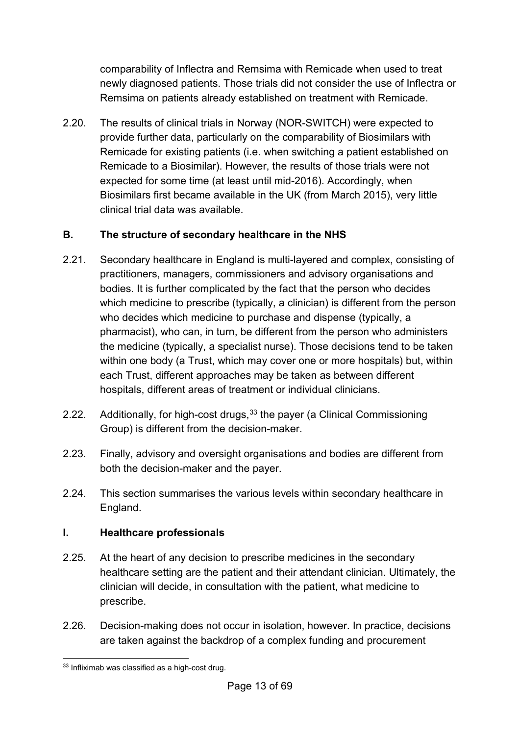comparability of Inflectra and Remsima with Remicade when used to treat newly diagnosed patients. Those trials did not consider the use of Inflectra or Remsima on patients already established on treatment with Remicade.

2.20. The results of clinical trials in Norway (NOR-SWITCH) were expected to provide further data, particularly on the comparability of Biosimilars with Remicade for existing patients (i.e. when switching a patient established on Remicade to a Biosimilar). However, the results of those trials were not expected for some time (at least until mid-2016). Accordingly, when Biosimilars first became available in the UK (from March 2015), very little clinical trial data was available.

## B. The structure of secondary healthcare in the NHS

2.21. Secondary healthcare in England is multi-layered and complex, consisting of practitioners, managers, commissioners and advisory organisations and bodies. It is further complicated by the fact that the person who decides which medicine to prescribe (typically, a clinician) is different from the person who decides which medicine to purchase and dispense (typically, a pharmacist), who can, in turn, be different from the person who administers the medicine (typically, a specialist nurse). Those decisions tend to be taken within one body (a Trust, which may cover one or more hospitals) but, within each Trust, different approaches may be taken as between different hospitals, different areas of treatment or individual clinicians.

2.22. Additionally, for high-cost drugs,[33] the payer (a Clinical Commissioning Group) is different from the decision-maker.

2.23. Finally, advisory and oversight organisations and bodies are different from both the decision-maker and the payer.

2.24. This section summarises the various levels within secondary healthcare in England.

### I. Healthcare professionals

2.25. At the heart of any decision to prescribe medicines in the secondary healthcare setting are the patient and their attendant clinician. Ultimately, the clinician will decide, in consultation with the patient, what medicine to prescribe.

2.26. Decision-making does not occur in isolation, however. In practice, decisions are taken against the backdrop of a complex funding and procurement

[33] Infliximab was classified as a high-cost drug.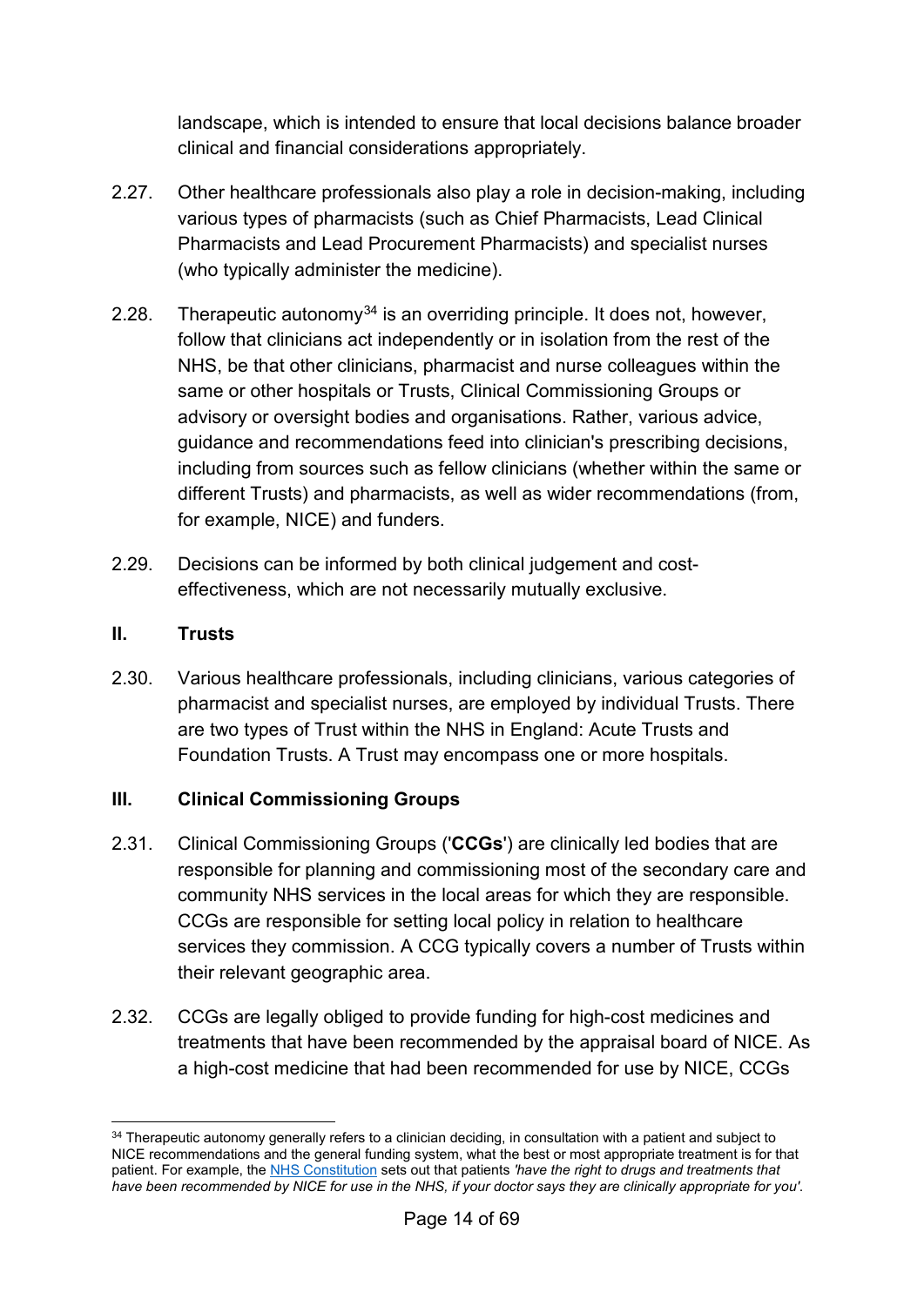landscape, which is intended to ensure that local decisions balance broader clinical and financial considerations appropriately.

2.27. Other healthcare professionals also play a role in decision-making, including various types of pharmacists (such as Chief Pharmacists, Lead Clinical Pharmacists and Lead Procurement Pharmacists) and specialist nurses (who typically administer the medicine).

2.28. Therapeutic autonomy[34] is an overriding principle. It does not, however, follow that clinicians act independently or in isolation from the rest of the NHS, be that other clinicians, pharmacist and nurse colleagues within the same or other hospitals or Trusts, Clinical Commissioning Groups or advisory or oversight bodies and organisations. Rather, various advice, guidance and recommendations feed into clinician's prescribing decisions, including from sources such as fellow clinicians (whether within the same or different Trusts) and pharmacists, as well as wider recommendations (from, for example, NICE) and funders.

2.29. Decisions can be informed by both clinical judgement and cost-effectiveness, which are not necessarily mutually exclusive.

## II. Trusts

2.30. Various healthcare professionals, including clinicians, various categories of pharmacist and specialist nurses, are employed by individual Trusts. There are two types of Trust within the NHS in England: Acute Trusts and Foundation Trusts. A Trust may encompass one or more hospitals.

## III. Clinical Commissioning Groups

2.31. Clinical Commissioning Groups ('**CCGs**') are clinically led bodies that are responsible for planning and commissioning most of the secondary care and community NHS services in the local areas for which they are responsible. CCGs are responsible for setting local policy in relation to healthcare services they commission. A CCG typically covers a number of Trusts within their relevant geographic area.

2.32. CCGs are legally obliged to provide funding for high-cost medicines and treatments that have been recommended by the appraisal board of NICE. As a high-cost medicine that had been recommended for use by NICE, CCGs

[34] Therapeutic autonomy generally refers to a clinician deciding, in consultation with a patient and subject to NICE recommendations and the general funding system, what the best or most appropriate treatment is for that patient. For example, the NHS Constitution sets out that patients *'have the right to drugs and treatments that have been recommended by NICE for use in the NHS, if your doctor says they are clinically appropriate for you'*.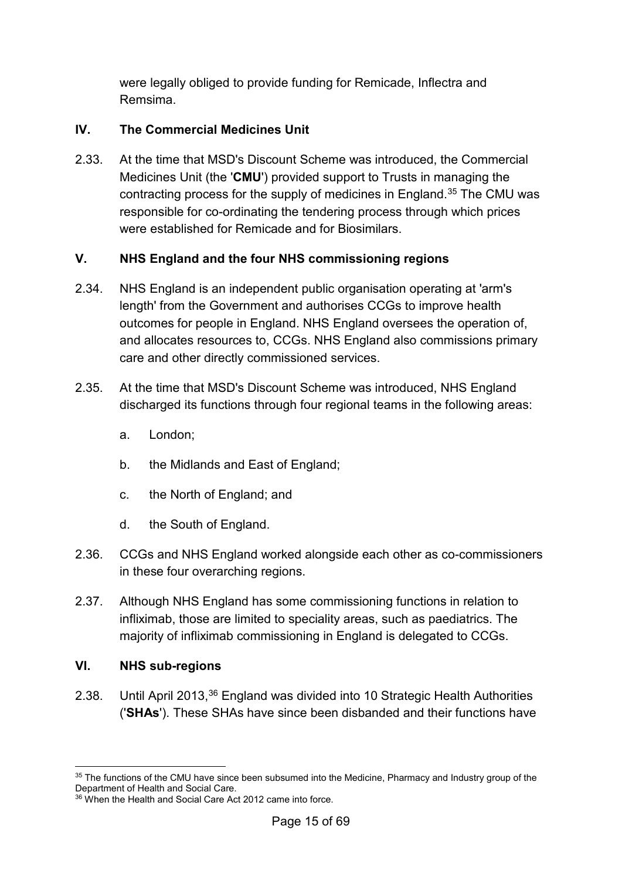were legally obliged to provide funding for Remicade, Inflectra and Remsima.

## IV. The Commercial Medicines Unit

2.33. At the time that MSD's Discount Scheme was introduced, the Commercial Medicines Unit (the '**CMU**') provided support to Trusts in managing the contracting process for the supply of medicines in England.[35] The CMU was responsible for co-ordinating the tendering process through which prices were established for Remicade and for Biosimilars.

## V. NHS England and the four NHS commissioning regions

2.34. NHS England is an independent public organisation operating at 'arm's length' from the Government and authorises CCGs to improve health outcomes for people in England. NHS England oversees the operation of, and allocates resources to, CCGs. NHS England also commissions primary care and other directly commissioned services.

2.35. At the time that MSD's Discount Scheme was introduced, NHS England discharged its functions through four regional teams in the following areas:

a. London;

b. the Midlands and East of England;

c. the North of England; and

d. the South of England.

2.36. CCGs and NHS England worked alongside each other as co-commissioners in these four overarching regions.

2.37. Although NHS England has some commissioning functions in relation to infliximab, those are limited to speciality areas, such as paediatrics. The majority of infliximab commissioning in England is delegated to CCGs.

## VI. NHS sub-regions

2.38. Until April 2013,[36] England was divided into 10 Strategic Health Authorities ('**SHAs**'). These SHAs have since been disbanded and their functions have

---

[35] The functions of the CMU have since been subsumed into the Medicine, Pharmacy and Industry group of the Department of Health and Social Care.

[36] When the Health and Social Care Act 2012 came into force.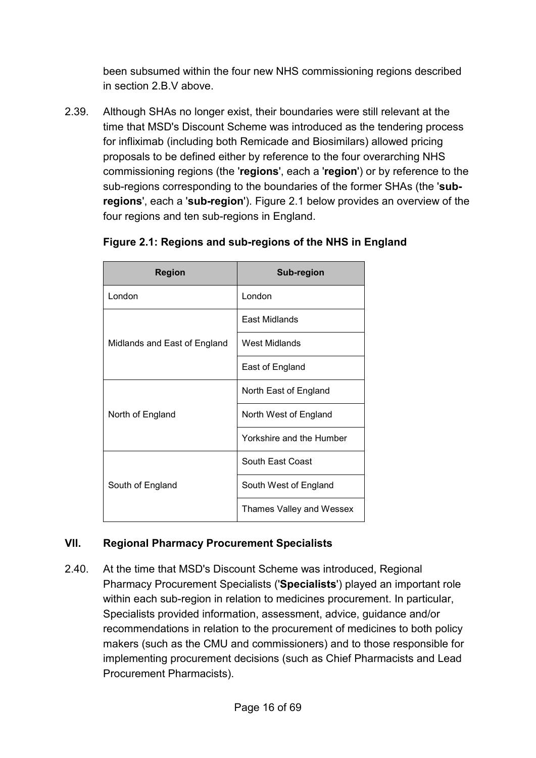been subsumed within the four new NHS commissioning regions described in section 2.B.V above.

2.39. Although SHAs no longer exist, their boundaries were still relevant at the time that MSD's Discount Scheme was introduced as the tendering process for infliximab (including both Remicade and Biosimilars) allowed pricing proposals to be defined either by reference to the four overarching NHS commissioning regions (the '**regions**', each a '**region**') or by reference to the sub-regions corresponding to the boundaries of the former SHAs (the '**sub-regions**', each a '**sub-region**'). Figure 2.1 below provides an overview of the four regions and ten sub-regions in England.

**Figure 2.1: Regions and sub-regions of the NHS in England**

| Region | Sub-region |
|---|---|
| London | London |
| Midlands and East of England | East Midlands |
| | West Midlands |
| | East of England |
| North of England | North East of England |
| | North West of England |
| | Yorkshire and the Humber |
| South of England | South East Coast |
| | South West of England |
| | Thames Valley and Wessex |

### VII. Regional Pharmacy Procurement Specialists

2.40. At the time that MSD's Discount Scheme was introduced, Regional Pharmacy Procurement Specialists ('**Specialists**') played an important role within each sub-region in relation to medicines procurement. In particular, Specialists provided information, assessment, advice, guidance and/or recommendations in relation to the procurement of medicines to both policy makers (such as the CMU and commissioners) and to those responsible for implementing procurement decisions (such as Chief Pharmacists and Lead Procurement Pharmacists).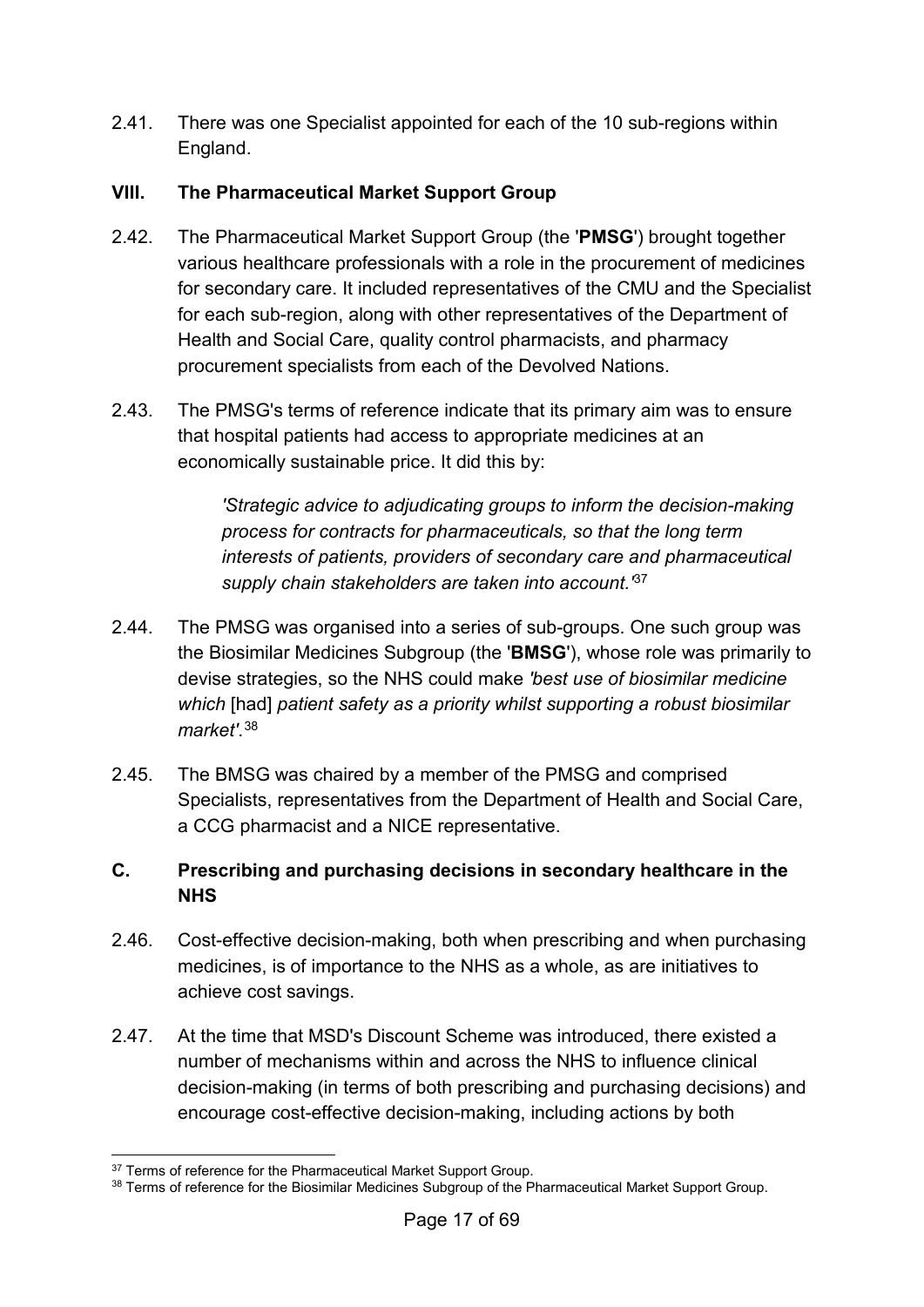2.41. There was one Specialist appointed for each of the 10 sub-regions within England.

### VIII. The Pharmaceutical Market Support Group

2.42. The Pharmaceutical Market Support Group (the '**PMSG**') brought together various healthcare professionals with a role in the procurement of medicines for secondary care. It included representatives of the CMU and the Specialist for each sub-region, along with other representatives of the Department of Health and Social Care, quality control pharmacists, and pharmacy procurement specialists from each of the Devolved Nations.

2.43. The PMSG's terms of reference indicate that its primary aim was to ensure that hospital patients had access to appropriate medicines at an economically sustainable price. It did this by:

> *'Strategic advice to adjudicating groups to inform the decision-making process for contracts for pharmaceuticals, so that the long term interests of patients, providers of secondary care and pharmaceutical supply chain stakeholders are taken into account.'*[37]

2.44. The PMSG was organised into a series of sub-groups. One such group was the Biosimilar Medicines Subgroup (the '**BMSG**'), whose role was primarily to devise strategies, so the NHS could make *'best use of biosimilar medicine which* [had] *patient safety as a priority whilst supporting a robust biosimilar market'*.[38]

2.45. The BMSG was chaired by a member of the PMSG and comprised Specialists, representatives from the Department of Health and Social Care, a CCG pharmacist and a NICE representative.

## C. Prescribing and purchasing decisions in secondary healthcare in the NHS

2.46. Cost-effective decision-making, both when prescribing and when purchasing medicines, is of importance to the NHS as a whole, as are initiatives to achieve cost savings.

2.47. At the time that MSD's Discount Scheme was introduced, there existed a number of mechanisms within and across the NHS to influence clinical decision-making (in terms of both prescribing and purchasing decisions) and encourage cost-effective decision-making, including actions by both

[37] Terms of reference for the Pharmaceutical Market Support Group.

[38] Terms of reference for the Biosimilar Medicines Subgroup of the Pharmaceutical Market Support Group.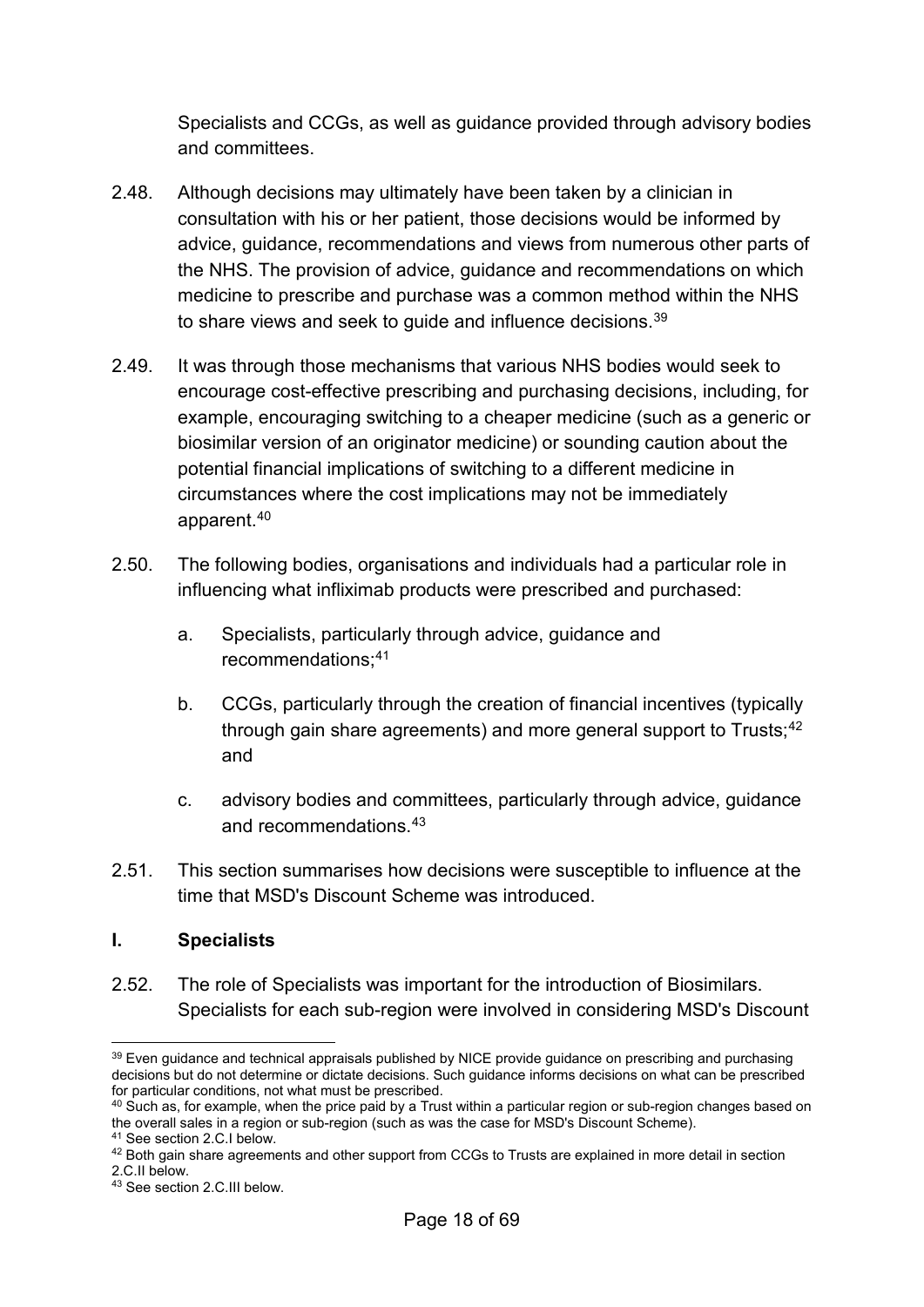Specialists and CCGs, as well as guidance provided through advisory bodies and committees.

2.48. Although decisions may ultimately have been taken by a clinician in consultation with his or her patient, those decisions would be informed by advice, guidance, recommendations and views from numerous other parts of the NHS. The provision of advice, guidance and recommendations on which medicine to prescribe and purchase was a common method within the NHS to share views and seek to guide and influence decisions.[39]

2.49. It was through those mechanisms that various NHS bodies would seek to encourage cost-effective prescribing and purchasing decisions, including, for example, encouraging switching to a cheaper medicine (such as a generic or biosimilar version of an originator medicine) or sounding caution about the potential financial implications of switching to a different medicine in circumstances where the cost implications may not be immediately apparent.[40]

2.50. The following bodies, organisations and individuals had a particular role in influencing what infliximab products were prescribed and purchased:

a. Specialists, particularly through advice, guidance and recommendations;[41]

b. CCGs, particularly through the creation of financial incentives (typically through gain share agreements) and more general support to Trusts;[42] and

c. advisory bodies and committees, particularly through advice, guidance and recommendations.[43]

2.51. This section summarises how decisions were susceptible to influence at the time that MSD's Discount Scheme was introduced.

## I. Specialists

2.52. The role of Specialists was important for the introduction of Biosimilars. Specialists for each sub-region were involved in considering MSD's Discount

---

[39] Even guidance and technical appraisals published by NICE provide guidance on prescribing and purchasing decisions but do not determine or dictate decisions. Such guidance informs decisions on what can be prescribed for particular conditions, not what must be prescribed.

[40] Such as, for example, when the price paid by a Trust within a particular region or sub-region changes based on the overall sales in a region or sub-region (such as was the case for MSD's Discount Scheme).

[41] See section 2.C.I below.

[42] Both gain share agreements and other support from CCGs to Trusts are explained in more detail in section 2.C.II below.

[43] See section 2.C.III below.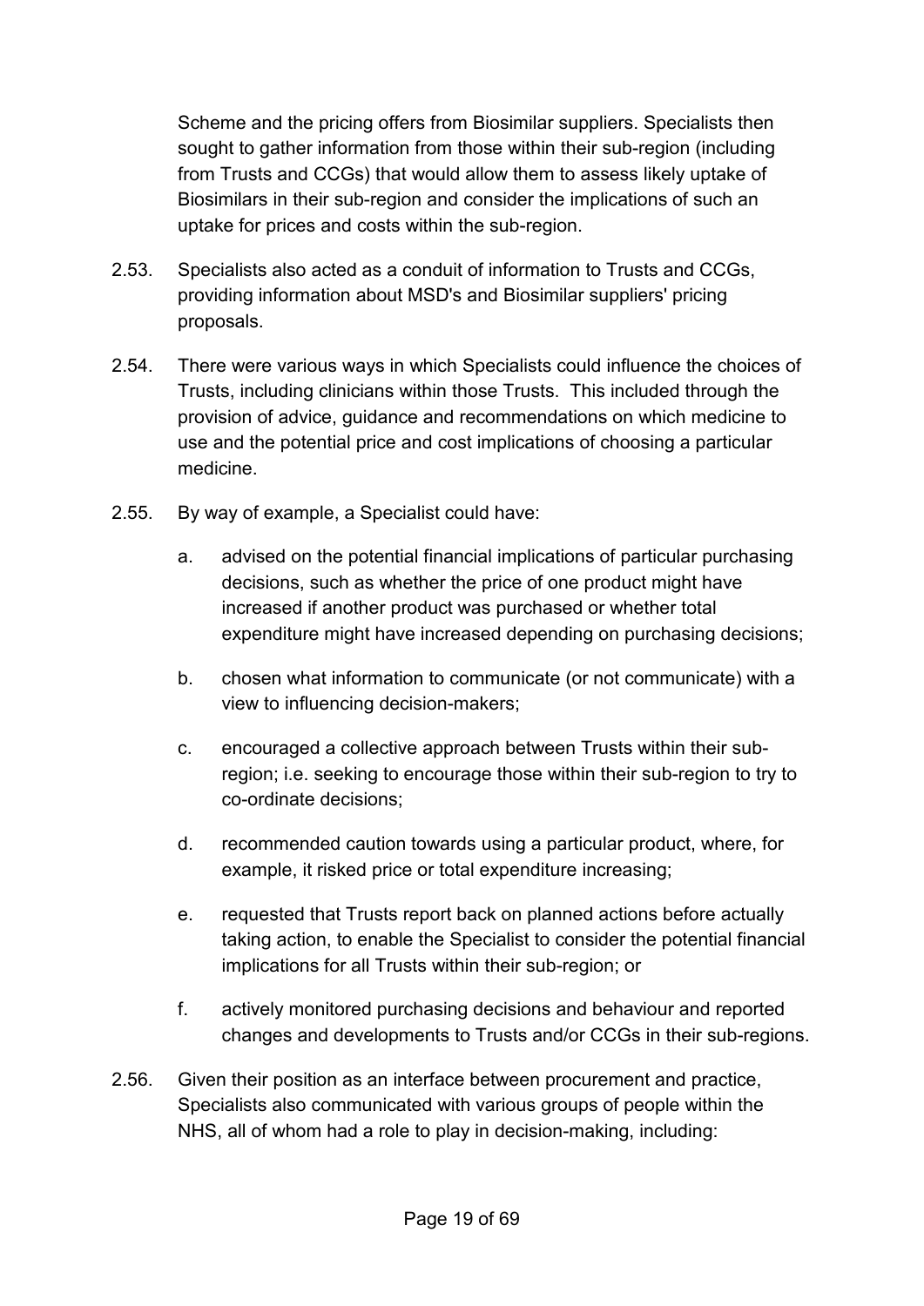Scheme and the pricing offers from Biosimilar suppliers. Specialists then sought to gather information from those within their sub-region (including from Trusts and CCGs) that would allow them to assess likely uptake of Biosimilars in their sub-region and consider the implications of such an uptake for prices and costs within the sub-region.

2.53. Specialists also acted as a conduit of information to Trusts and CCGs, providing information about MSD's and Biosimilar suppliers' pricing proposals.

2.54. There were various ways in which Specialists could influence the choices of Trusts, including clinicians within those Trusts. This included through the provision of advice, guidance and recommendations on which medicine to use and the potential price and cost implications of choosing a particular medicine.

2.55. By way of example, a Specialist could have:

   a. advised on the potential financial implications of particular purchasing decisions, such as whether the price of one product might have increased if another product was purchased or whether total expenditure might have increased depending on purchasing decisions;

   b. chosen what information to communicate (or not communicate) with a view to influencing decision-makers;

   c. encouraged a collective approach between Trusts within their sub-region; i.e. seeking to encourage those within their sub-region to try to co-ordinate decisions;

   d. recommended caution towards using a particular product, where, for example, it risked price or total expenditure increasing;

   e. requested that Trusts report back on planned actions before actually taking action, to enable the Specialist to consider the potential financial implications for all Trusts within their sub-region; or

   f. actively monitored purchasing decisions and behaviour and reported changes and developments to Trusts and/or CCGs in their sub-regions.

2.56. Given their position as an interface between procurement and practice, Specialists also communicated with various groups of people within the NHS, all of whom had a role to play in decision-making, including: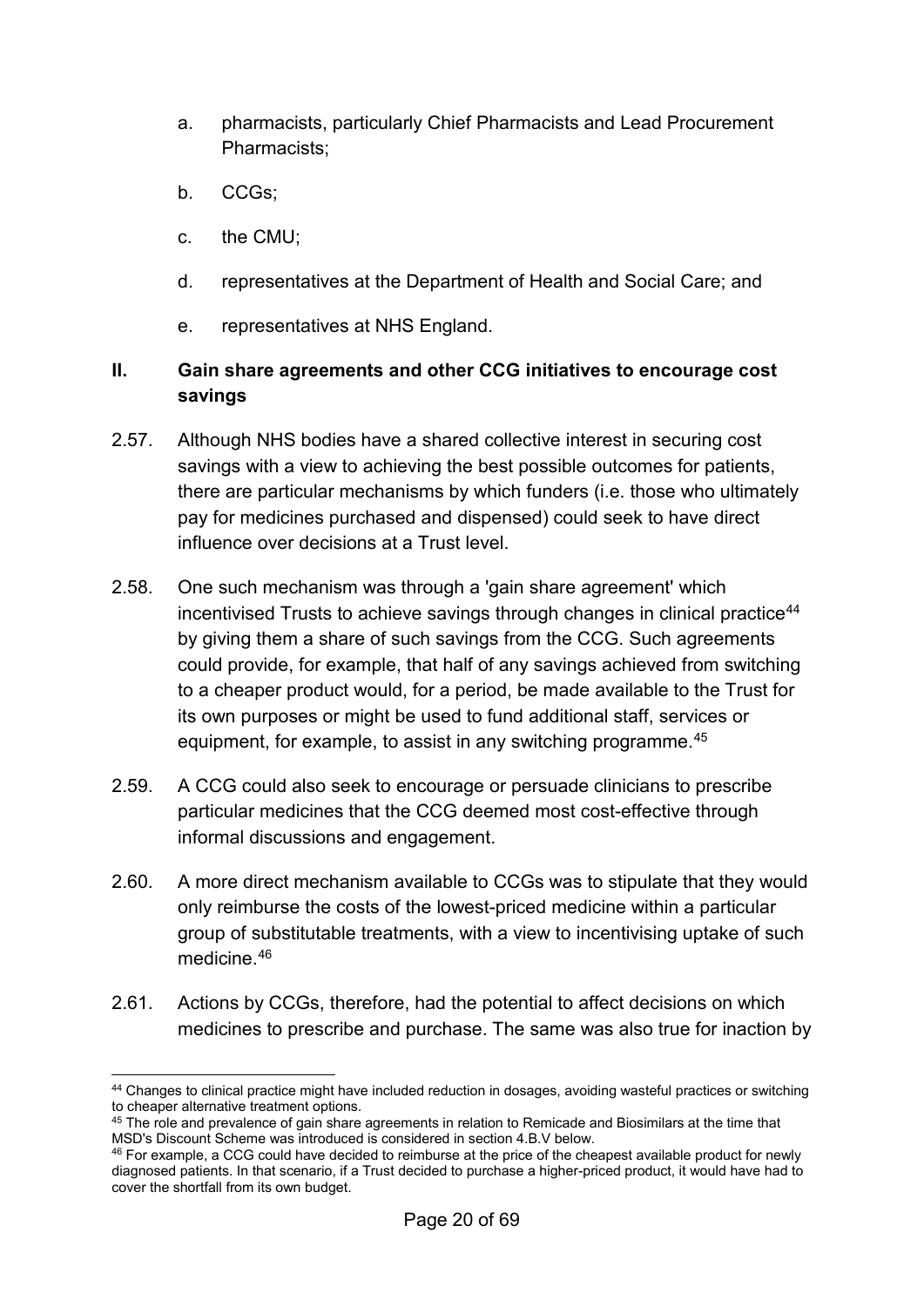a. pharmacists, particularly Chief Pharmacists and Lead Procurement Pharmacists;

b. CCGs;

c. the CMU;

d. representatives at the Department of Health and Social Care; and

e. representatives at NHS England.

## II. Gain share agreements and other CCG initiatives to encourage cost savings

2.57. Although NHS bodies have a shared collective interest in securing cost savings with a view to achieving the best possible outcomes for patients, there are particular mechanisms by which funders (i.e. those who ultimately pay for medicines purchased and dispensed) could seek to have direct influence over decisions at a Trust level.

2.58. One such mechanism was through a 'gain share agreement' which incentivised Trusts to achieve savings through changes in clinical practice[44] by giving them a share of such savings from the CCG. Such agreements could provide, for example, that half of any savings achieved from switching to a cheaper product would, for a period, be made available to the Trust for its own purposes or might be used to fund additional staff, services or equipment, for example, to assist in any switching programme.[45]

2.59. A CCG could also seek to encourage or persuade clinicians to prescribe particular medicines that the CCG deemed most cost-effective through informal discussions and engagement.

2.60. A more direct mechanism available to CCGs was to stipulate that they would only reimburse the costs of the lowest-priced medicine within a particular group of substitutable treatments, with a view to incentivising uptake of such medicine.[46]

2.61. Actions by CCGs, therefore, had the potential to affect decisions on which medicines to prescribe and purchase. The same was also true for inaction by

---

[44] Changes to clinical practice might have included reduction in dosages, avoiding wasteful practices or switching to cheaper alternative treatment options.

[45] The role and prevalence of gain share agreements in relation to Remicade and Biosimilars at the time that MSD's Discount Scheme was introduced is considered in section 4.B.V below.

[46] For example, a CCG could have decided to reimburse at the price of the cheapest available product for newly diagnosed patients. In that scenario, if a Trust decided to purchase a higher-priced product, it would have had to cover the shortfall from its own budget.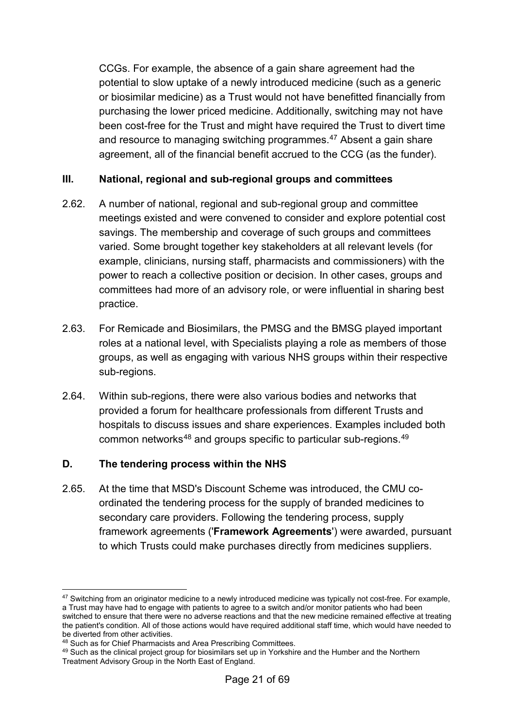CCGs. For example, the absence of a gain share agreement had the potential to slow uptake of a newly introduced medicine (such as a generic or biosimilar medicine) as a Trust would not have benefitted financially from purchasing the lower priced medicine. Additionally, switching may not have been cost-free for the Trust and might have required the Trust to divert time and resource to managing switching programmes.[47] Absent a gain share agreement, all of the financial benefit accrued to the CCG (as the funder).

### III. National, regional and sub-regional groups and committees

2.62. A number of national, regional and sub-regional group and committee meetings existed and were convened to consider and explore potential cost savings. The membership and coverage of such groups and committees varied. Some brought together key stakeholders at all relevant levels (for example, clinicians, nursing staff, pharmacists and commissioners) with the power to reach a collective position or decision. In other cases, groups and committees had more of an advisory role, or were influential in sharing best practice.

2.63. For Remicade and Biosimilars, the PMSG and the BMSG played important roles at a national level, with Specialists playing a role as members of those groups, as well as engaging with various NHS groups within their respective sub-regions.

2.64. Within sub-regions, there were also various bodies and networks that provided a forum for healthcare professionals from different Trusts and hospitals to discuss issues and share experiences. Examples included both common networks[48] and groups specific to particular sub-regions.[49]

## D. The tendering process within the NHS

2.65. At the time that MSD's Discount Scheme was introduced, the CMU co-ordinated the tendering process for the supply of branded medicines to secondary care providers. Following the tendering process, supply framework agreements ('**Framework Agreements**') were awarded, pursuant to which Trusts could make purchases directly from medicines suppliers.

---

[47] Switching from an originator medicine to a newly introduced medicine was typically not cost-free. For example, a Trust may have had to engage with patients to agree to a switch and/or monitor patients who had been switched to ensure that there were no adverse reactions and that the new medicine remained effective at treating the patient's condition. All of those actions would have required additional staff time, which would have needed to be diverted from other activities.

[48] Such as for Chief Pharmacists and Area Prescribing Committees.

[49] Such as the clinical project group for biosimilars set up in Yorkshire and the Humber and the Northern Treatment Advisory Group in the North East of England.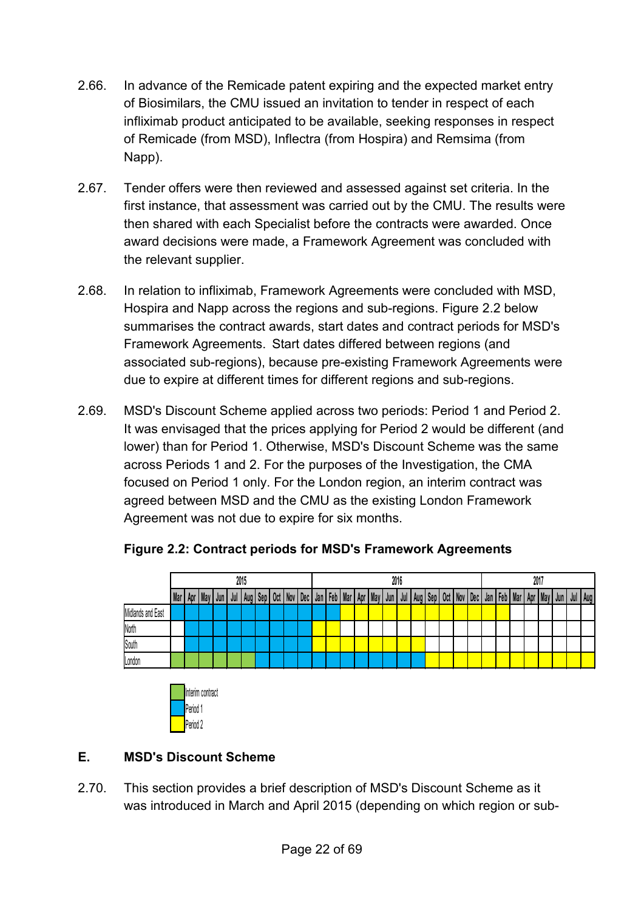2.66. In advance of the Remicade patent expiring and the expected market entry of Biosimilars, the CMU issued an invitation to tender in respect of each infliximab product anticipated to be available, seeking responses in respect of Remicade (from MSD), Inflectra (from Hospira) and Remsima (from Napp).

2.67. Tender offers were then reviewed and assessed against set criteria. In the first instance, that assessment was carried out by the CMU. The results were then shared with each Specialist before the contracts were awarded. Once award decisions were made, a Framework Agreement was concluded with the relevant supplier.

2.68. In relation to infliximab, Framework Agreements were concluded with MSD, Hospira and Napp across the regions and sub-regions. Figure 2.2 below summarises the contract awards, start dates and contract periods for MSD's Framework Agreements. Start dates differed between regions (and associated sub-regions), because pre-existing Framework Agreements were due to expire at different times for different regions and sub-regions.

2.69. MSD's Discount Scheme applied across two periods: Period 1 and Period 2. It was envisaged that the prices applying for Period 2 would be different (and lower) than for Period 1. Otherwise, MSD's Discount Scheme was the same across Periods 1 and 2. For the purposes of the Investigation, the CMA focused on Period 1 only. For the London region, an interim contract was agreed between MSD and the CMU as the existing London Framework Agreement was not due to expire for six months.

**Figure 2.2: Contract periods for MSD's Framework Agreements**

2015
2016
2017
Mar Apr May Jun Jul Aug Sep Oct Nov Dec Jan Feb Mar Apr May Jun Jul Aug Sep Oct Nov Dec Jan Feb Mar Apr May Jun Jul Aug
Midlands and East
North
South
London

Interim contract
Period 1
Period 2

## E. MSD's Discount Scheme

2.70. This section provides a brief description of MSD's Discount Scheme as it was introduced in March and April 2015 (depending on which region or sub-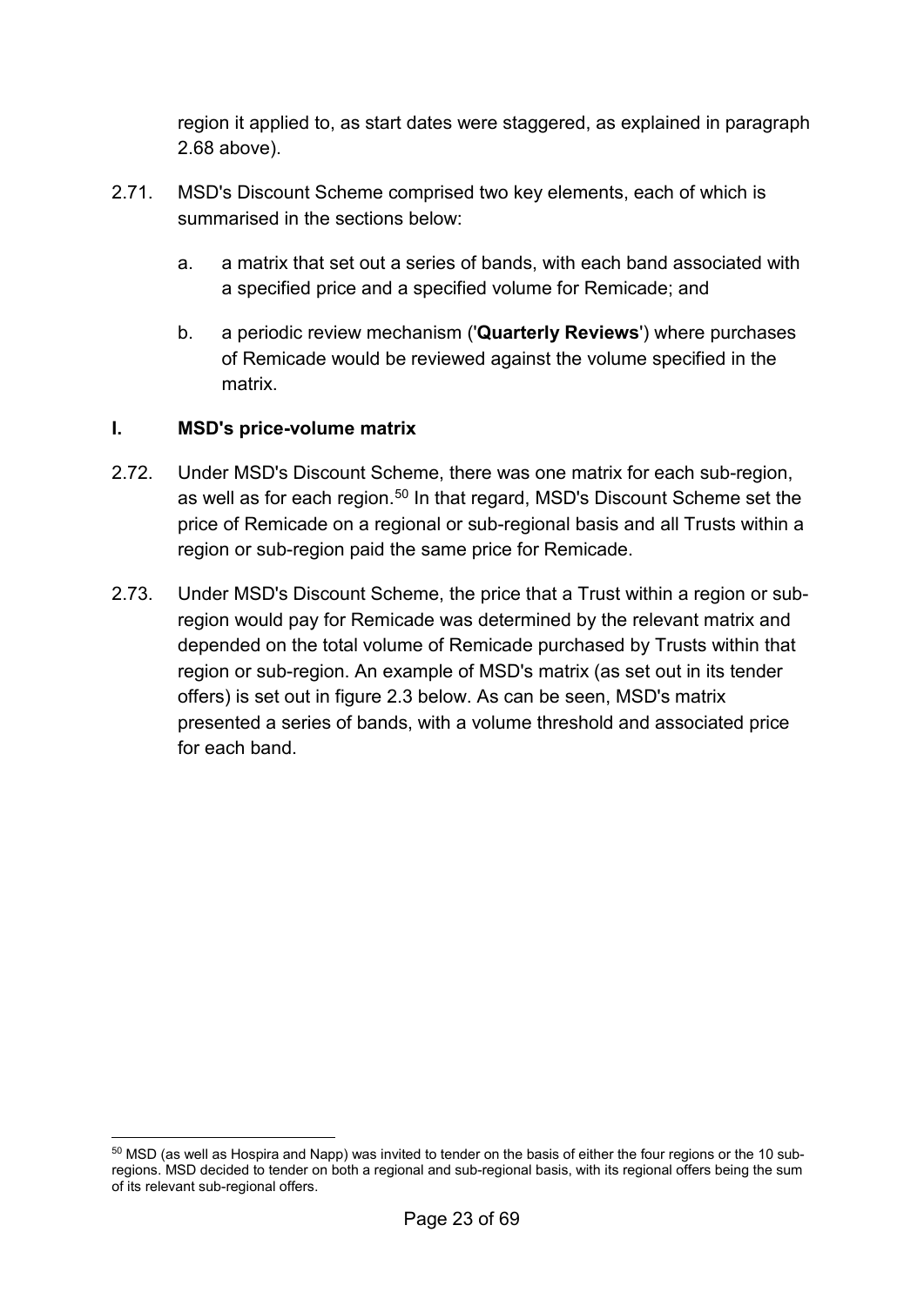region it applied to, as start dates were staggered, as explained in paragraph 2.68 above).

2.71. MSD's Discount Scheme comprised two key elements, each of which is summarised in the sections below:

a. a matrix that set out a series of bands, with each band associated with a specified price and a specified volume for Remicade; and

b. a periodic review mechanism ('**Quarterly Reviews**') where purchases of Remicade would be reviewed against the volume specified in the matrix.

### I. MSD's price-volume matrix

2.72. Under MSD's Discount Scheme, there was one matrix for each sub-region, as well as for each region.[50] In that regard, MSD's Discount Scheme set the price of Remicade on a regional or sub-regional basis and all Trusts within a region or sub-region paid the same price for Remicade.

2.73. Under MSD's Discount Scheme, the price that a Trust within a region or sub-region would pay for Remicade was determined by the relevant matrix and depended on the total volume of Remicade purchased by Trusts within that region or sub-region. An example of MSD's matrix (as set out in its tender offers) is set out in figure 2.3 below. As can be seen, MSD's matrix presented a series of bands, with a volume threshold and associated price for each band.

[50] MSD (as well as Hospira and Napp) was invited to tender on the basis of either the four regions or the 10 sub-regions. MSD decided to tender on both a regional and sub-regional basis, with its regional offers being the sum of its relevant sub-regional offers.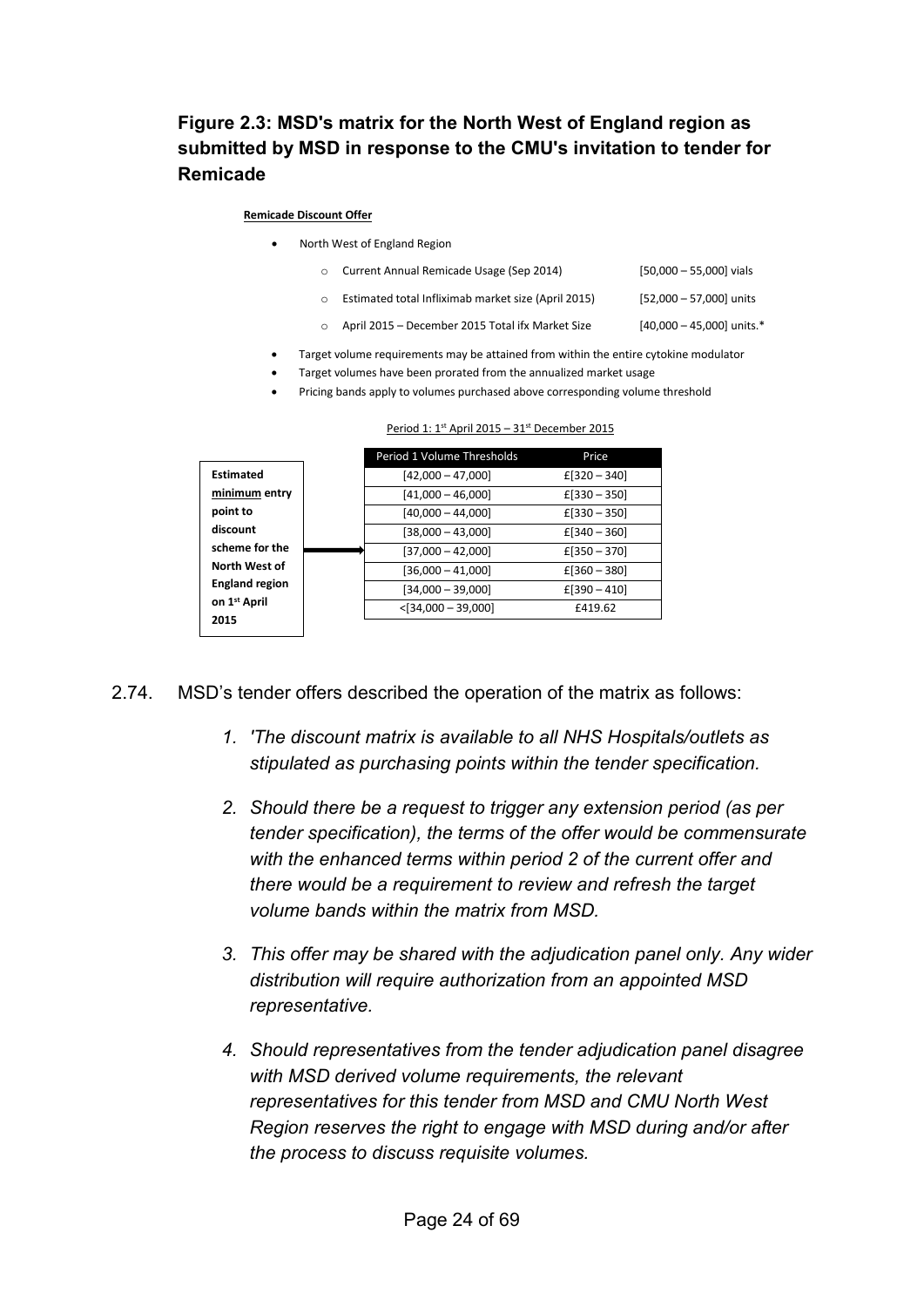**Figure 2.3: MSD's matrix for the North West of England region as submitted by MSD in response to the CMU's invitation to tender for Remicade**

**Remicade Discount Offer**

- North West of England Region
  - Current Annual Remicade Usage (Sep 2014) [50,000 – 55,000] vials
  - Estimated total Infliximab market size (April 2015) [52,000 – 57,000] units
  - April 2015 – December 2015 Total ifx Market Size [40,000 – 45,000] units.*
- Target volume requirements may be attained from within the entire cytokine modulator
- Target volumes have been prorated from the annualized market usage
- Pricing bands apply to volumes purchased above corresponding volume threshold

Period 1: 1st April 2015 – 31st December 2015

| Period 1 Volume Thresholds | Price |
|---|---|
| [42,000 – 47,000] | £[320 – 340] |
| [41,000 – 46,000] | £[330 – 350] |
| [40,000 – 44,000] | £[330 – 350] |
| [38,000 – 43,000] | £[340 – 360] |
| [37,000 – 42,000] ← **Estimated minimum entry point to discount scheme for the North West of England region on 1st April 2015** | £[350 – 370] |
| [36,000 – 41,000] | £[360 – 380] |
| [34,000 – 39,000] | £[390 – 410] |
| <[34,000 – 39,000] | £419.62 |

2.74. MSD's tender offers described the operation of the matrix as follows:

1. *'The discount matrix is available to all NHS Hospitals/outlets as stipulated as purchasing points within the tender specification.*
2. *Should there be a request to trigger any extension period (as per tender specification), the terms of the offer would be commensurate with the enhanced terms within period 2 of the current offer and there would be a requirement to review and refresh the target volume bands within the matrix from MSD.*
3. *This offer may be shared with the adjudication panel only. Any wider distribution will require authorization from an appointed MSD representative.*
4. *Should representatives from the tender adjudication panel disagree with MSD derived volume requirements, the relevant representatives for this tender from MSD and CMU North West Region reserves the right to engage with MSD during and/or after the process to discuss requisite volumes.*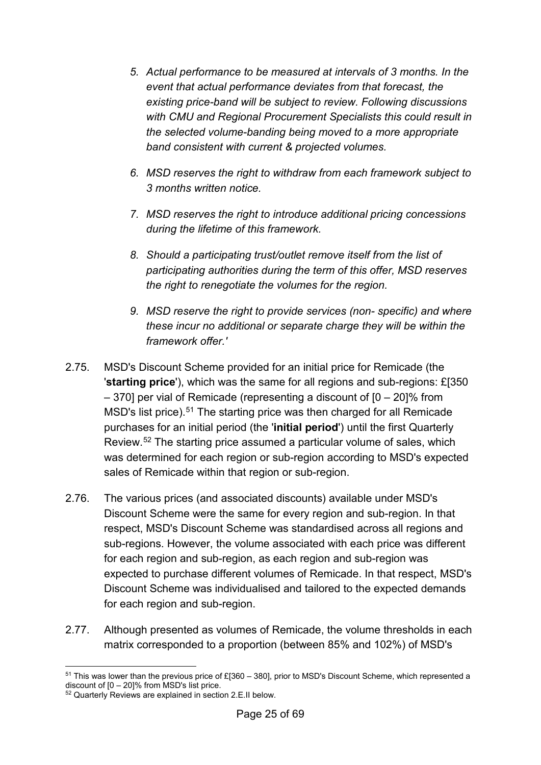*5. Actual performance to be measured at intervals of 3 months. In the event that actual performance deviates from that forecast, the existing price-band will be subject to review. Following discussions with CMU and Regional Procurement Specialists this could result in the selected volume-banding being moved to a more appropriate band consistent with current & projected volumes.*

*6. MSD reserves the right to withdraw from each framework subject to 3 months written notice.*

*7. MSD reserves the right to introduce additional pricing concessions during the lifetime of this framework.*

*8. Should a participating trust/outlet remove itself from the list of participating authorities during the term of this offer, MSD reserves the right to renegotiate the volumes for the region.*

*9. MSD reserve the right to provide services (non- specific) and where these incur no additional or separate charge they will be within the framework offer.'*

2.75. MSD's Discount Scheme provided for an initial price for Remicade (the '**starting price**'), which was the same for all regions and sub-regions: £[350 – 370] per vial of Remicade (representing a discount of [0 – 20]% from MSD's list price).[51] The starting price was then charged for all Remicade purchases for an initial period (the '**initial period**') until the first Quarterly Review.[52] The starting price assumed a particular volume of sales, which was determined for each region or sub-region according to MSD's expected sales of Remicade within that region or sub-region.

2.76. The various prices (and associated discounts) available under MSD's Discount Scheme were the same for every region and sub-region. In that respect, MSD's Discount Scheme was standardised across all regions and sub-regions. However, the volume associated with each price was different for each region and sub-region, as each region and sub-region was expected to purchase different volumes of Remicade. In that respect, MSD's Discount Scheme was individualised and tailored to the expected demands for each region and sub-region.

2.77. Although presented as volumes of Remicade, the volume thresholds in each matrix corresponded to a proportion (between 85% and 102%) of MSD's

[51] This was lower than the previous price of £[360 – 380], prior to MSD's Discount Scheme, which represented a discount of [0 – 20]% from MSD's list price.

[52] Quarterly Reviews are explained in section 2.E.II below.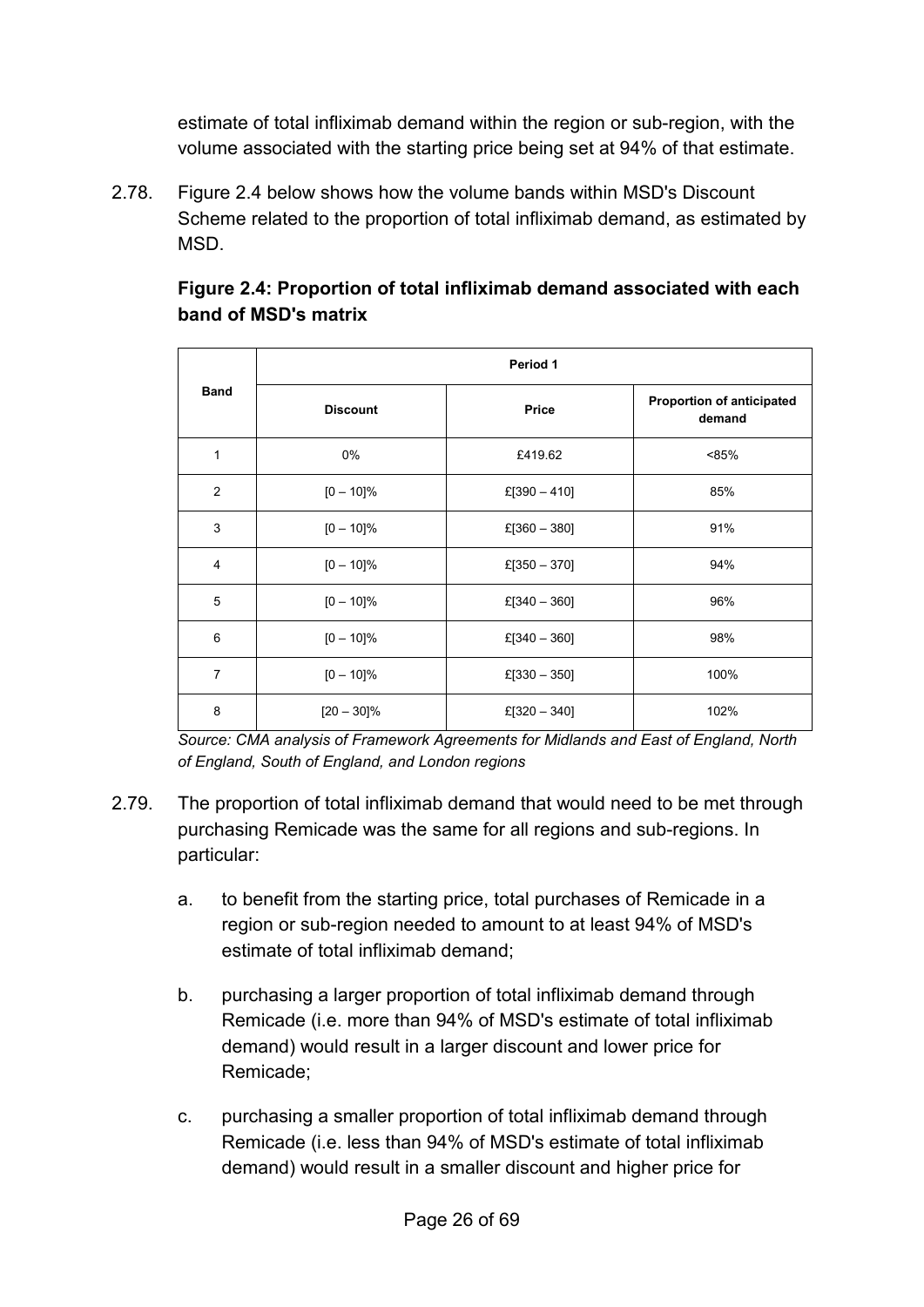estimate of total infliximab demand within the region or sub-region, with the volume associated with the starting price being set at 94% of that estimate.

2.78. Figure 2.4 below shows how the volume bands within MSD's Discount Scheme related to the proportion of total infliximab demand, as estimated by MSD.

**Figure 2.4: Proportion of total infliximab demand associated with each band of MSD's matrix**

| Band | Period 1 | | |
|---|---|---|---|
| | Discount | Price | Proportion of anticipated demand |
| 1 | 0% | £419.62 | <85% |
| 2 | [0 – 10]% | £[390 – 410] | 85% |
| 3 | [0 – 10]% | £[360 – 380] | 91% |
| 4 | [0 – 10]% | £[350 – 370] | 94% |
| 5 | [0 – 10]% | £[340 – 360] | 96% |
| 6 | [0 – 10]% | £[340 – 360] | 98% |
| 7 | [0 – 10]% | £[330 – 350] | 100% |
| 8 | [20 – 30]% | £[320 – 340] | 102% |

*Source: CMA analysis of Framework Agreements for Midlands and East of England, North of England, South of England, and London regions*

2.79. The proportion of total infliximab demand that would need to be met through purchasing Remicade was the same for all regions and sub-regions. In particular:

a. to benefit from the starting price, total purchases of Remicade in a region or sub-region needed to amount to at least 94% of MSD's estimate of total infliximab demand;

b. purchasing a larger proportion of total infliximab demand through Remicade (i.e. more than 94% of MSD's estimate of total infliximab demand) would result in a larger discount and lower price for Remicade;

c. purchasing a smaller proportion of total infliximab demand through Remicade (i.e. less than 94% of MSD's estimate of total infliximab demand) would result in a smaller discount and higher price for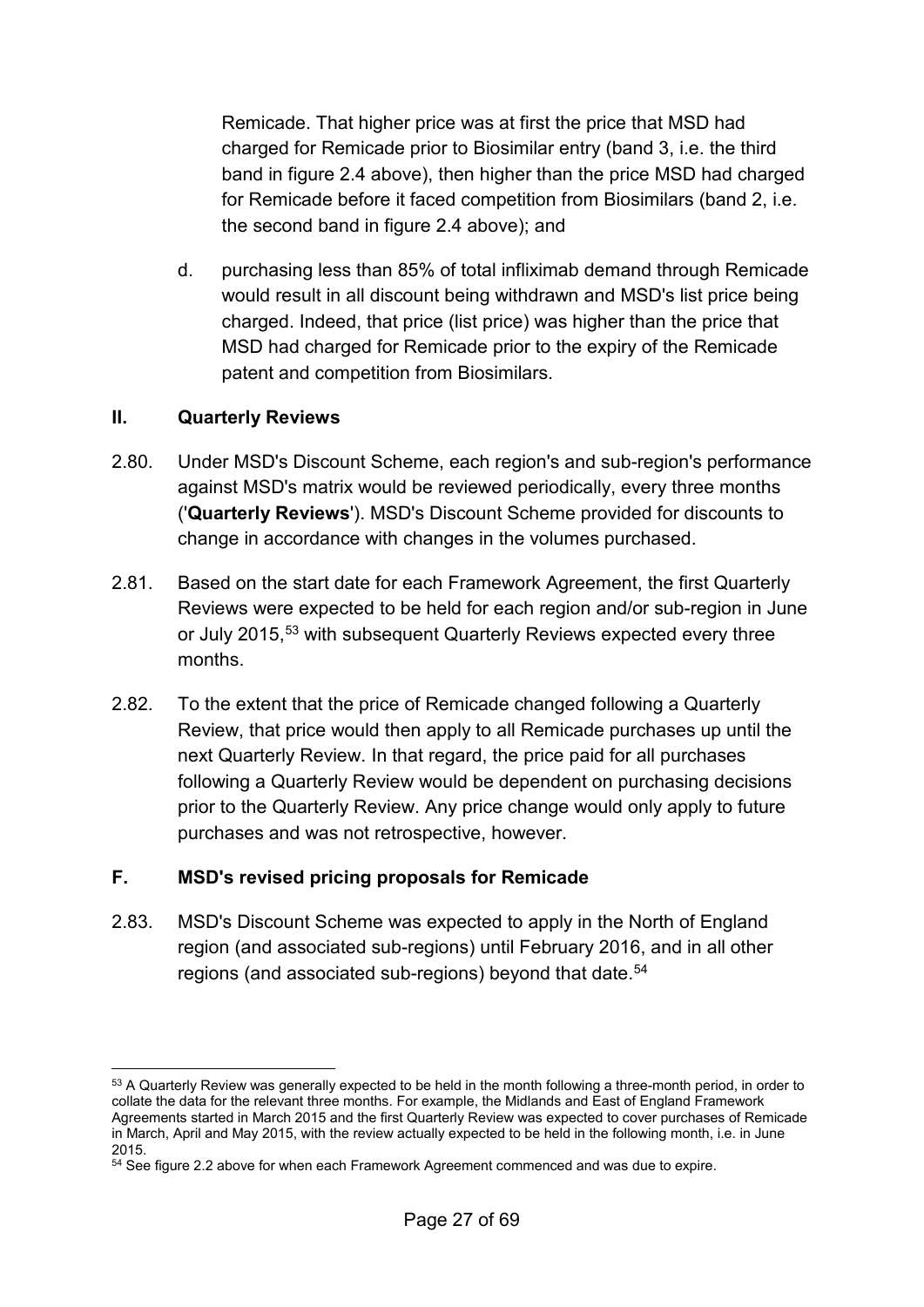Remicade. That higher price was at first the price that MSD had charged for Remicade prior to Biosimilar entry (band 3, i.e. the third band in figure 2.4 above), then higher than the price MSD had charged for Remicade before it faced competition from Biosimilars (band 2, i.e. the second band in figure 2.4 above); and

d. purchasing less than 85% of total infliximab demand through Remicade would result in all discount being withdrawn and MSD's list price being charged. Indeed, that price (list price) was higher than the price that MSD had charged for Remicade prior to the expiry of the Remicade patent and competition from Biosimilars.

### II. Quarterly Reviews

2.80. Under MSD's Discount Scheme, each region's and sub-region's performance against MSD's matrix would be reviewed periodically, every three months ('**Quarterly Reviews**'). MSD's Discount Scheme provided for discounts to change in accordance with changes in the volumes purchased.

2.81. Based on the start date for each Framework Agreement, the first Quarterly Reviews were expected to be held for each region and/or sub-region in June or July 2015,[53] with subsequent Quarterly Reviews expected every three months.

2.82. To the extent that the price of Remicade changed following a Quarterly Review, that price would then apply to all Remicade purchases up until the next Quarterly Review. In that regard, the price paid for all purchases following a Quarterly Review would be dependent on purchasing decisions prior to the Quarterly Review. Any price change would only apply to future purchases and was not retrospective, however.

## F. MSD's revised pricing proposals for Remicade

2.83. MSD's Discount Scheme was expected to apply in the North of England region (and associated sub-regions) until February 2016, and in all other regions (and associated sub-regions) beyond that date.[54]

[53] A Quarterly Review was generally expected to be held in the month following a three-month period, in order to collate the data for the relevant three months. For example, the Midlands and East of England Framework Agreements started in March 2015 and the first Quarterly Review was expected to cover purchases of Remicade in March, April and May 2015, with the review actually expected to be held in the following month, i.e. in June 2015.

[54] See figure 2.2 above for when each Framework Agreement commenced and was due to expire.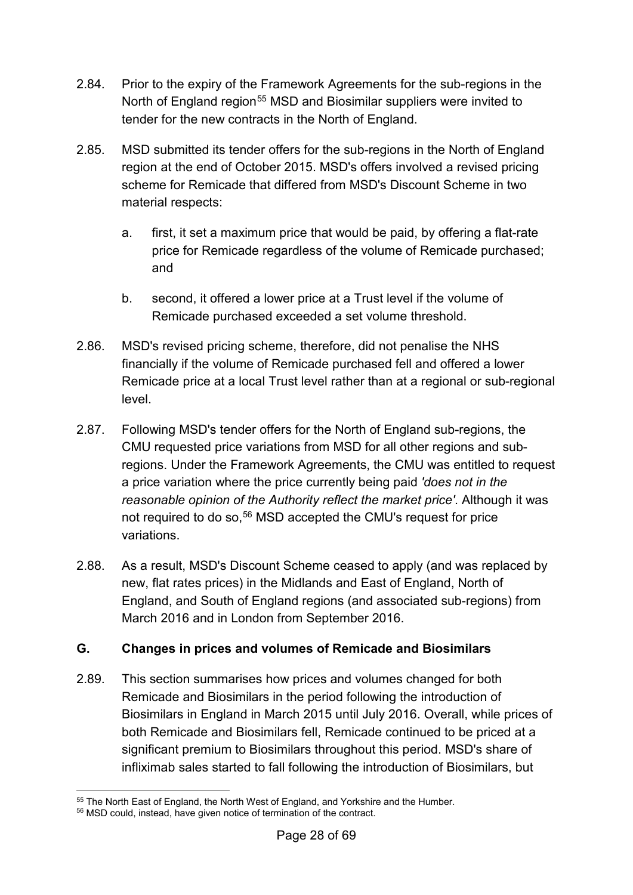2.84. Prior to the expiry of the Framework Agreements for the sub-regions in the North of England region[55] MSD and Biosimilar suppliers were invited to tender for the new contracts in the North of England.

2.85. MSD submitted its tender offers for the sub-regions in the North of England region at the end of October 2015. MSD's offers involved a revised pricing scheme for Remicade that differed from MSD's Discount Scheme in two material respects:

a. first, it set a maximum price that would be paid, by offering a flat-rate price for Remicade regardless of the volume of Remicade purchased; and

b. second, it offered a lower price at a Trust level if the volume of Remicade purchased exceeded a set volume threshold.

2.86. MSD's revised pricing scheme, therefore, did not penalise the NHS financially if the volume of Remicade purchased fell and offered a lower Remicade price at a local Trust level rather than at a regional or sub-regional level.

2.87. Following MSD's tender offers for the North of England sub-regions, the CMU requested price variations from MSD for all other regions and sub-regions. Under the Framework Agreements, the CMU was entitled to request a price variation where the price currently being paid *'does not in the reasonable opinion of the Authority reflect the market price'*. Although it was not required to do so,[56] MSD accepted the CMU's request for price variations.

2.88. As a result, MSD's Discount Scheme ceased to apply (and was replaced by new, flat rates prices) in the Midlands and East of England, North of England, and South of England regions (and associated sub-regions) from March 2016 and in London from September 2016.

## G. Changes in prices and volumes of Remicade and Biosimilars

2.89. This section summarises how prices and volumes changed for both Remicade and Biosimilars in the period following the introduction of Biosimilars in England in March 2015 until July 2016. Overall, while prices of both Remicade and Biosimilars fell, Remicade continued to be priced at a significant premium to Biosimilars throughout this period. MSD's share of infliximab sales started to fall following the introduction of Biosimilars, but

---

[55] The North East of England, the North West of England, and Yorkshire and the Humber.

[56] MSD could, instead, have given notice of termination of the contract.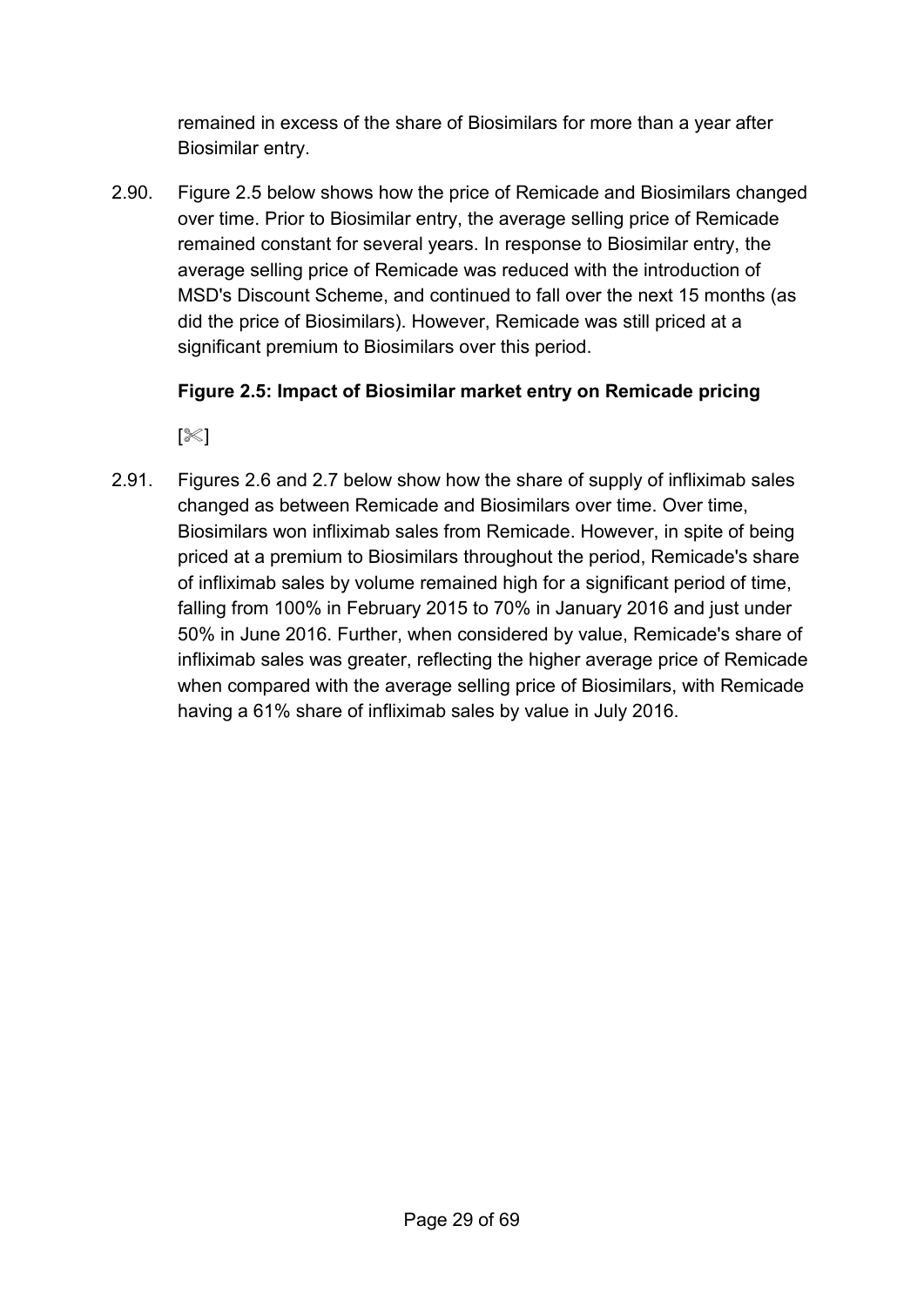remained in excess of the share of Biosimilars for more than a year after Biosimilar entry.

2.90. Figure 2.5 below shows how the price of Remicade and Biosimilars changed over time. Prior to Biosimilar entry, the average selling price of Remicade remained constant for several years. In response to Biosimilar entry, the average selling price of Remicade was reduced with the introduction of MSD's Discount Scheme, and continued to fall over the next 15 months (as did the price of Biosimilars). However, Remicade was still priced at a significant premium to Biosimilars over this period.

**Figure 2.5: Impact of Biosimilar market entry on Remicade pricing**

[✂]

2.91. Figures 2.6 and 2.7 below show how the share of supply of infliximab sales changed as between Remicade and Biosimilars over time. Over time, Biosimilars won infliximab sales from Remicade. However, in spite of being priced at a premium to Biosimilars throughout the period, Remicade's share of infliximab sales by volume remained high for a significant period of time, falling from 100% in February 2015 to 70% in January 2016 and just under 50% in June 2016. Further, when considered by value, Remicade's share of infliximab sales was greater, reflecting the higher average price of Remicade when compared with the average selling price of Biosimilars, with Remicade having a 61% share of infliximab sales by value in July 2016.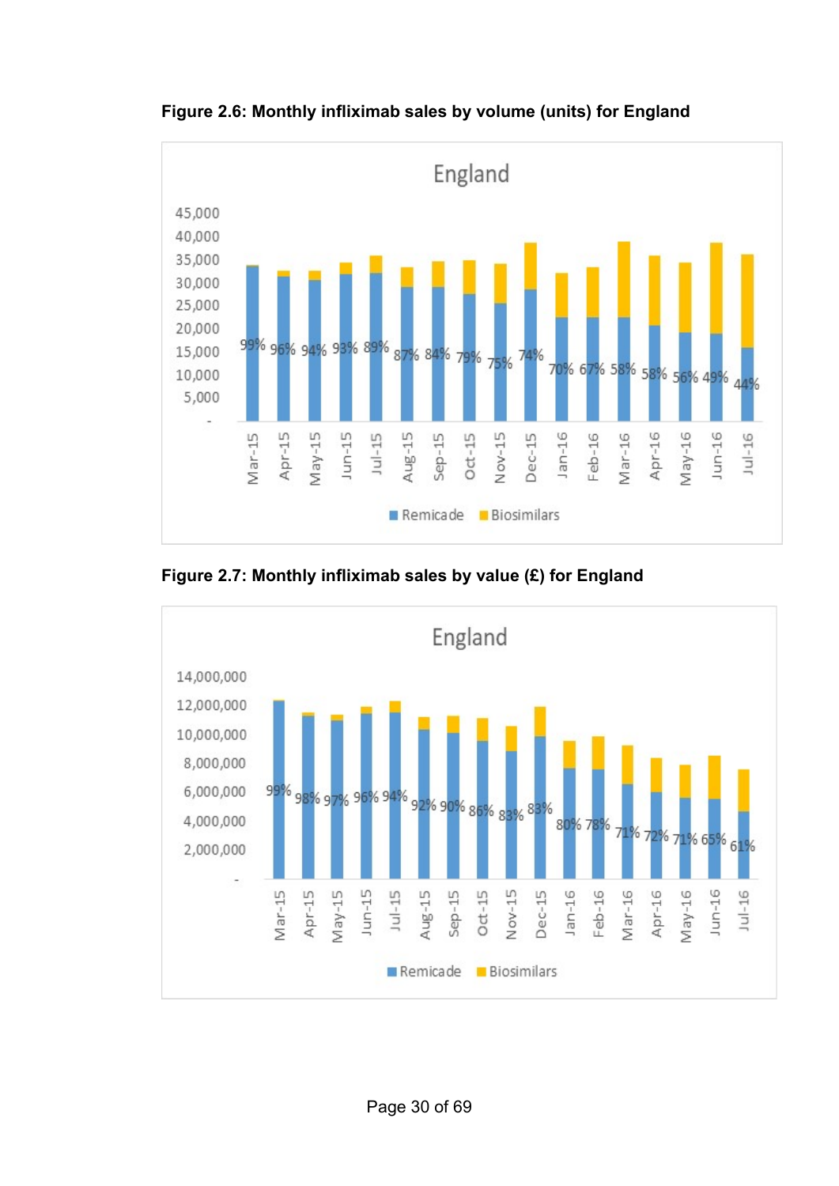**Figure 2.6: Monthly infliximab sales by volume (units) for England**

England

45,000
40,000
35,000
30,000
25,000
20,000
15,000
10,000
5,000
-

99% 96% 94% 93% 89% 87% 84% 79% 75% 74% 70% 67% 58% 58% 56% 49% 44%

Mar-15 Apr-15 May-15 Jun-15 Jul-15 Aug-15 Sep-15 Oct-15 Nov-15 Dec-15 Jan-16 Feb-16 Mar-16 Apr-16 May-16 Jun-16 Jul-16

Remicade Biosimilars

**Figure 2.7: Monthly infliximab sales by value (£) for England**

England

14,000,000
12,000,000
10,000,000
8,000,000
6,000,000
4,000,000
2,000,000
-

99% 98% 97% 96% 94% 92% 90% 86% 83% 83% 80% 78% 71% 72% 71% 65% 61%

Mar-15 Apr-15 May-15 Jun-15 Jul-15 Aug-15 Sep-15 Oct-15 Nov-15 Dec-15 Jan-16 Feb-16 Mar-16 Apr-16 May-16 Jun-16 Jul-16

Remicade Biosimilars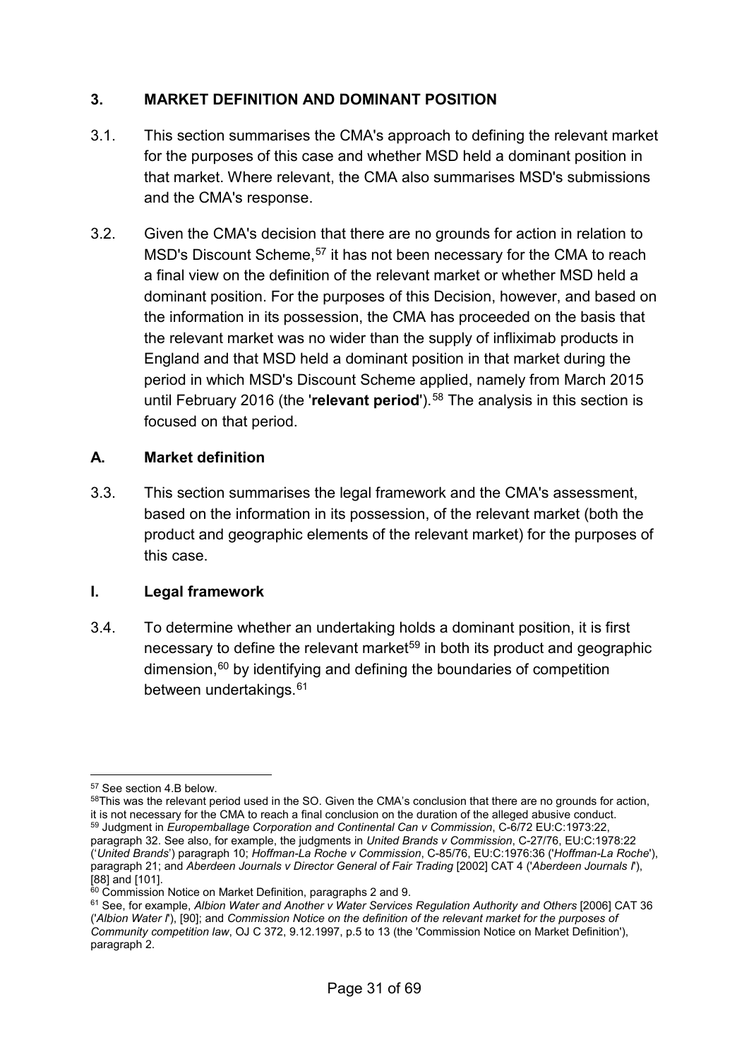## 3. MARKET DEFINITION AND DOMINANT POSITION

3.1. This section summarises the CMA's approach to defining the relevant market for the purposes of this case and whether MSD held a dominant position in that market. Where relevant, the CMA also summarises MSD's submissions and the CMA's response.

3.2. Given the CMA's decision that there are no grounds for action in relation to MSD's Discount Scheme,[57] it has not been necessary for the CMA to reach a final view on the definition of the relevant market or whether MSD held a dominant position. For the purposes of this Decision, however, and based on the information in its possession, the CMA has proceeded on the basis that the relevant market was no wider than the supply of infliximab products in England and that MSD held a dominant position in that market during the period in which MSD's Discount Scheme applied, namely from March 2015 until February 2016 (the '**relevant period**').[58] The analysis in this section is focused on that period.

### A. Market definition

3.3. This section summarises the legal framework and the CMA's assessment, based on the information in its possession, of the relevant market (both the product and geographic elements of the relevant market) for the purposes of this case.

### I. Legal framework

3.4. To determine whether an undertaking holds a dominant position, it is first necessary to define the relevant market[59] in both its product and geographic dimension,[60] by identifying and defining the boundaries of competition between undertakings.[61]

---

[57] See section 4.B below.

[58] This was the relevant period used in the SO. Given the CMA's conclusion that there are no grounds for action, it is not necessary for the CMA to reach a final conclusion on the duration of the alleged abusive conduct.

[59] Judgment in *Europemballage Corporation and Continental Can v Commission*, C-6/72 EU:C:1973:22, paragraph 32. See also, for example, the judgments in *United Brands v Commission*, C-27/76, EU:C:1978:22 ('*United Brands*') paragraph 10; *Hoffman-La Roche v Commission*, C-85/76, EU:C:1976:36 ('*Hoffman-La Roche*'), paragraph 21; and *Aberdeen Journals v Director General of Fair Trading* [2002] CAT 4 ('*Aberdeen Journals I*'), [88] and [101].

[60] Commission Notice on Market Definition, paragraphs 2 and 9.

[61] See, for example, *Albion Water and Another v Water Services Regulation Authority and Others* [2006] CAT 36 ('*Albion Water I*'), [90]; and *Commission Notice on the definition of the relevant market for the purposes of Community competition law*, OJ C 372, 9.12.1997, p.5 to 13 (the 'Commission Notice on Market Definition'), paragraph 2.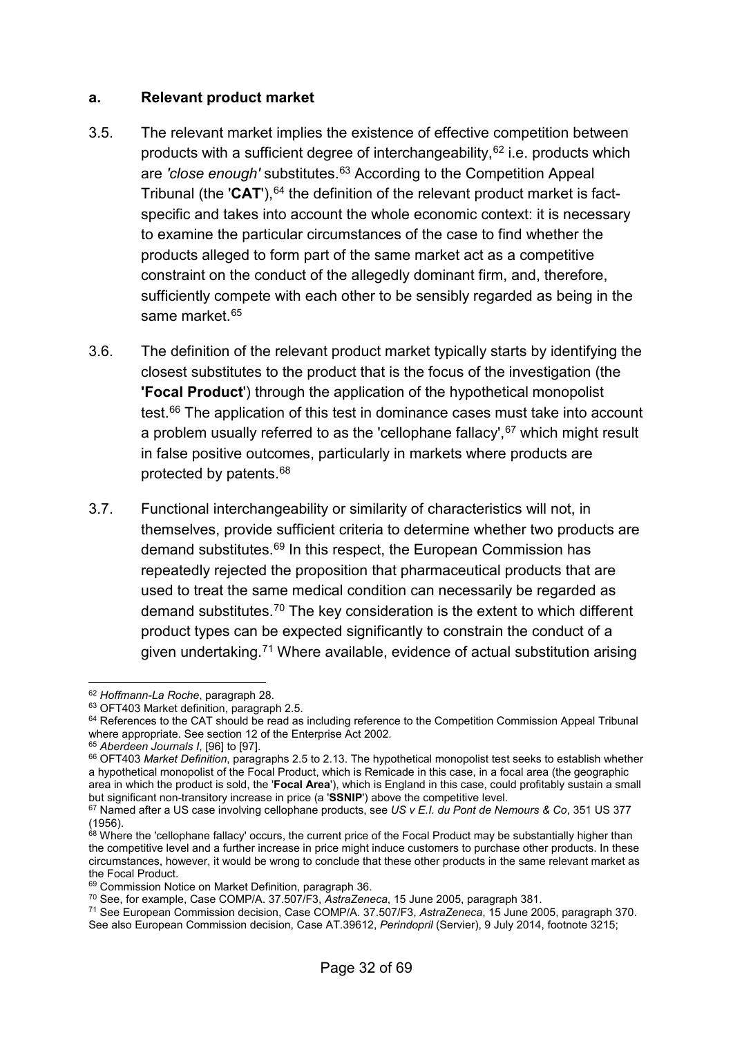### a. Relevant product market

3.5. The relevant market implies the existence of effective competition between products with a sufficient degree of interchangeability,[62] i.e. products which are *'close enough'* substitutes.[63] According to the Competition Appeal Tribunal (the '**CAT**'),[64] the definition of the relevant product market is fact-specific and takes into account the whole economic context: it is necessary to examine the particular circumstances of the case to find whether the products alleged to form part of the same market act as a competitive constraint on the conduct of the allegedly dominant firm, and, therefore, sufficiently compete with each other to be sensibly regarded as being in the same market.[65]

3.6. The definition of the relevant product market typically starts by identifying the closest substitutes to the product that is the focus of the investigation (the **'Focal Product**') through the application of the hypothetical monopolist test.[66] The application of this test in dominance cases must take into account a problem usually referred to as the 'cellophane fallacy',[67] which might result in false positive outcomes, particularly in markets where products are protected by patents.[68]

3.7. Functional interchangeability or similarity of characteristics will not, in themselves, provide sufficient criteria to determine whether two products are demand substitutes.[69] In this respect, the European Commission has repeatedly rejected the proposition that pharmaceutical products that are used to treat the same medical condition can necessarily be regarded as demand substitutes.[70] The key consideration is the extent to which different product types can be expected significantly to constrain the conduct of a given undertaking.[71] Where available, evidence of actual substitution arising

---

[62] *Hoffmann-La Roche*, paragraph 28.

[63] OFT403 Market definition, paragraph 2.5.

[64] References to the CAT should be read as including reference to the Competition Commission Appeal Tribunal where appropriate. See section 12 of the Enterprise Act 2002.

[65] *Aberdeen Journals I*, [96] to [97].

[66] OFT403 *Market Definition*, paragraphs 2.5 to 2.13. The hypothetical monopolist test seeks to establish whether a hypothetical monopolist of the Focal Product, which is Remicade in this case, in a focal area (the geographic area in which the product is sold, the '**Focal Area**'), which is England in this case, could profitably sustain a small but significant non-transitory increase in price (a '**SSNIP**') above the competitive level.

[67] Named after a US case involving cellophane products, see *US v E.I. du Pont de Nemours & Co*, 351 US 377 (1956).

[68] Where the 'cellophane fallacy' occurs, the current price of the Focal Product may be substantially higher than the competitive level and a further increase in price might induce customers to purchase other products. In these circumstances, however, it would be wrong to conclude that these other products in the same relevant market as the Focal Product.

[69] Commission Notice on Market Definition, paragraph 36.

[70] See, for example, Case COMP/A. 37.507/F3, *AstraZeneca*, 15 June 2005, paragraph 381.

[71] See European Commission decision, Case COMP/A. 37.507/F3, *AstraZeneca*, 15 June 2005, paragraph 370. See also European Commission decision, Case AT.39612, *Perindopril* (Servier), 9 July 2014, footnote 3215;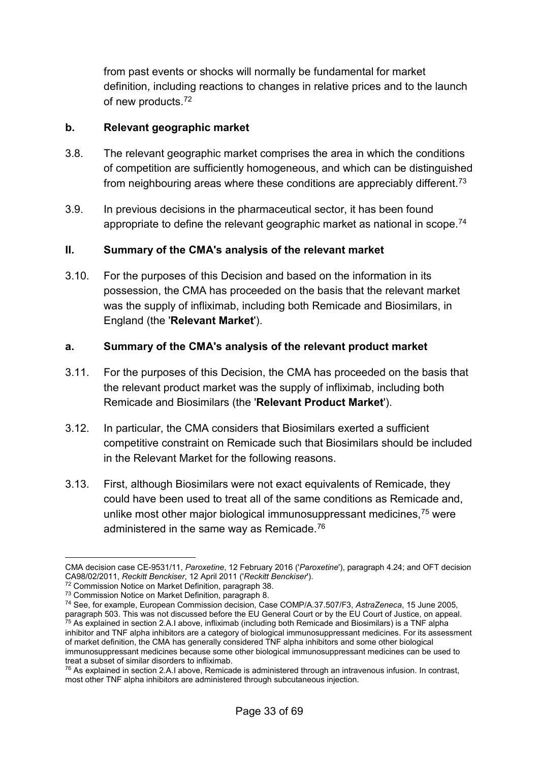from past events or shocks will normally be fundamental for market definition, including reactions to changes in relative prices and to the launch of new products.[72]

### b. Relevant geographic market

3.8. The relevant geographic market comprises the area in which the conditions of competition are sufficiently homogeneous, and which can be distinguished from neighbouring areas where these conditions are appreciably different.[73]

3.9. In previous decisions in the pharmaceutical sector, it has been found appropriate to define the relevant geographic market as national in scope.[74]

## II. Summary of the CMA's analysis of the relevant market

3.10. For the purposes of this Decision and based on the information in its possession, the CMA has proceeded on the basis that the relevant market was the supply of infliximab, including both Remicade and Biosimilars, in England (the '**Relevant Market**').

### a. Summary of the CMA's analysis of the relevant product market

3.11. For the purposes of this Decision, the CMA has proceeded on the basis that the relevant product market was the supply of infliximab, including both Remicade and Biosimilars (the '**Relevant Product Market**').

3.12. In particular, the CMA considers that Biosimilars exerted a sufficient competitive constraint on Remicade such that Biosimilars should be included in the Relevant Market for the following reasons.

3.13. First, although Biosimilars were not exact equivalents of Remicade, they could have been used to treat all of the same conditions as Remicade and, unlike most other major biological immunosuppressant medicines,[75] were administered in the same way as Remicade.[76]

---

CMA decision case CE-9531/11, *Paroxetine*, 12 February 2016 ('*Paroxetine*'), paragraph 4.24; and OFT decision CA98/02/2011, *Reckitt Benckiser*, 12 April 2011 ('*Reckitt Benckiser*').

[72] Commission Notice on Market Definition, paragraph 38.

[73] Commission Notice on Market Definition, paragraph 8.

[74] See, for example, European Commission decision, Case COMP/A.37.507/F3, *AstraZeneca*, 15 June 2005, paragraph 503. This was not discussed before the EU General Court or by the EU Court of Justice, on appeal.

[75] As explained in section 2.A.I above, infliximab (including both Remicade and Biosimilars) is a TNF alpha inhibitor and TNF alpha inhibitors are a category of biological immunosuppressant medicines. For its assessment of market definition, the CMA has generally considered TNF alpha inhibitors and some other biological immunosuppressant medicines because some other biological immunosuppressant medicines can be used to treat a subset of similar disorders to infliximab.

[76] As explained in section 2.A.I above, Remicade is administered through an intravenous infusion. In contrast, most other TNF alpha inhibitors are administered through subcutaneous injection.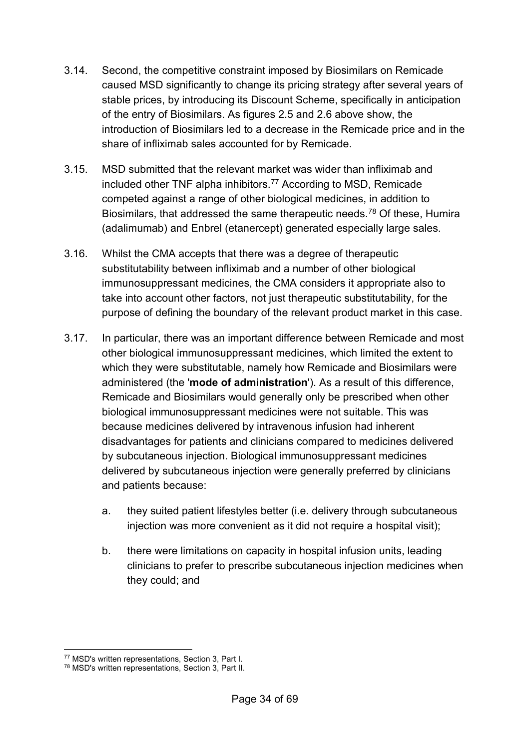3.14. Second, the competitive constraint imposed by Biosimilars on Remicade caused MSD significantly to change its pricing strategy after several years of stable prices, by introducing its Discount Scheme, specifically in anticipation of the entry of Biosimilars. As figures 2.5 and 2.6 above show, the introduction of Biosimilars led to a decrease in the Remicade price and in the share of infliximab sales accounted for by Remicade.

3.15. MSD submitted that the relevant market was wider than infliximab and included other TNF alpha inhibitors.[77] According to MSD, Remicade competed against a range of other biological medicines, in addition to Biosimilars, that addressed the same therapeutic needs.[78] Of these, Humira (adalimumab) and Enbrel (etanercept) generated especially large sales.

3.16. Whilst the CMA accepts that there was a degree of therapeutic substitutability between infliximab and a number of other biological immunosuppressant medicines, the CMA considers it appropriate also to take into account other factors, not just therapeutic substitutability, for the purpose of defining the boundary of the relevant product market in this case.

3.17. In particular, there was an important difference between Remicade and most other biological immunosuppressant medicines, which limited the extent to which they were substitutable, namely how Remicade and Biosimilars were administered (the '**mode of administration**'). As a result of this difference, Remicade and Biosimilars would generally only be prescribed when other biological immunosuppressant medicines were not suitable. This was because medicines delivered by intravenous infusion had inherent disadvantages for patients and clinicians compared to medicines delivered by subcutaneous injection. Biological immunosuppressant medicines delivered by subcutaneous injection were generally preferred by clinicians and patients because:

a. they suited patient lifestyles better (i.e. delivery through subcutaneous injection was more convenient as it did not require a hospital visit);

b. there were limitations on capacity in hospital infusion units, leading clinicians to prefer to prescribe subcutaneous injection medicines when they could; and

[77] MSD's written representations, Section 3, Part I.

[78] MSD's written representations, Section 3, Part II.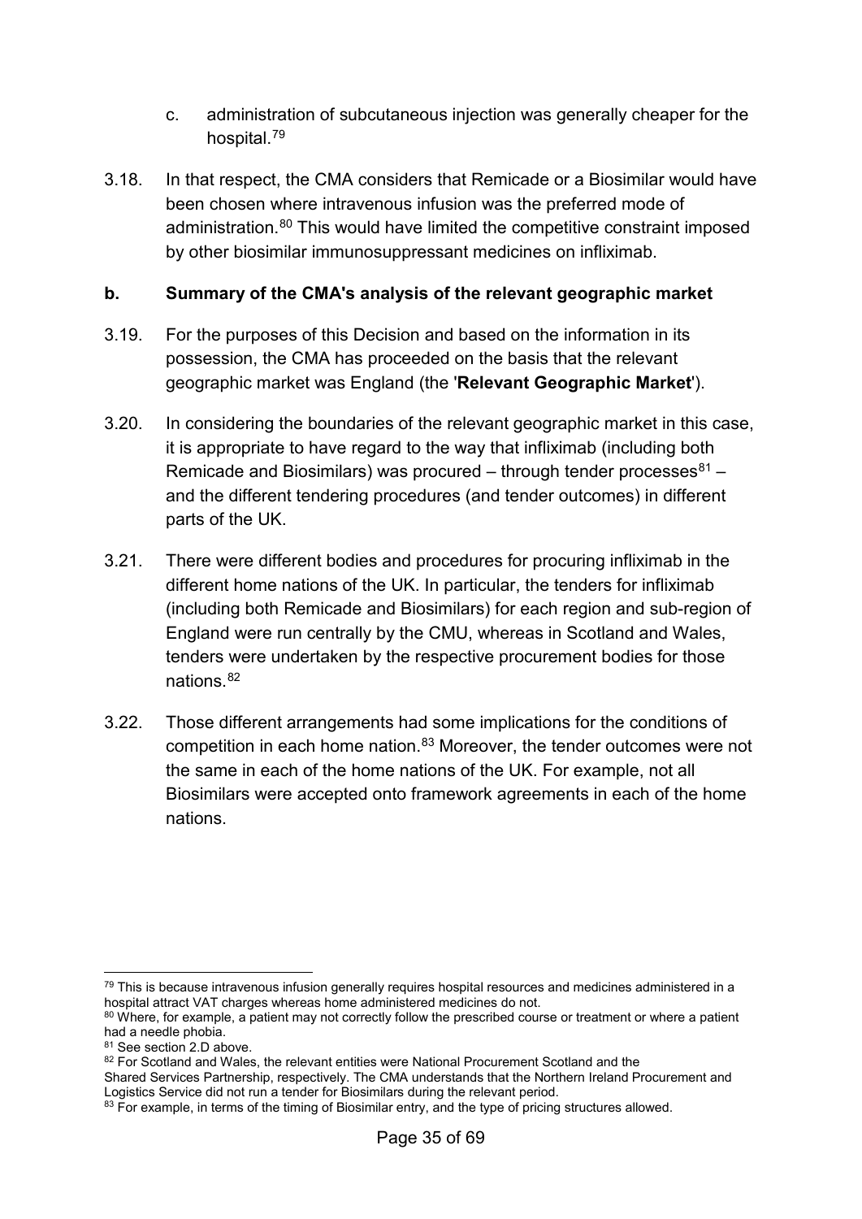c. administration of subcutaneous injection was generally cheaper for the hospital.[79]

3.18. In that respect, the CMA considers that Remicade or a Biosimilar would have been chosen where intravenous infusion was the preferred mode of administration.[80] This would have limited the competitive constraint imposed by other biosimilar immunosuppressant medicines on infliximab.

**b. Summary of the CMA's analysis of the relevant geographic market**

3.19. For the purposes of this Decision and based on the information in its possession, the CMA has proceeded on the basis that the relevant geographic market was England (the '**Relevant Geographic Market**').

3.20. In considering the boundaries of the relevant geographic market in this case, it is appropriate to have regard to the way that infliximab (including both Remicade and Biosimilars) was procured – through tender processes[81] – and the different tendering procedures (and tender outcomes) in different parts of the UK.

3.21. There were different bodies and procedures for procuring infliximab in the different home nations of the UK. In particular, the tenders for infliximab (including both Remicade and Biosimilars) for each region and sub-region of England were run centrally by the CMU, whereas in Scotland and Wales, tenders were undertaken by the respective procurement bodies for those nations.[82]

3.22. Those different arrangements had some implications for the conditions of competition in each home nation.[83] Moreover, the tender outcomes were not the same in each of the home nations of the UK. For example, not all Biosimilars were accepted onto framework agreements in each of the home nations.

---

[79] This is because intravenous infusion generally requires hospital resources and medicines administered in a hospital attract VAT charges whereas home administered medicines do not.

[80] Where, for example, a patient may not correctly follow the prescribed course or treatment or where a patient had a needle phobia.

[81] See section 2.D above.

[82] For Scotland and Wales, the relevant entities were National Procurement Scotland and the Shared Services Partnership, respectively. The CMA understands that the Northern Ireland Procurement and Logistics Service did not run a tender for Biosimilars during the relevant period.

[83] For example, in terms of the timing of Biosimilar entry, and the type of pricing structures allowed.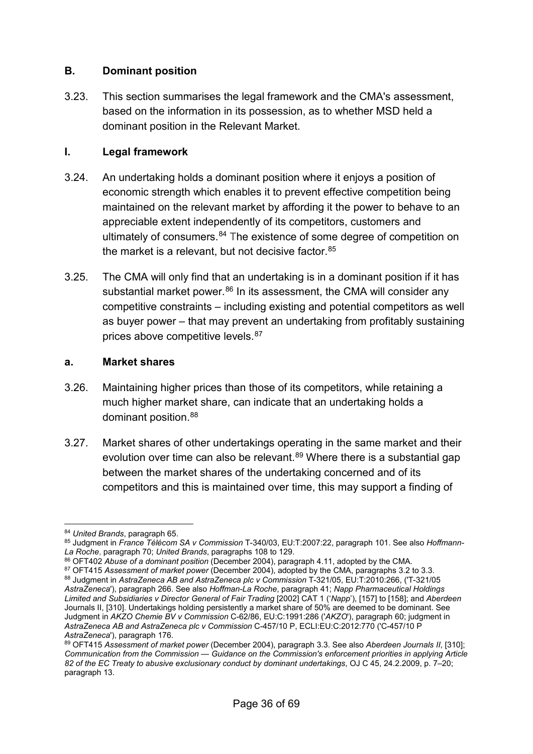## B. Dominant position

3.23. This section summarises the legal framework and the CMA's assessment, based on the information in its possession, as to whether MSD held a dominant position in the Relevant Market.

### I. Legal framework

3.24. An undertaking holds a dominant position where it enjoys a position of economic strength which enables it to prevent effective competition being maintained on the relevant market by affording it the power to behave to an appreciable extent independently of its competitors, customers and ultimately of consumers.[84] The existence of some degree of competition on the market is a relevant, but not decisive factor.[85]

3.25. The CMA will only find that an undertaking is in a dominant position if it has substantial market power.[86] In its assessment, the CMA will consider any competitive constraints – including existing and potential competitors as well as buyer power – that may prevent an undertaking from profitably sustaining prices above competitive levels.[87]

#### a. Market shares

3.26. Maintaining higher prices than those of its competitors, while retaining a much higher market share, can indicate that an undertaking holds a dominant position.[88]

3.27. Market shares of other undertakings operating in the same market and their evolution over time can also be relevant.[89] Where there is a substantial gap between the market shares of the undertaking concerned and of its competitors and this is maintained over time, this may support a finding of

---

[84] *United Brands*, paragraph 65.

[85] Judgment in *France Télécom SA v Commission* T-340/03, EU:T:2007:22, paragraph 101. See also *Hoffmann-La Roche*, paragraph 70; *United Brands*, paragraphs 108 to 129.

[86] OFT402 *Abuse of a dominant position* (December 2004), paragraph 4.11, adopted by the CMA.

[87] OFT415 *Assessment of market power* (December 2004), adopted by the CMA, paragraphs 3.2 to 3.3.

[88] Judgment in *AstraZeneca AB and AstraZeneca plc v Commission* T-321/05, EU:T:2010:266, ('T-321/05 *AstraZeneca*'), paragraph 266. See also *Hoffman-La Roche*, paragraph 41; *Napp Pharmaceutical Holdings Limited and Subsidiaries v Director General of Fair Trading* [2002] CAT 1 ('*Napp*'), [157] to [158]; and *Aberdeen* Journals II, [310]. Undertakings holding persistently a market share of 50% are deemed to be dominant. See Judgment in *AKZO Chemie BV v Commission* C-62/86, EU:C:1991:286 ('*AKZO*'), paragraph 60; judgment in *AstraZeneca AB and AstraZeneca plc v Commission* C-457/10 P, ECLI:EU:C:2012:770 ('C-457/10 P *AstraZeneca*'), paragraph 176.

[89] OFT415 *Assessment of market power* (December 2004), paragraph 3.3. See also *Aberdeen Journals II*, [310]; *Communication from the Commission — Guidance on the Commission's enforcement priorities in applying Article 82 of the EC Treaty to abusive exclusionary conduct by dominant undertakings*, OJ C 45, 24.2.2009, p. 7–20; paragraph 13.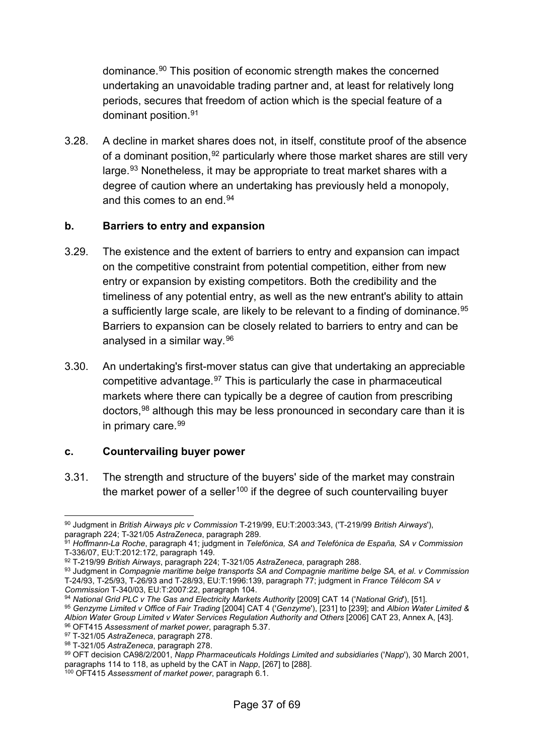dominance.[90] This position of economic strength makes the concerned undertaking an unavoidable trading partner and, at least for relatively long periods, secures that freedom of action which is the special feature of a dominant position.[91]

3.28. A decline in market shares does not, in itself, constitute proof of the absence of a dominant position,[92] particularly where those market shares are still very large.[93] Nonetheless, it may be appropriate to treat market shares with a degree of caution where an undertaking has previously held a monopoly, and this comes to an end.[94]

### b. Barriers to entry and expansion

3.29. The existence and the extent of barriers to entry and expansion can impact on the competitive constraint from potential competition, either from new entry or expansion by existing competitors. Both the credibility and the timeliness of any potential entry, as well as the new entrant's ability to attain a sufficiently large scale, are likely to be relevant to a finding of dominance.[95] Barriers to expansion can be closely related to barriers to entry and can be analysed in a similar way.[96]

3.30. An undertaking's first-mover status can give that undertaking an appreciable competitive advantage.[97] This is particularly the case in pharmaceutical markets where there can typically be a degree of caution from prescribing doctors,[98] although this may be less pronounced in secondary care than it is in primary care.[99]

### c. Countervailing buyer power

3.31. The strength and structure of the buyers' side of the market may constrain the market power of a seller[100] if the degree of such countervailing buyer

---

[90] Judgment in *British Airways plc v Commission* T-219/99, EU:T:2003:343, ('T-219/99 *British Airways*'), paragraph 224; T-321/05 *AstraZeneca*, paragraph 289.

[91] *Hoffmann-La Roche*, paragraph 41; judgment in *Telefónica, SA and Telefónica de España, SA v Commission* T-336/07, EU:T:2012:172, paragraph 149.

[92] T-219/99 *British Airways*, paragraph 224; T-321/05 *AstraZeneca*, paragraph 288.

[93] Judgment in *Compagnie maritime belge transports SA and Compagnie maritime belge SA, et al. v Commission* T-24/93, T-25/93, T-26/93 and T-28/93, EU:T:1996:139, paragraph 77; judgment in *France Télécom SA v Commission* T-340/03, EU:T:2007:22, paragraph 104.

[94] *National Grid PLC v The Gas and Electricity Markets Authority* [2009] CAT 14 ('*National Grid*'), [51].

[95] *Genzyme Limited v Office of Fair Trading* [2004] CAT 4 ('*Genzyme*'), [231] to [239]; and *Albion Water Limited & Albion Water Group Limited v Water Services Regulation Authority and Others* [2006] CAT 23, Annex A, [43].

[96] OFT415 *Assessment of market power*, paragraph 5.37.

[97] T-321/05 *AstraZeneca*, paragraph 278.

[98] T-321/05 *AstraZeneca*, paragraph 278.

[99] OFT decision CA98/2/2001, *Napp Pharmaceuticals Holdings Limited and subsidiaries* ('*Napp*'), 30 March 2001, paragraphs 114 to 118, as upheld by the CAT in *Napp*, [267] to [288].

[100] OFT415 *Assessment of market power*, paragraph 6.1.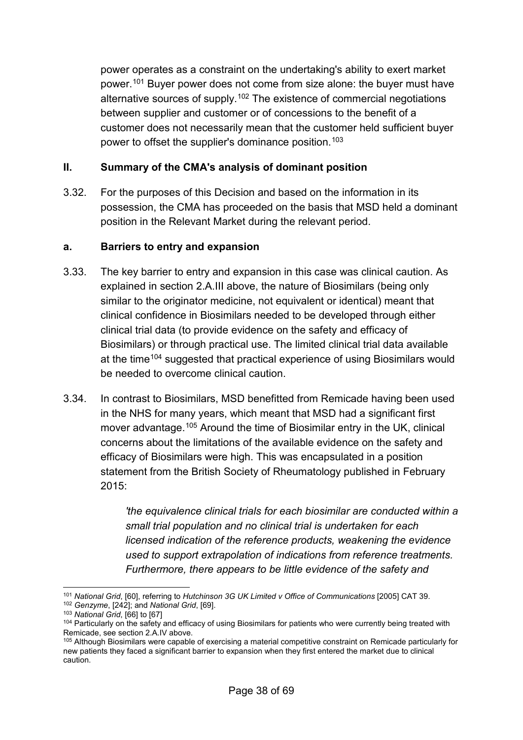power operates as a constraint on the undertaking's ability to exert market power.[101] Buyer power does not come from size alone: the buyer must have alternative sources of supply.[102] The existence of commercial negotiations between supplier and customer or of concessions to the benefit of a customer does not necessarily mean that the customer held sufficient buyer power to offset the supplier's dominance position.[103]

## II. Summary of the CMA's analysis of dominant position

3.32. For the purposes of this Decision and based on the information in its possession, the CMA has proceeded on the basis that MSD held a dominant position in the Relevant Market during the relevant period.

### a. Barriers to entry and expansion

3.33. The key barrier to entry and expansion in this case was clinical caution. As explained in section 2.A.III above, the nature of Biosimilars (being only similar to the originator medicine, not equivalent or identical) meant that clinical confidence in Biosimilars needed to be developed through either clinical trial data (to provide evidence on the safety and efficacy of Biosimilars) or through practical use. The limited clinical trial data available at the time[104] suggested that practical experience of using Biosimilars would be needed to overcome clinical caution.

3.34. In contrast to Biosimilars, MSD benefitted from Remicade having been used in the NHS for many years, which meant that MSD had a significant first mover advantage.[105] Around the time of Biosimilar entry in the UK, clinical concerns about the limitations of the available evidence on the safety and efficacy of Biosimilars were high. This was encapsulated in a position statement from the British Society of Rheumatology published in February 2015:

> *'the equivalence clinical trials for each biosimilar are conducted within a small trial population and no clinical trial is undertaken for each licensed indication of the reference products, weakening the evidence used to support extrapolation of indications from reference treatments. Furthermore, there appears to be little evidence of the safety and*

---

[101] *National Grid*, [60], referring to *Hutchinson 3G UK Limited v Office of Communications* [2005] CAT 39.

[102] *Genzyme*, [242]; and *National Grid*, [69].

[103] *National Grid*, [66] to [67]

[104] Particularly on the safety and efficacy of using Biosimilars for patients who were currently being treated with Remicade, see section 2.A.IV above.

[105] Although Biosimilars were capable of exercising a material competitive constraint on Remicade particularly for new patients they faced a significant barrier to expansion when they first entered the market due to clinical caution.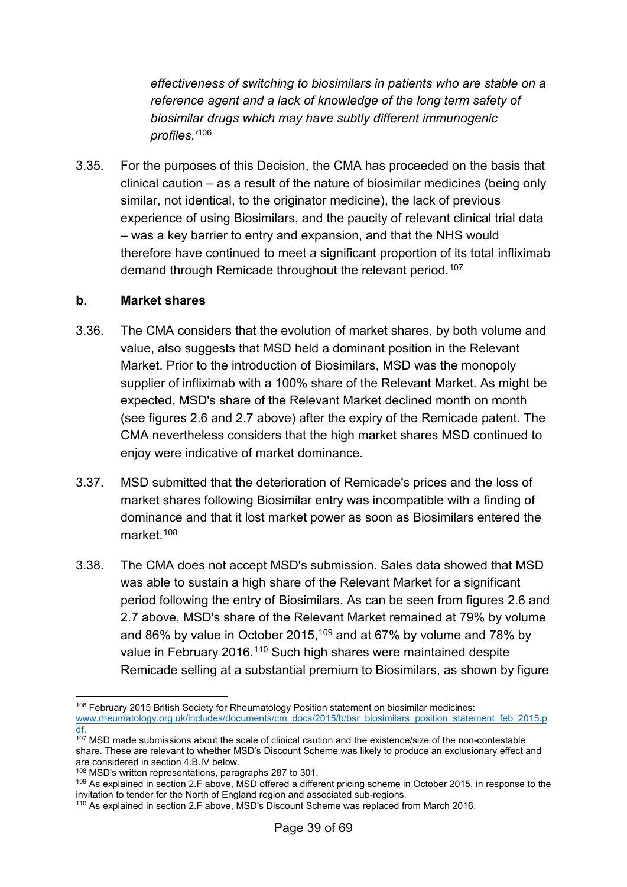*effectiveness of switching to biosimilars in patients who are stable on a reference agent and a lack of knowledge of the long term safety of biosimilar drugs which may have subtly different immunogenic profiles.'*[106]

3.35. For the purposes of this Decision, the CMA has proceeded on the basis that clinical caution – as a result of the nature of biosimilar medicines (being only similar, not identical, to the originator medicine), the lack of previous experience of using Biosimilars, and the paucity of relevant clinical trial data – was a key barrier to entry and expansion, and that the NHS would therefore have continued to meet a significant proportion of its total infliximab demand through Remicade throughout the relevant period.[107]

**b. Market shares**

3.36. The CMA considers that the evolution of market shares, by both volume and value, also suggests that MSD held a dominant position in the Relevant Market. Prior to the introduction of Biosimilars, MSD was the monopoly supplier of infliximab with a 100% share of the Relevant Market. As might be expected, MSD's share of the Relevant Market declined month on month (see figures 2.6 and 2.7 above) after the expiry of the Remicade patent. The CMA nevertheless considers that the high market shares MSD continued to enjoy were indicative of market dominance.

3.37. MSD submitted that the deterioration of Remicade's prices and the loss of market shares following Biosimilar entry was incompatible with a finding of dominance and that it lost market power as soon as Biosimilars entered the market.[108]

3.38. The CMA does not accept MSD's submission. Sales data showed that MSD was able to sustain a high share of the Relevant Market for a significant period following the entry of Biosimilars. As can be seen from figures 2.6 and 2.7 above, MSD's share of the Relevant Market remained at 79% by volume and 86% by value in October 2015,[109] and at 67% by volume and 78% by value in February 2016.[110] Such high shares were maintained despite Remicade selling at a substantial premium to Biosimilars, as shown by figure

---

[106] February 2015 British Society for Rheumatology Position statement on biosimilar medicines: www.rheumatology.org.uk/includes/documents/cm_docs/2015/b/bsr_biosimilars_position_statement_feb_2015.pdf.

[107] MSD made submissions about the scale of clinical caution and the existence/size of the non-contestable share. These are relevant to whether MSD's Discount Scheme was likely to produce an exclusionary effect and are considered in section 4.B.IV below.

[108] MSD's written representations, paragraphs 287 to 301.

[109] As explained in section 2.F above, MSD offered a different pricing scheme in October 2015, in response to the invitation to tender for the North of England region and associated sub-regions.

[110] As explained in section 2.F above, MSD's Discount Scheme was replaced from March 2016.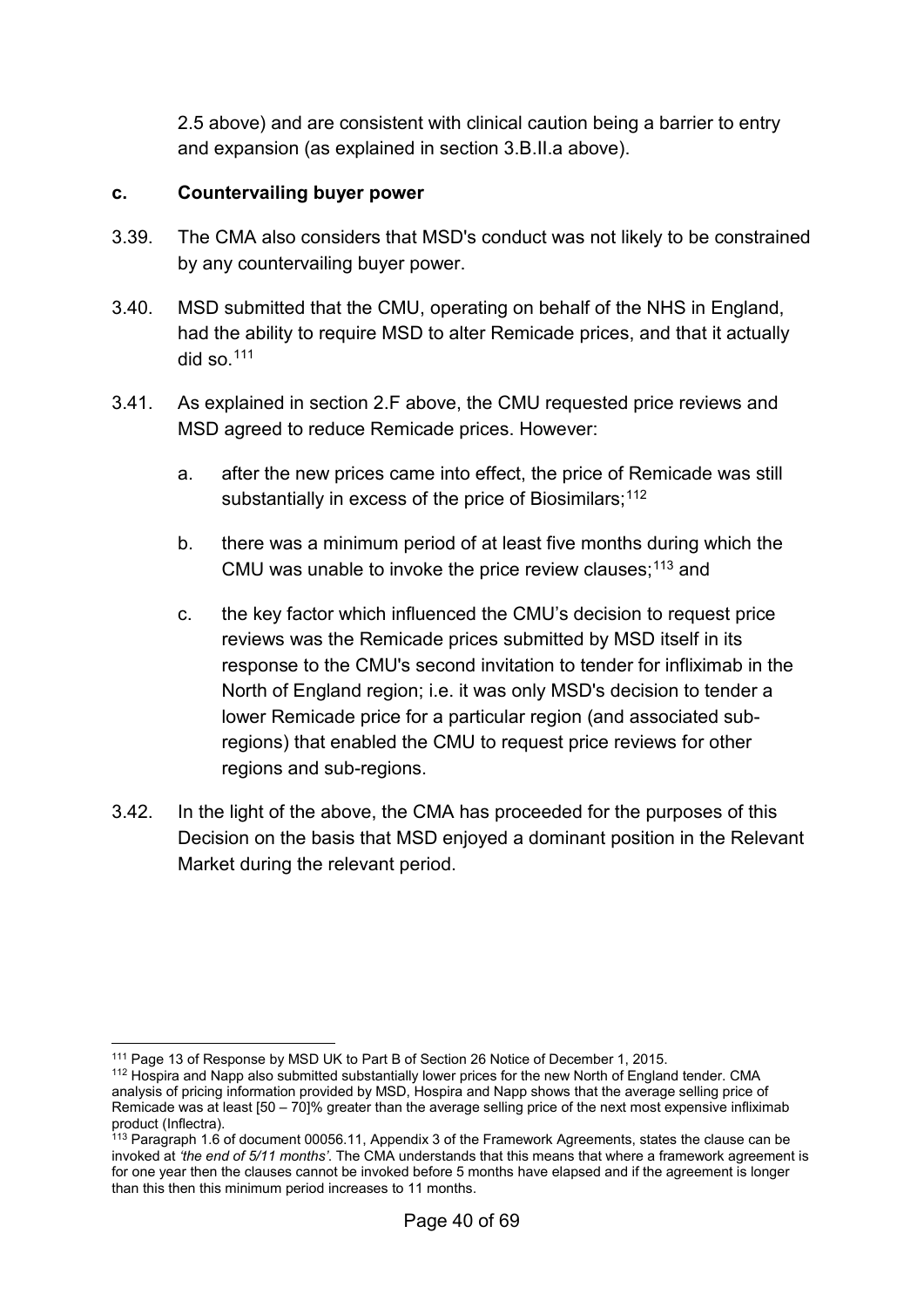2.5 above) and are consistent with clinical caution being a barrier to entry and expansion (as explained in section 3.B.II.a above).

### c. Countervailing buyer power

3.39. The CMA also considers that MSD's conduct was not likely to be constrained by any countervailing buyer power.

3.40. MSD submitted that the CMU, operating on behalf of the NHS in England, had the ability to require MSD to alter Remicade prices, and that it actually did so.[111]

3.41. As explained in section 2.F above, the CMU requested price reviews and MSD agreed to reduce Remicade prices. However:

a. after the new prices came into effect, the price of Remicade was still substantially in excess of the price of Biosimilars;[112]

b. there was a minimum period of at least five months during which the CMU was unable to invoke the price review clauses;[113] and

c. the key factor which influenced the CMU's decision to request price reviews was the Remicade prices submitted by MSD itself in its response to the CMU's second invitation to tender for infliximab in the North of England region; i.e. it was only MSD's decision to tender a lower Remicade price for a particular region (and associated sub-regions) that enabled the CMU to request price reviews for other regions and sub-regions.

3.42. In the light of the above, the CMA has proceeded for the purposes of this Decision on the basis that MSD enjoyed a dominant position in the Relevant Market during the relevant period.

---

[111] Page 13 of Response by MSD UK to Part B of Section 26 Notice of December 1, 2015.

[112] Hospira and Napp also submitted substantially lower prices for the new North of England tender. CMA analysis of pricing information provided by MSD, Hospira and Napp shows that the average selling price of Remicade was at least [50 – 70]% greater than the average selling price of the next most expensive infliximab product (Inflectra).

[113] Paragraph 1.6 of document 00056.11, Appendix 3 of the Framework Agreements, states the clause can be invoked at *'the end of 5/11 months'*. The CMA understands that this means that where a framework agreement is for one year then the clauses cannot be invoked before 5 months have elapsed and if the agreement is longer than this then this minimum period increases to 11 months.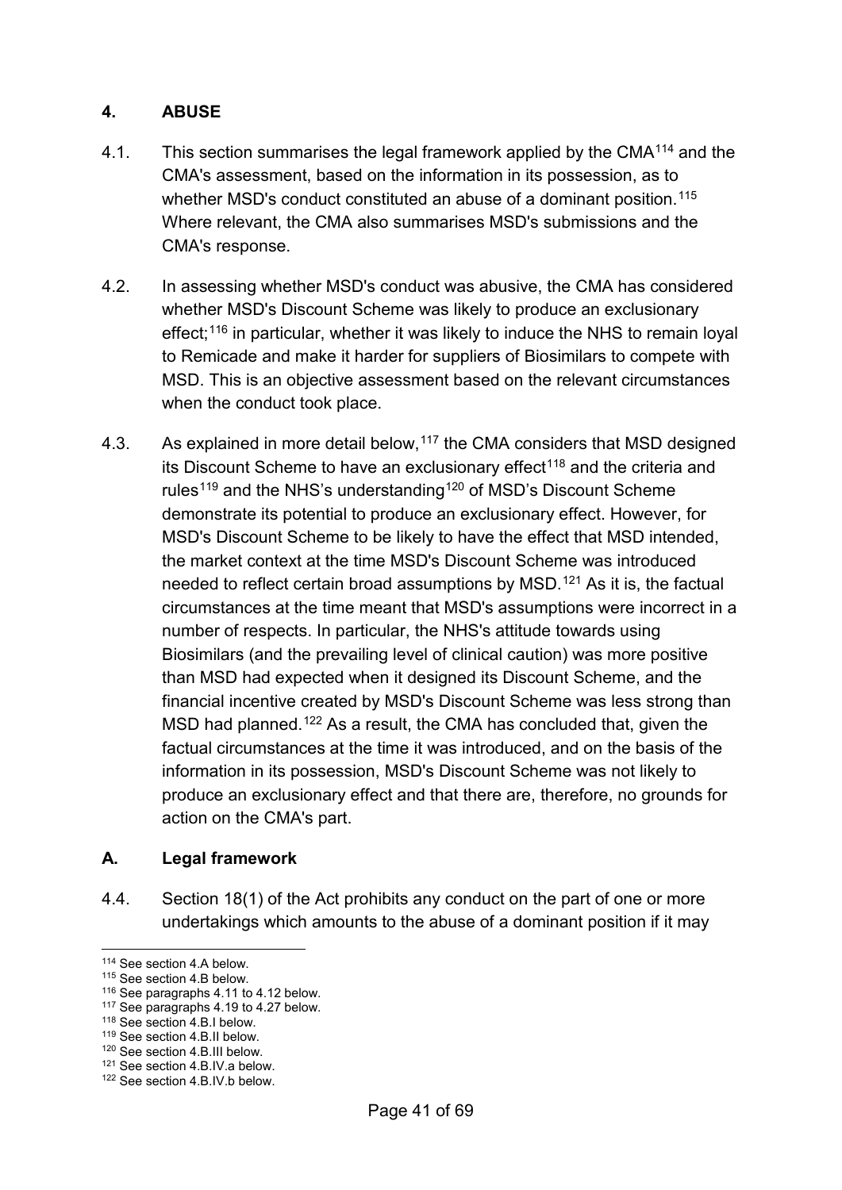## 4. ABUSE

4.1. This section summarises the legal framework applied by the CMA[114] and the CMA's assessment, based on the information in its possession, as to whether MSD's conduct constituted an abuse of a dominant position.[115] Where relevant, the CMA also summarises MSD's submissions and the CMA's response.

4.2. In assessing whether MSD's conduct was abusive, the CMA has considered whether MSD's Discount Scheme was likely to produce an exclusionary effect;[116] in particular, whether it was likely to induce the NHS to remain loyal to Remicade and make it harder for suppliers of Biosimilars to compete with MSD. This is an objective assessment based on the relevant circumstances when the conduct took place.

4.3. As explained in more detail below,[117] the CMA considers that MSD designed its Discount Scheme to have an exclusionary effect[118] and the criteria and rules[119] and the NHS's understanding[120] of MSD's Discount Scheme demonstrate its potential to produce an exclusionary effect. However, for MSD's Discount Scheme to be likely to have the effect that MSD intended, the market context at the time MSD's Discount Scheme was introduced needed to reflect certain broad assumptions by MSD.[121] As it is, the factual circumstances at the time meant that MSD's assumptions were incorrect in a number of respects. In particular, the NHS's attitude towards using Biosimilars (and the prevailing level of clinical caution) was more positive than MSD had expected when it designed its Discount Scheme, and the financial incentive created by MSD's Discount Scheme was less strong than MSD had planned.[122] As a result, the CMA has concluded that, given the factual circumstances at the time it was introduced, and on the basis of the information in its possession, MSD's Discount Scheme was not likely to produce an exclusionary effect and that there are, therefore, no grounds for action on the CMA's part.

### A. Legal framework

4.4. Section 18(1) of the Act prohibits any conduct on the part of one or more undertakings which amounts to the abuse of a dominant position if it may

---

[114] See section 4.A below.
[115] See section 4.B below.
[116] See paragraphs 4.11 to 4.12 below.
[117] See paragraphs 4.19 to 4.27 below.
[118] See section 4.B.I below.
[119] See section 4.B.II below.
[120] See section 4.B.III below.
[121] See section 4.B.IV.a below.
[122] See section 4.B.IV.b below.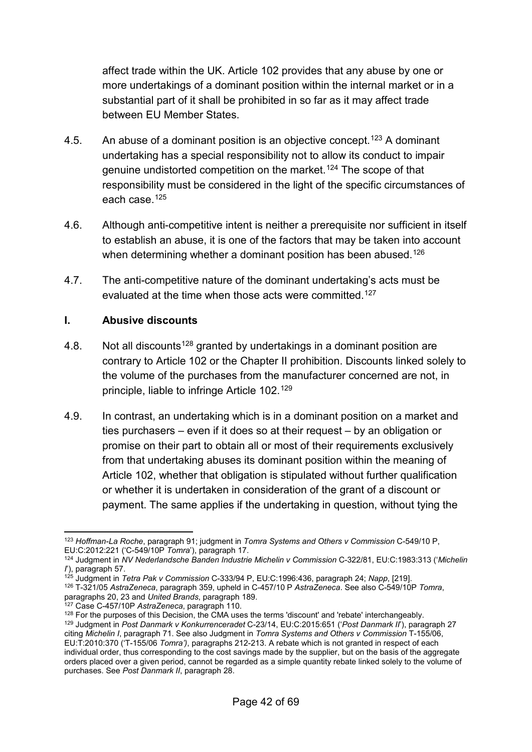affect trade within the UK. Article 102 provides that any abuse by one or more undertakings of a dominant position within the internal market or in a substantial part of it shall be prohibited in so far as it may affect trade between EU Member States.

4.5. An abuse of a dominant position is an objective concept.[123] A dominant undertaking has a special responsibility not to allow its conduct to impair genuine undistorted competition on the market.[124] The scope of that responsibility must be considered in the light of the specific circumstances of each case.[125]

4.6. Although anti-competitive intent is neither a prerequisite nor sufficient in itself to establish an abuse, it is one of the factors that may be taken into account when determining whether a dominant position has been abused.[126]

4.7. The anti-competitive nature of the dominant undertaking's acts must be evaluated at the time when those acts were committed.[127]

## I. Abusive discounts

4.8. Not all discounts[128] granted by undertakings in a dominant position are contrary to Article 102 or the Chapter II prohibition. Discounts linked solely to the volume of the purchases from the manufacturer concerned are not, in principle, liable to infringe Article 102.[129]

4.9. In contrast, an undertaking which is in a dominant position on a market and ties purchasers – even if it does so at their request – by an obligation or promise on their part to obtain all or most of their requirements exclusively from that undertaking abuses its dominant position within the meaning of Article 102, whether that obligation is stipulated without further qualification or whether it is undertaken in consideration of the grant of a discount or payment. The same applies if the undertaking in question, without tying the

---

[123] *Hoffman-La Roche*, paragraph 91; judgment in *Tomra Systems and Others v Commission* C-549/10 P, EU:C:2012:221 ('C-549/10P *Tomra*'), paragraph 17.

[124] Judgment in *NV Nederlandsche Banden Industrie Michelin v Commission* C-322/81, EU:C:1983:313 ('*Michelin I*'), paragraph 57.

[125] Judgment in *Tetra Pak v Commission* C-333/94 P, EU:C:1996:436, paragraph 24; *Napp*, [219].

[126] T-321/05 *AstraZeneca*, paragraph 359, upheld in C-457/10 P *AstraZeneca*. See also C-549/10P *Tomra*, paragraphs 20, 23 and *United Brands*, paragraph 189.

[127] Case C-457/10P *AstraZeneca*, paragraph 110.

[128] For the purposes of this Decision, the CMA uses the terms 'discount' and 'rebate' interchangeably.

[129] Judgment in *Post Danmark v Konkurrenceradet* C-23/14, EU:C:2015:651 ('*Post Danmark II*'), paragraph 27 citing *Michelin I*, paragraph 71. See also Judgment in *Tomra Systems and Others v Commission* T-155/06, EU:T:2010:370 ('T-155/06 *Tomra')*, paragraphs 212-213. A rebate which is not granted in respect of each individual order, thus corresponding to the cost savings made by the supplier, but on the basis of the aggregate orders placed over a given period, cannot be regarded as a simple quantity rebate linked solely to the volume of purchases. See *Post Danmark II*, paragraph 28.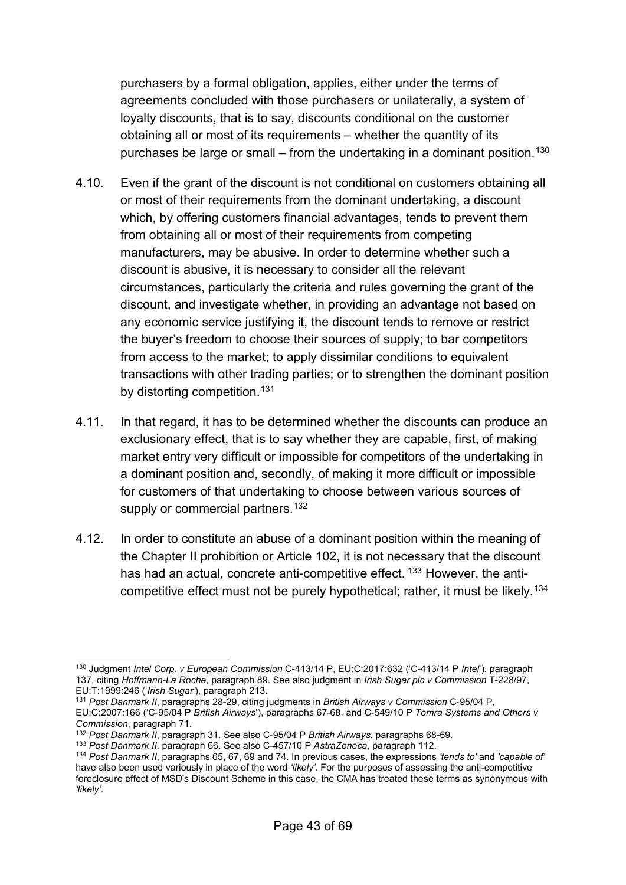purchasers by a formal obligation, applies, either under the terms of agreements concluded with those purchasers or unilaterally, a system of loyalty discounts, that is to say, discounts conditional on the customer obtaining all or most of its requirements – whether the quantity of its purchases be large or small – from the undertaking in a dominant position.[130]

4.10. Even if the grant of the discount is not conditional on customers obtaining all or most of their requirements from the dominant undertaking, a discount which, by offering customers financial advantages, tends to prevent them from obtaining all or most of their requirements from competing manufacturers, may be abusive. In order to determine whether such a discount is abusive, it is necessary to consider all the relevant circumstances, particularly the criteria and rules governing the grant of the discount, and investigate whether, in providing an advantage not based on any economic service justifying it, the discount tends to remove or restrict the buyer's freedom to choose their sources of supply; to bar competitors from access to the market; to apply dissimilar conditions to equivalent transactions with other trading parties; or to strengthen the dominant position by distorting competition.[131]

4.11. In that regard, it has to be determined whether the discounts can produce an exclusionary effect, that is to say whether they are capable, first, of making market entry very difficult or impossible for competitors of the undertaking in a dominant position and, secondly, of making it more difficult or impossible for customers of that undertaking to choose between various sources of supply or commercial partners.[132]

4.12. In order to constitute an abuse of a dominant position within the meaning of the Chapter II prohibition or Article 102, it is not necessary that the discount has had an actual, concrete anti-competitive effect. [133] However, the anti-competitive effect must not be purely hypothetical; rather, it must be likely.[134]

---

[130] Judgment *Intel Corp. v European Commission* C-413/14 P, EU:C:2017:632 ('C-413/14 P *Intel*'), paragraph 137, citing *Hoffmann-La Roche*, paragraph 89. See also judgment in *Irish Sugar plc v Commission* T-228/97, EU:T:1999:246 ('*Irish Sugar*'), paragraph 213.

[131] *Post Danmark II*, paragraphs 28-29, citing judgments in *British Airways v Commission* C-95/04 P, EU:C:2007:166 ('C-95/04 P *British Airways*'), paragraphs 67-68, and C-549/10 P *Tomra Systems and Others v Commission*, paragraph 71.

[132] *Post Danmark II*, paragraph 31. See also C-95/04 P *British Airways*, paragraphs 68-69.

[133] *Post Danmark II*, paragraph 66. See also C-457/10 P *AstraZeneca*, paragraph 112.

[134] *Post Danmark II*, paragraphs 65, 67, 69 and 74. In previous cases, the expressions *'tends to'* and *'capable of'* have also been used variously in place of the word *'likely'*. For the purposes of assessing the anti-competitive foreclosure effect of MSD's Discount Scheme in this case, the CMA has treated these terms as synonymous with *'likely'*.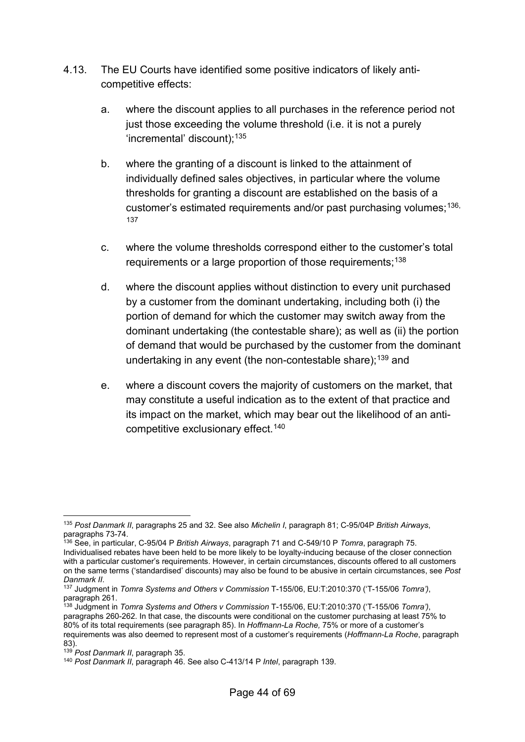4.13. The EU Courts have identified some positive indicators of likely anti-competitive effects:

a. where the discount applies to all purchases in the reference period not just those exceeding the volume threshold (i.e. it is not a purely 'incremental' discount);[135]

b. where the granting of a discount is linked to the attainment of individually defined sales objectives, in particular where the volume thresholds for granting a discount are established on the basis of a customer's estimated requirements and/or past purchasing volumes;[136, 137]

c. where the volume thresholds correspond either to the customer's total requirements or a large proportion of those requirements;[138]

d. where the discount applies without distinction to every unit purchased by a customer from the dominant undertaking, including both (i) the portion of demand for which the customer may switch away from the dominant undertaking (the contestable share); as well as (ii) the portion of demand that would be purchased by the customer from the dominant undertaking in any event (the non-contestable share);[139] and

e. where a discount covers the majority of customers on the market, that may constitute a useful indication as to the extent of that practice and its impact on the market, which may bear out the likelihood of an anti-competitive exclusionary effect.[140]

---

[135] *Post Danmark II*, paragraphs 25 and 32. See also *Michelin I*, paragraph 81; C-95/04P *British Airways*, paragraphs 73-74.

[136] See, in particular, C-95/04 P *British Airways*, paragraph 71 and C-549/10 P *Tomra*, paragraph 75. Individualised rebates have been held to be more likely to be loyalty-inducing because of the closer connection with a particular customer's requirements. However, in certain circumstances, discounts offered to all customers on the same terms ('standardised' discounts) may also be found to be abusive in certain circumstances, see *Post Danmark II*.

[137] Judgment in *Tomra Systems and Others v Commission* T-155/06, EU:T:2010:370 ('T-155/06 *Tomra'*), paragraph 261.

[138] Judgment in *Tomra Systems and Others v Commission* T-155/06, EU:T:2010:370 ('T-155/06 *Tomra'*), paragraphs 260-262. In that case, the discounts were conditional on the customer purchasing at least 75% to 80% of its total requirements (see paragraph 85). In *Hoffmann-La Roche,* 75% or more of a customer's requirements was also deemed to represent most of a customer's requirements (*Hoffmann-La Roche*, paragraph 83).

[139] *Post Danmark II*, paragraph 35.

[140] *Post Danmark II*, paragraph 46. See also C-413/14 P *Intel*, paragraph 139.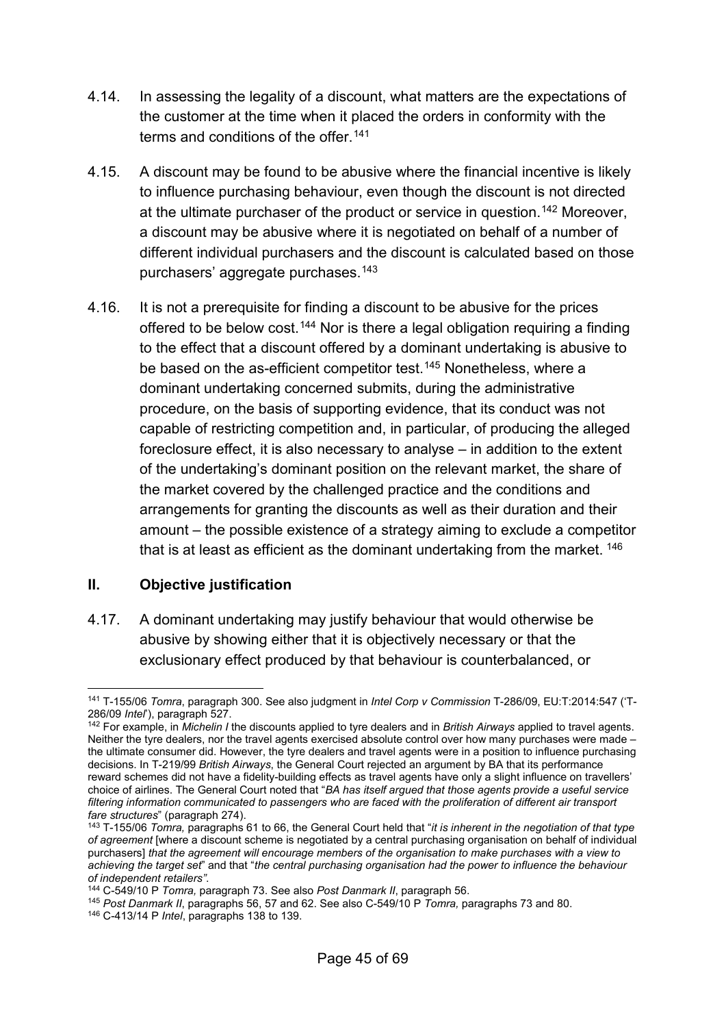4.14. In assessing the legality of a discount, what matters are the expectations of the customer at the time when it placed the orders in conformity with the terms and conditions of the offer.[141]

4.15. A discount may be found to be abusive where the financial incentive is likely to influence purchasing behaviour, even though the discount is not directed at the ultimate purchaser of the product or service in question.[142] Moreover, a discount may be abusive where it is negotiated on behalf of a number of different individual purchasers and the discount is calculated based on those purchasers' aggregate purchases.[143]

4.16. It is not a prerequisite for finding a discount to be abusive for the prices offered to be below cost.[144] Nor is there a legal obligation requiring a finding to the effect that a discount offered by a dominant undertaking is abusive to be based on the as-efficient competitor test.[145] Nonetheless, where a dominant undertaking concerned submits, during the administrative procedure, on the basis of supporting evidence, that its conduct was not capable of restricting competition and, in particular, of producing the alleged foreclosure effect, it is also necessary to analyse – in addition to the extent of the undertaking's dominant position on the relevant market, the share of the market covered by the challenged practice and the conditions and arrangements for granting the discounts as well as their duration and their amount – the possible existence of a strategy aiming to exclude a competitor that is at least as efficient as the dominant undertaking from the market.[146]

## II. Objective justification

4.17. A dominant undertaking may justify behaviour that would otherwise be abusive by showing either that it is objectively necessary or that the exclusionary effect produced by that behaviour is counterbalanced, or

---

[141] T-155/06 *Tomra*, paragraph 300. See also judgment in *Intel Corp v Commission* T-286/09, EU:T:2014:547 ('T-286/09 *Intel*'), paragraph 527.

[142] For example, in *Michelin I* the discounts applied to tyre dealers and in *British Airways* applied to travel agents. Neither the tyre dealers, nor the travel agents exercised absolute control over how many purchases were made – the ultimate consumer did. However, the tyre dealers and travel agents were in a position to influence purchasing decisions. In T-219/99 *British Airways*, the General Court rejected an argument by BA that its performance reward schemes did not have a fidelity-building effects as travel agents have only a slight influence on travellers' choice of airlines. The General Court noted that "*BA has itself argued that those agents provide a useful service filtering information communicated to passengers who are faced with the proliferation of different air transport fare structures*" (paragraph 274).

[143] T-155/06 *Tomra,* paragraphs 61 to 66, the General Court held that "*it is inherent in the negotiation of that type of agreement* [where a discount scheme is negotiated by a central purchasing organisation on behalf of individual purchasers] *that the agreement will encourage members of the organisation to make purchases with a view to achieving the target set*" and that "*the central purchasing organisation had the power to influence the behaviour of independent retailers"*.

[144] C-549/10 P *Tomra,* paragraph 73. See also *Post Danmark II*, paragraph 56.

[145] *Post Danmark II*, paragraphs 56, 57 and 62. See also C-549/10 P *Tomra,* paragraphs 73 and 80.

[146] C-413/14 P *Intel*, paragraphs 138 to 139.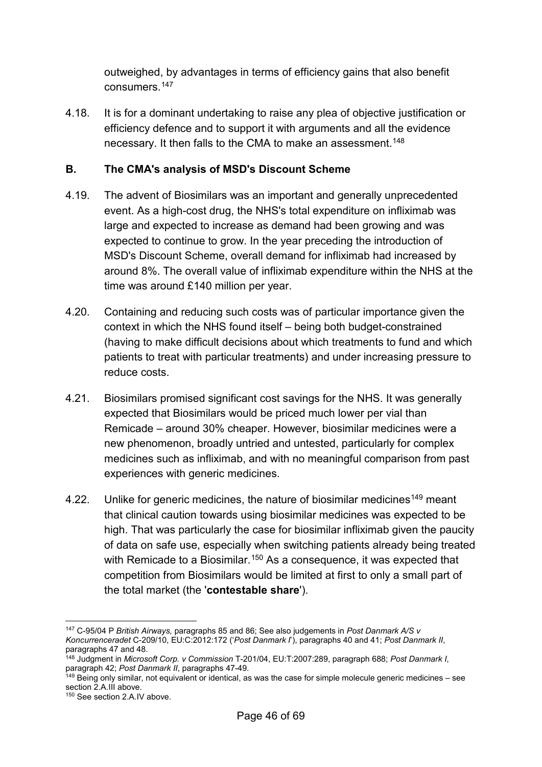outweighed, by advantages in terms of efficiency gains that also benefit consumers.[147]

4.18. It is for a dominant undertaking to raise any plea of objective justification or efficiency defence and to support it with arguments and all the evidence necessary. It then falls to the CMA to make an assessment.[148]

## B. The CMA's analysis of MSD's Discount Scheme

4.19. The advent of Biosimilars was an important and generally unprecedented event. As a high-cost drug, the NHS's total expenditure on infliximab was large and expected to increase as demand had been growing and was expected to continue to grow. In the year preceding the introduction of MSD's Discount Scheme, overall demand for infliximab had increased by around 8%. The overall value of infliximab expenditure within the NHS at the time was around £140 million per year.

4.20. Containing and reducing such costs was of particular importance given the context in which the NHS found itself – being both budget-constrained (having to make difficult decisions about which treatments to fund and which patients to treat with particular treatments) and under increasing pressure to reduce costs.

4.21. Biosimilars promised significant cost savings for the NHS. It was generally expected that Biosimilars would be priced much lower per vial than Remicade – around 30% cheaper. However, biosimilar medicines were a new phenomenon, broadly untried and untested, particularly for complex medicines such as infliximab, and with no meaningful comparison from past experiences with generic medicines.

4.22. Unlike for generic medicines, the nature of biosimilar medicines[149] meant that clinical caution towards using biosimilar medicines was expected to be high. That was particularly the case for biosimilar infliximab given the paucity of data on safe use, especially when switching patients already being treated with Remicade to a Biosimilar.[150] As a consequence, it was expected that competition from Biosimilars would be limited at first to only a small part of the total market (the '**contestable share**').

---

[147] C-95/04 P *British Airways,* paragraphs 85 and 86; See also judgements in *Post Danmark A/S v Koncurrenceradet* C-209/10, EU:C:2012:172 ('*Post Danmark I*'), paragraphs 40 and 41; *Post Danmark II*, paragraphs 47 and 48.

[148] Judgment in *Microsoft Corp. v Commission* T-201/04, EU:T:2007:289, paragraph 688; *Post Danmark I*, paragraph 42; *Post Danmark II*, paragraphs 47-49.

[149] Being only similar, not equivalent or identical, as was the case for simple molecule generic medicines – see section 2.A.III above.

[150] See section 2.A.IV above.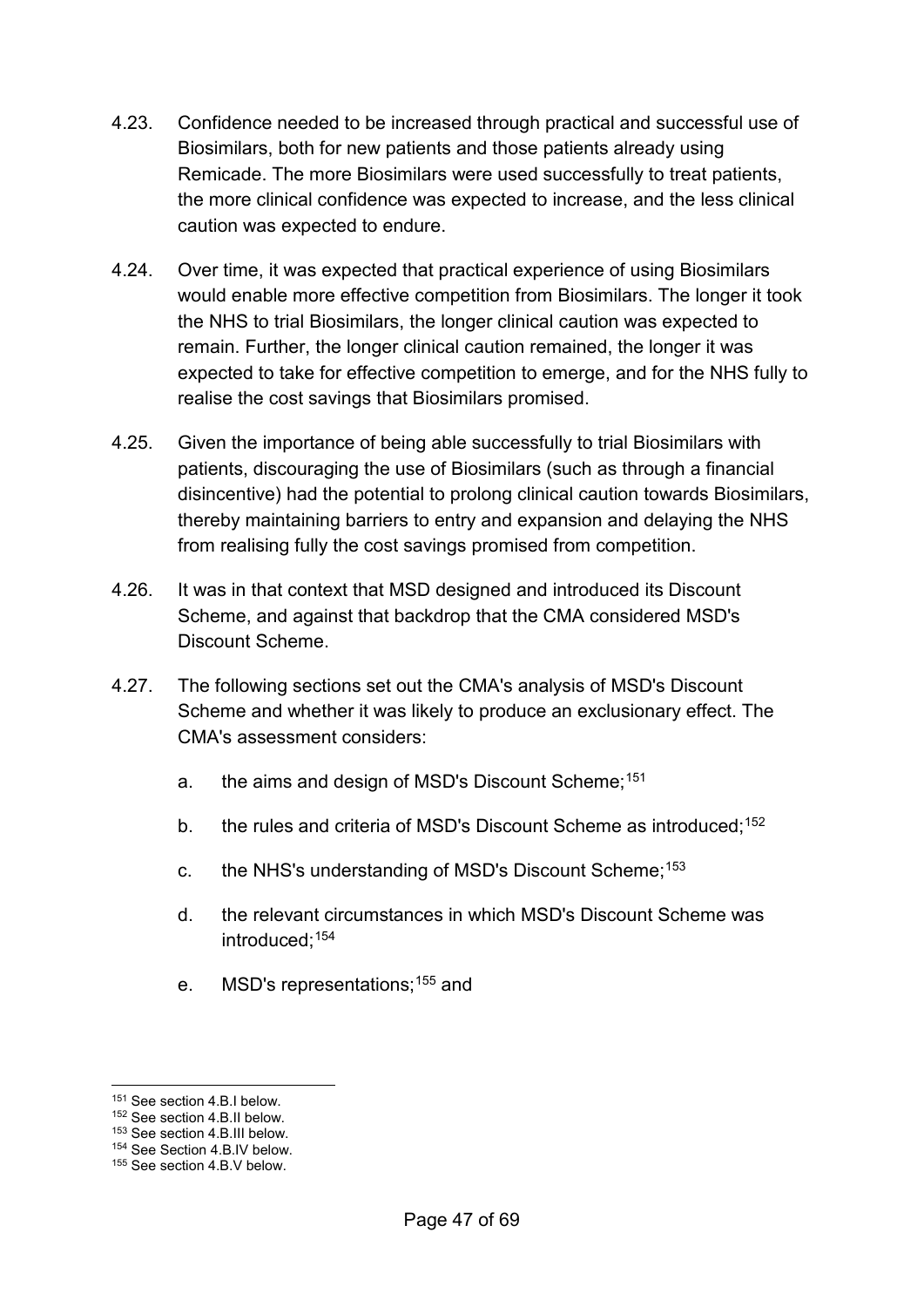4.23. Confidence needed to be increased through practical and successful use of Biosimilars, both for new patients and those patients already using Remicade. The more Biosimilars were used successfully to treat patients, the more clinical confidence was expected to increase, and the less clinical caution was expected to endure.

4.24. Over time, it was expected that practical experience of using Biosimilars would enable more effective competition from Biosimilars. The longer it took the NHS to trial Biosimilars, the longer clinical caution was expected to remain. Further, the longer clinical caution remained, the longer it was expected to take for effective competition to emerge, and for the NHS fully to realise the cost savings that Biosimilars promised.

4.25. Given the importance of being able successfully to trial Biosimilars with patients, discouraging the use of Biosimilars (such as through a financial disincentive) had the potential to prolong clinical caution towards Biosimilars, thereby maintaining barriers to entry and expansion and delaying the NHS from realising fully the cost savings promised from competition.

4.26. It was in that context that MSD designed and introduced its Discount Scheme, and against that backdrop that the CMA considered MSD's Discount Scheme.

4.27. The following sections set out the CMA's analysis of MSD's Discount Scheme and whether it was likely to produce an exclusionary effect. The CMA's assessment considers:

a. the aims and design of MSD's Discount Scheme;[151]

b. the rules and criteria of MSD's Discount Scheme as introduced;[152]

c. the NHS's understanding of MSD's Discount Scheme;[153]

d. the relevant circumstances in which MSD's Discount Scheme was introduced;[154]

e. MSD's representations;[155] and

[151] See section 4.B.I below.
[152] See section 4.B.II below.
[153] See section 4.B.III below.
[154] See Section 4.B.IV below.
[155] See section 4.B.V below.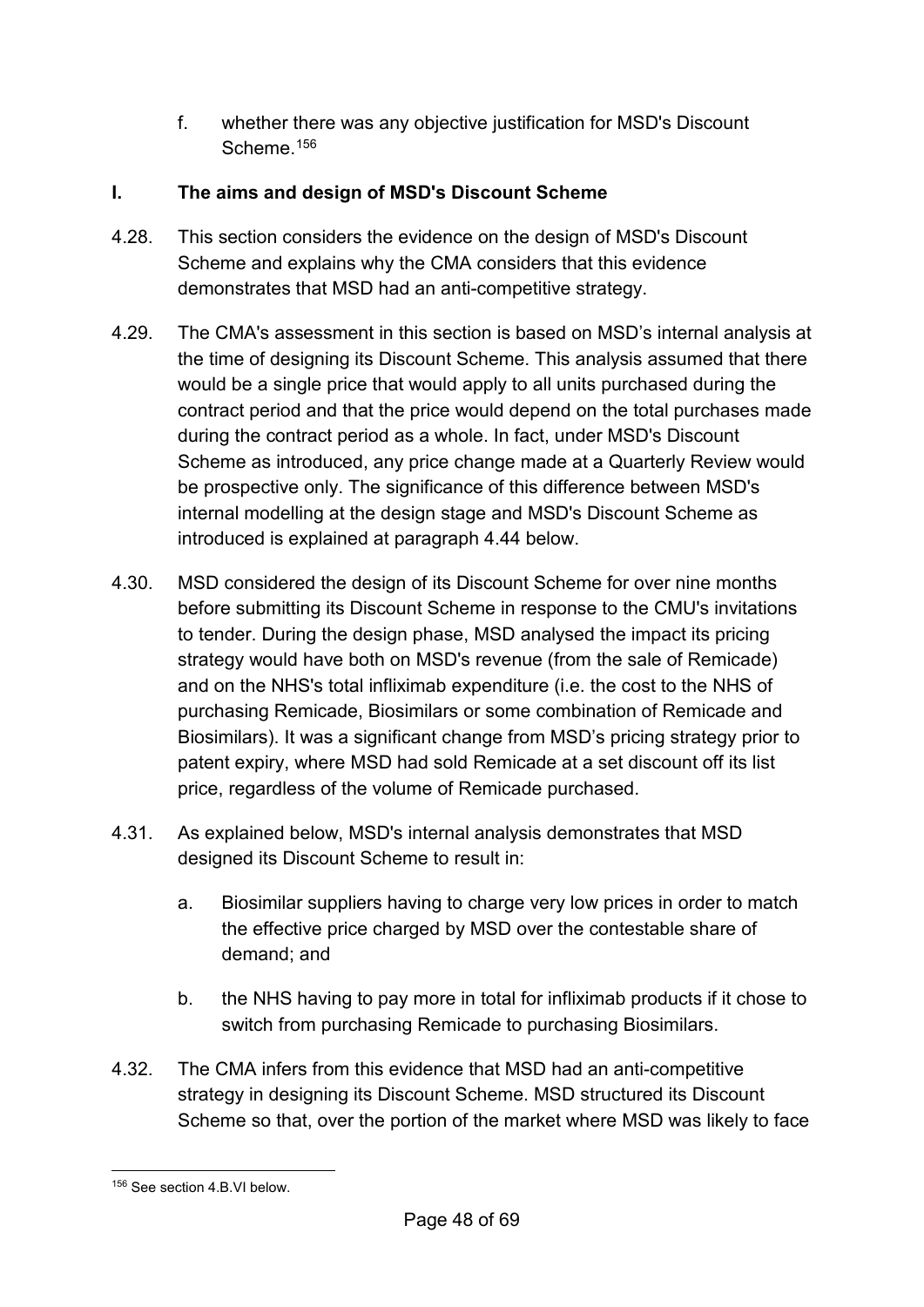f. whether there was any objective justification for MSD's Discount Scheme.[156]

### I. The aims and design of MSD's Discount Scheme

4.28. This section considers the evidence on the design of MSD's Discount Scheme and explains why the CMA considers that this evidence demonstrates that MSD had an anti-competitive strategy.

4.29. The CMA's assessment in this section is based on MSD's internal analysis at the time of designing its Discount Scheme. This analysis assumed that there would be a single price that would apply to all units purchased during the contract period and that the price would depend on the total purchases made during the contract period as a whole. In fact, under MSD's Discount Scheme as introduced, any price change made at a Quarterly Review would be prospective only. The significance of this difference between MSD's internal modelling at the design stage and MSD's Discount Scheme as introduced is explained at paragraph 4.44 below.

4.30. MSD considered the design of its Discount Scheme for over nine months before submitting its Discount Scheme in response to the CMU's invitations to tender. During the design phase, MSD analysed the impact its pricing strategy would have both on MSD's revenue (from the sale of Remicade) and on the NHS's total infliximab expenditure (i.e. the cost to the NHS of purchasing Remicade, Biosimilars or some combination of Remicade and Biosimilars). It was a significant change from MSD's pricing strategy prior to patent expiry, where MSD had sold Remicade at a set discount off its list price, regardless of the volume of Remicade purchased.

4.31. As explained below, MSD's internal analysis demonstrates that MSD designed its Discount Scheme to result in:

a. Biosimilar suppliers having to charge very low prices in order to match the effective price charged by MSD over the contestable share of demand; and

b. the NHS having to pay more in total for infliximab products if it chose to switch from purchasing Remicade to purchasing Biosimilars.

4.32. The CMA infers from this evidence that MSD had an anti-competitive strategy in designing its Discount Scheme. MSD structured its Discount Scheme so that, over the portion of the market where MSD was likely to face

---

[156] See section 4.B.VI below.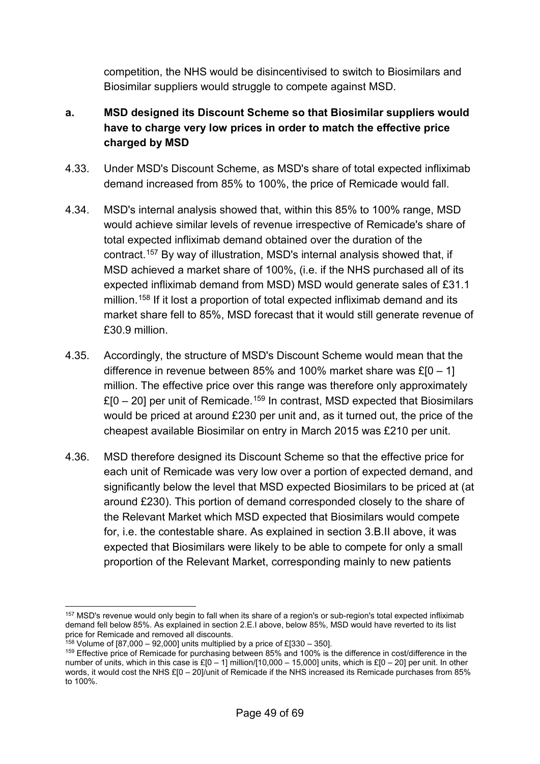competition, the NHS would be disincentivised to switch to Biosimilars and Biosimilar suppliers would struggle to compete against MSD.

### a. MSD designed its Discount Scheme so that Biosimilar suppliers would have to charge very low prices in order to match the effective price charged by MSD

4.33. Under MSD's Discount Scheme, as MSD's share of total expected infliximab demand increased from 85% to 100%, the price of Remicade would fall.

4.34. MSD's internal analysis showed that, within this 85% to 100% range, MSD would achieve similar levels of revenue irrespective of Remicade's share of total expected infliximab demand obtained over the duration of the contract.[157] By way of illustration, MSD's internal analysis showed that, if MSD achieved a market share of 100%, (i.e. if the NHS purchased all of its expected infliximab demand from MSD) MSD would generate sales of £31.1 million.[158] If it lost a proportion of total expected infliximab demand and its market share fell to 85%, MSD forecast that it would still generate revenue of £30.9 million.

4.35. Accordingly, the structure of MSD's Discount Scheme would mean that the difference in revenue between 85% and 100% market share was £[0 – 1] million. The effective price over this range was therefore only approximately £[0 – 20] per unit of Remicade.[159] In contrast, MSD expected that Biosimilars would be priced at around £230 per unit and, as it turned out, the price of the cheapest available Biosimilar on entry in March 2015 was £210 per unit.

4.36. MSD therefore designed its Discount Scheme so that the effective price for each unit of Remicade was very low over a portion of expected demand, and significantly below the level that MSD expected Biosimilars to be priced at (at around £230). This portion of demand corresponded closely to the share of the Relevant Market which MSD expected that Biosimilars would compete for, i.e. the contestable share. As explained in section 3.B.II above, it was expected that Biosimilars were likely to be able to compete for only a small proportion of the Relevant Market, corresponding mainly to new patients

---

[157] MSD's revenue would only begin to fall when its share of a region's or sub-region's total expected infliximab demand fell below 85%. As explained in section 2.E.I above, below 85%, MSD would have reverted to its list price for Remicade and removed all discounts.

[158] Volume of [87,000 – 92,000] units multiplied by a price of £[330 – 350].

[159] Effective price of Remicade for purchasing between 85% and 100% is the difference in cost/difference in the number of units, which in this case is £[0 – 1] million/[10,000 – 15,000] units, which is £[0 – 20] per unit. In other words, it would cost the NHS £[0 – 20]/unit of Remicade if the NHS increased its Remicade purchases from 85% to 100%.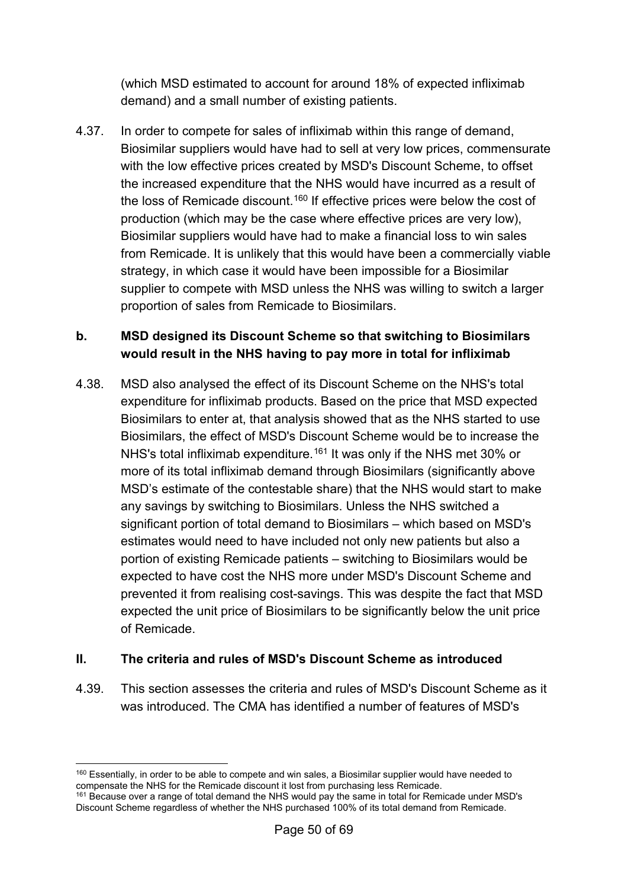(which MSD estimated to account for around 18% of expected infliximab demand) and a small number of existing patients.

4.37. In order to compete for sales of infliximab within this range of demand, Biosimilar suppliers would have had to sell at very low prices, commensurate with the low effective prices created by MSD's Discount Scheme, to offset the increased expenditure that the NHS would have incurred as a result of the loss of Remicade discount.[160] If effective prices were below the cost of production (which may be the case where effective prices are very low), Biosimilar suppliers would have had to make a financial loss to win sales from Remicade. It is unlikely that this would have been a commercially viable strategy, in which case it would have been impossible for a Biosimilar supplier to compete with MSD unless the NHS was willing to switch a larger proportion of sales from Remicade to Biosimilars.

### b. MSD designed its Discount Scheme so that switching to Biosimilars would result in the NHS having to pay more in total for infliximab

4.38. MSD also analysed the effect of its Discount Scheme on the NHS's total expenditure for infliximab products. Based on the price that MSD expected Biosimilars to enter at, that analysis showed that as the NHS started to use Biosimilars, the effect of MSD's Discount Scheme would be to increase the NHS's total infliximab expenditure.[161] It was only if the NHS met 30% or more of its total infliximab demand through Biosimilars (significantly above MSD's estimate of the contestable share) that the NHS would start to make any savings by switching to Biosimilars. Unless the NHS switched a significant portion of total demand to Biosimilars – which based on MSD's estimates would need to have included not only new patients but also a portion of existing Remicade patients – switching to Biosimilars would be expected to have cost the NHS more under MSD's Discount Scheme and prevented it from realising cost-savings. This was despite the fact that MSD expected the unit price of Biosimilars to be significantly below the unit price of Remicade.

## II. The criteria and rules of MSD's Discount Scheme as introduced

4.39. This section assesses the criteria and rules of MSD's Discount Scheme as it was introduced. The CMA has identified a number of features of MSD's

---

[160] Essentially, in order to be able to compete and win sales, a Biosimilar supplier would have needed to compensate the NHS for the Remicade discount it lost from purchasing less Remicade.

[161] Because over a range of total demand the NHS would pay the same in total for Remicade under MSD's Discount Scheme regardless of whether the NHS purchased 100% of its total demand from Remicade.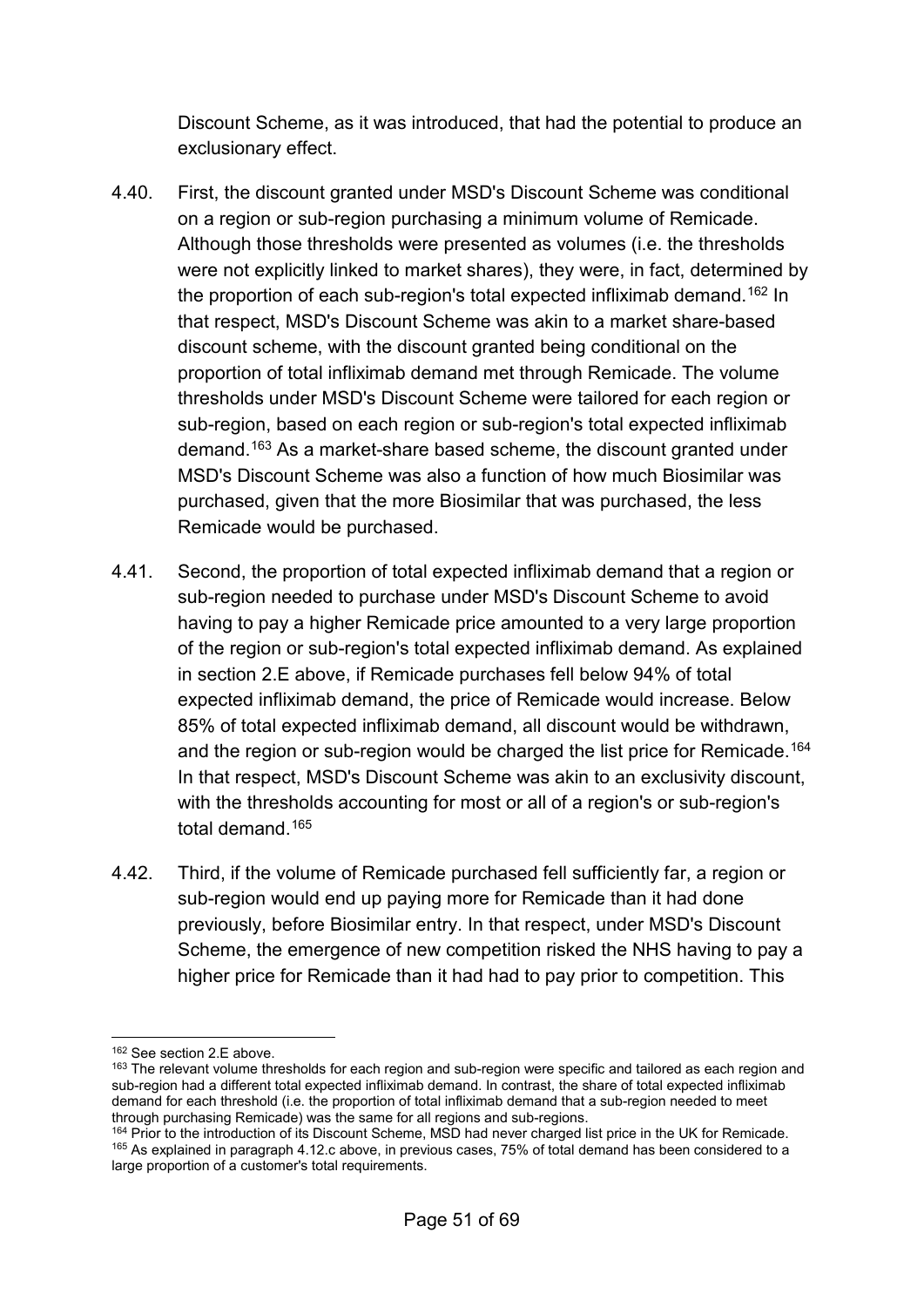Discount Scheme, as it was introduced, that had the potential to produce an exclusionary effect.

4.40. First, the discount granted under MSD's Discount Scheme was conditional on a region or sub-region purchasing a minimum volume of Remicade. Although those thresholds were presented as volumes (i.e. the thresholds were not explicitly linked to market shares), they were, in fact, determined by the proportion of each sub-region's total expected infliximab demand.[162] In that respect, MSD's Discount Scheme was akin to a market share-based discount scheme, with the discount granted being conditional on the proportion of total infliximab demand met through Remicade. The volume thresholds under MSD's Discount Scheme were tailored for each region or sub-region, based on each region or sub-region's total expected infliximab demand.[163] As a market-share based scheme, the discount granted under MSD's Discount Scheme was also a function of how much Biosimilar was purchased, given that the more Biosimilar that was purchased, the less Remicade would be purchased.

4.41. Second, the proportion of total expected infliximab demand that a region or sub-region needed to purchase under MSD's Discount Scheme to avoid having to pay a higher Remicade price amounted to a very large proportion of the region or sub-region's total expected infliximab demand. As explained in section 2.E above, if Remicade purchases fell below 94% of total expected infliximab demand, the price of Remicade would increase. Below 85% of total expected infliximab demand, all discount would be withdrawn, and the region or sub-region would be charged the list price for Remicade.[164] In that respect, MSD's Discount Scheme was akin to an exclusivity discount, with the thresholds accounting for most or all of a region's or sub-region's total demand.[165]

4.42. Third, if the volume of Remicade purchased fell sufficiently far, a region or sub-region would end up paying more for Remicade than it had done previously, before Biosimilar entry. In that respect, under MSD's Discount Scheme, the emergence of new competition risked the NHS having to pay a higher price for Remicade than it had had to pay prior to competition. This

---

[162] See section 2.E above.

[163] The relevant volume thresholds for each region and sub-region were specific and tailored as each region and sub-region had a different total expected infliximab demand. In contrast, the share of total expected infliximab demand for each threshold (i.e. the proportion of total infliximab demand that a sub-region needed to meet through purchasing Remicade) was the same for all regions and sub-regions.

[164] Prior to the introduction of its Discount Scheme, MSD had never charged list price in the UK for Remicade.

[165] As explained in paragraph 4.12.c above, in previous cases, 75% of total demand has been considered to a large proportion of a customer's total requirements.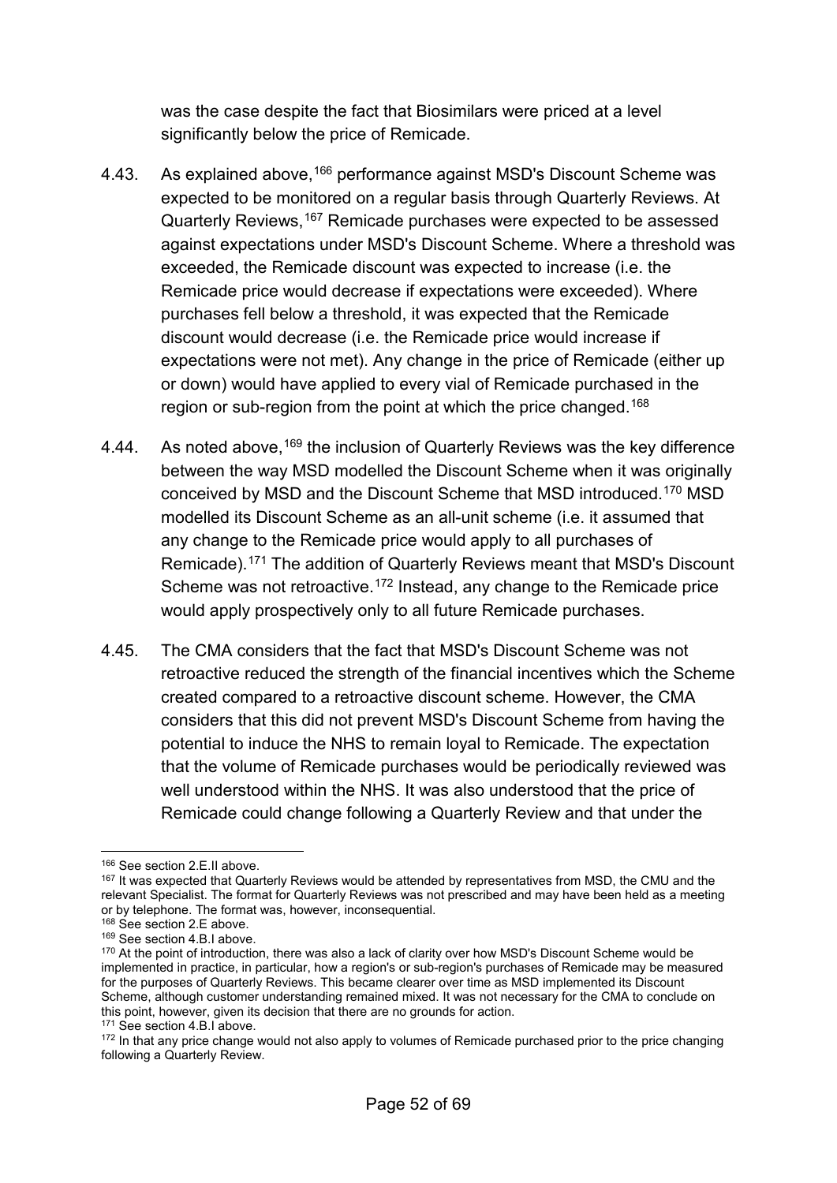was the case despite the fact that Biosimilars were priced at a level significantly below the price of Remicade.

4.43. As explained above,[166] performance against MSD's Discount Scheme was expected to be monitored on a regular basis through Quarterly Reviews. At Quarterly Reviews,[167] Remicade purchases were expected to be assessed against expectations under MSD's Discount Scheme. Where a threshold was exceeded, the Remicade discount was expected to increase (i.e. the Remicade price would decrease if expectations were exceeded). Where purchases fell below a threshold, it was expected that the Remicade discount would decrease (i.e. the Remicade price would increase if expectations were not met). Any change in the price of Remicade (either up or down) would have applied to every vial of Remicade purchased in the region or sub-region from the point at which the price changed.[168]

4.44. As noted above,[169] the inclusion of Quarterly Reviews was the key difference between the way MSD modelled the Discount Scheme when it was originally conceived by MSD and the Discount Scheme that MSD introduced.[170] MSD modelled its Discount Scheme as an all-unit scheme (i.e. it assumed that any change to the Remicade price would apply to all purchases of Remicade).[171] The addition of Quarterly Reviews meant that MSD's Discount Scheme was not retroactive.[172] Instead, any change to the Remicade price would apply prospectively only to all future Remicade purchases.

4.45. The CMA considers that the fact that MSD's Discount Scheme was not retroactive reduced the strength of the financial incentives which the Scheme created compared to a retroactive discount scheme. However, the CMA considers that this did not prevent MSD's Discount Scheme from having the potential to induce the NHS to remain loyal to Remicade. The expectation that the volume of Remicade purchases would be periodically reviewed was well understood within the NHS. It was also understood that the price of Remicade could change following a Quarterly Review and that under the

[166] See section 2.E.II above.

[167] It was expected that Quarterly Reviews would be attended by representatives from MSD, the CMU and the relevant Specialist. The format for Quarterly Reviews was not prescribed and may have been held as a meeting or by telephone. The format was, however, inconsequential.

[168] See section 2.E above.

[169] See section 4.B.I above.

[170] At the point of introduction, there was also a lack of clarity over how MSD's Discount Scheme would be implemented in practice, in particular, how a region's or sub-region's purchases of Remicade may be measured for the purposes of Quarterly Reviews. This became clearer over time as MSD implemented its Discount Scheme, although customer understanding remained mixed. It was not necessary for the CMA to conclude on this point, however, given its decision that there are no grounds for action.

[171] See section 4.B.I above.

[172] In that any price change would not also apply to volumes of Remicade purchased prior to the price changing following a Quarterly Review.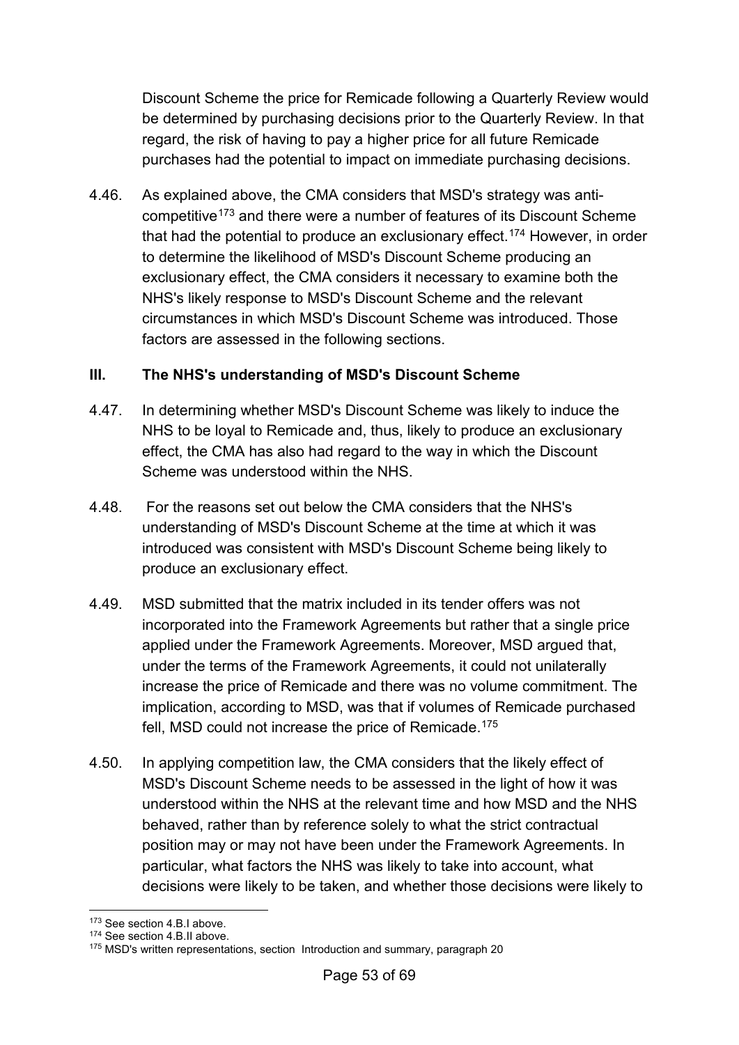Discount Scheme the price for Remicade following a Quarterly Review would be determined by purchasing decisions prior to the Quarterly Review. In that regard, the risk of having to pay a higher price for all future Remicade purchases had the potential to impact on immediate purchasing decisions.

4.46. As explained above, the CMA considers that MSD's strategy was anti-competitive[173] and there were a number of features of its Discount Scheme that had the potential to produce an exclusionary effect.[174] However, in order to determine the likelihood of MSD's Discount Scheme producing an exclusionary effect, the CMA considers it necessary to examine both the NHS's likely response to MSD's Discount Scheme and the relevant circumstances in which MSD's Discount Scheme was introduced. Those factors are assessed in the following sections.

### III. The NHS's understanding of MSD's Discount Scheme

4.47. In determining whether MSD's Discount Scheme was likely to induce the NHS to be loyal to Remicade and, thus, likely to produce an exclusionary effect, the CMA has also had regard to the way in which the Discount Scheme was understood within the NHS.

4.48. For the reasons set out below the CMA considers that the NHS's understanding of MSD's Discount Scheme at the time at which it was introduced was consistent with MSD's Discount Scheme being likely to produce an exclusionary effect.

4.49. MSD submitted that the matrix included in its tender offers was not incorporated into the Framework Agreements but rather that a single price applied under the Framework Agreements. Moreover, MSD argued that, under the terms of the Framework Agreements, it could not unilaterally increase the price of Remicade and there was no volume commitment. The implication, according to MSD, was that if volumes of Remicade purchased fell, MSD could not increase the price of Remicade.[175]

4.50. In applying competition law, the CMA considers that the likely effect of MSD's Discount Scheme needs to be assessed in the light of how it was understood within the NHS at the relevant time and how MSD and the NHS behaved, rather than by reference solely to what the strict contractual position may or may not have been under the Framework Agreements. In particular, what factors the NHS was likely to take into account, what decisions were likely to be taken, and whether those decisions were likely to

[173] See section 4.B.I above.

[174] See section 4.B.II above.

[175] MSD's written representations, section Introduction and summary, paragraph 20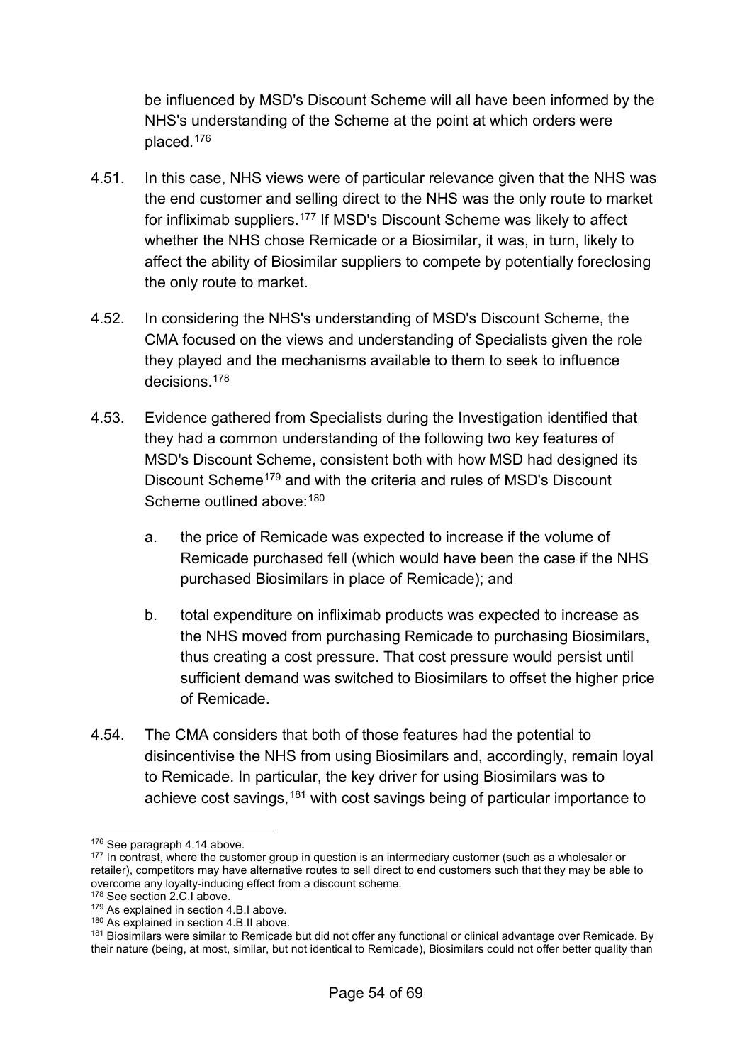be influenced by MSD's Discount Scheme will all have been informed by the NHS's understanding of the Scheme at the point at which orders were placed.[176]

4.51. In this case, NHS views were of particular relevance given that the NHS was the end customer and selling direct to the NHS was the only route to market for infliximab suppliers.[177] If MSD's Discount Scheme was likely to affect whether the NHS chose Remicade or a Biosimilar, it was, in turn, likely to affect the ability of Biosimilar suppliers to compete by potentially foreclosing the only route to market.

4.52. In considering the NHS's understanding of MSD's Discount Scheme, the CMA focused on the views and understanding of Specialists given the role they played and the mechanisms available to them to seek to influence decisions.[178]

4.53. Evidence gathered from Specialists during the Investigation identified that they had a common understanding of the following two key features of MSD's Discount Scheme, consistent both with how MSD had designed its Discount Scheme[179] and with the criteria and rules of MSD's Discount Scheme outlined above:[180]

  a. the price of Remicade was expected to increase if the volume of Remicade purchased fell (which would have been the case if the NHS purchased Biosimilars in place of Remicade); and

  b. total expenditure on infliximab products was expected to increase as the NHS moved from purchasing Remicade to purchasing Biosimilars, thus creating a cost pressure. That cost pressure would persist until sufficient demand was switched to Biosimilars to offset the higher price of Remicade.

4.54. The CMA considers that both of those features had the potential to disincentivise the NHS from using Biosimilars and, accordingly, remain loyal to Remicade. In particular, the key driver for using Biosimilars was to achieve cost savings,[181] with cost savings being of particular importance to

---

[176] See paragraph 4.14 above.

[177] In contrast, where the customer group in question is an intermediary customer (such as a wholesaler or retailer), competitors may have alternative routes to sell direct to end customers such that they may be able to overcome any loyalty-inducing effect from a discount scheme.

[178] See section 2.C.I above.

[179] As explained in section 4.B.I above.

[180] As explained in section 4.B.II above.

[181] Biosimilars were similar to Remicade but did not offer any functional or clinical advantage over Remicade. By their nature (being, at most, similar, but not identical to Remicade), Biosimilars could not offer better quality than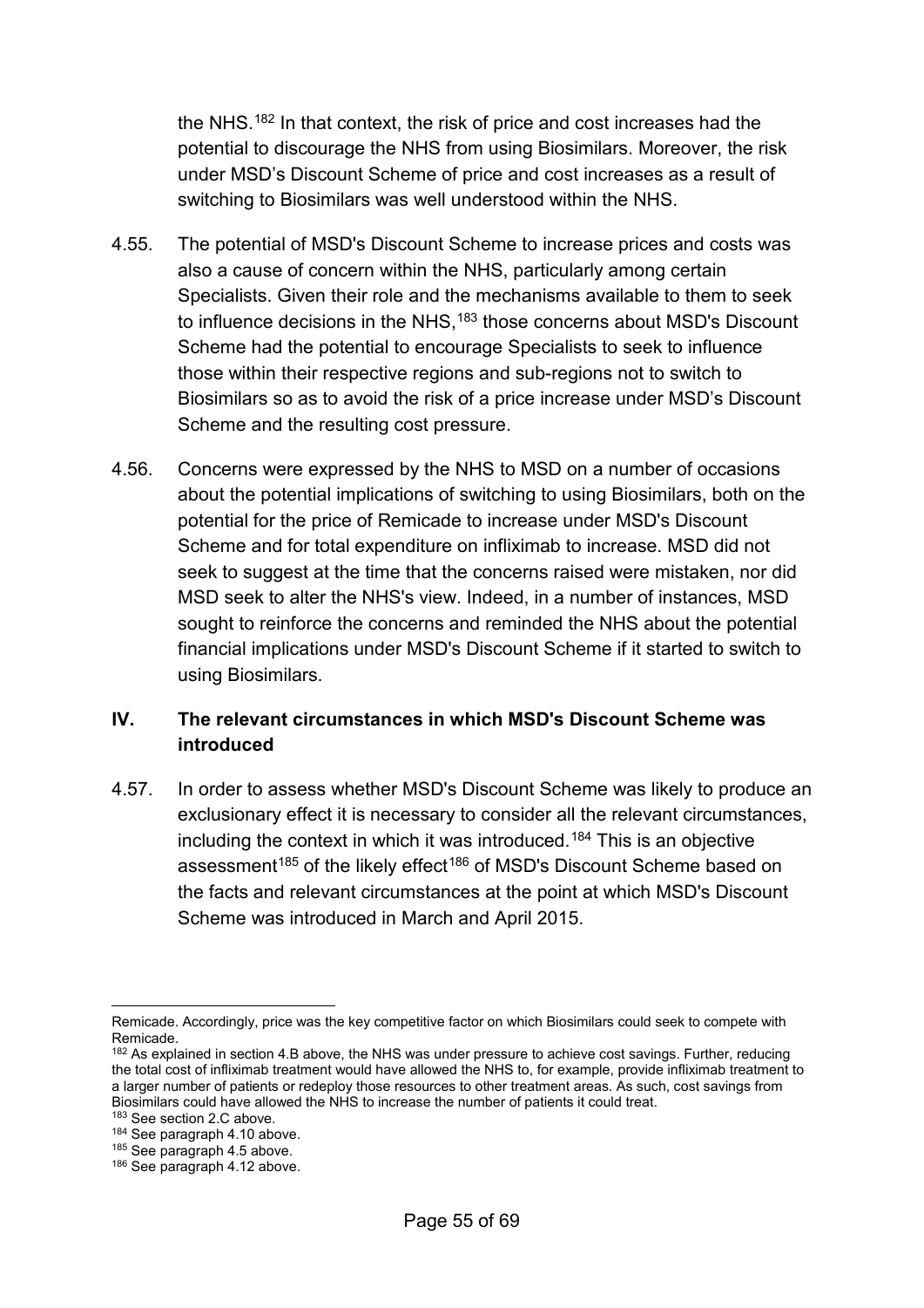the NHS.[182] In that context, the risk of price and cost increases had the potential to discourage the NHS from using Biosimilars. Moreover, the risk under MSD's Discount Scheme of price and cost increases as a result of switching to Biosimilars was well understood within the NHS.

4.55. The potential of MSD's Discount Scheme to increase prices and costs was also a cause of concern within the NHS, particularly among certain Specialists. Given their role and the mechanisms available to them to seek to influence decisions in the NHS,[183] those concerns about MSD's Discount Scheme had the potential to encourage Specialists to seek to influence those within their respective regions and sub-regions not to switch to Biosimilars so as to avoid the risk of a price increase under MSD's Discount Scheme and the resulting cost pressure.

4.56. Concerns were expressed by the NHS to MSD on a number of occasions about the potential implications of switching to using Biosimilars, both on the potential for the price of Remicade to increase under MSD's Discount Scheme and for total expenditure on infliximab to increase. MSD did not seek to suggest at the time that the concerns raised were mistaken, nor did MSD seek to alter the NHS's view. Indeed, in a number of instances, MSD sought to reinforce the concerns and reminded the NHS about the potential financial implications under MSD's Discount Scheme if it started to switch to using Biosimilars.

## IV. The relevant circumstances in which MSD's Discount Scheme was introduced

4.57. In order to assess whether MSD's Discount Scheme was likely to produce an exclusionary effect it is necessary to consider all the relevant circumstances, including the context in which it was introduced.[184] This is an objective assessment[185] of the likely effect[186] of MSD's Discount Scheme based on the facts and relevant circumstances at the point at which MSD's Discount Scheme was introduced in March and April 2015.

---

Remicade. Accordingly, price was the key competitive factor on which Biosimilars could seek to compete with Remicade.

[182] As explained in section 4.B above, the NHS was under pressure to achieve cost savings. Further, reducing the total cost of infliximab treatment would have allowed the NHS to, for example, provide infliximab treatment to a larger number of patients or redeploy those resources to other treatment areas. As such, cost savings from Biosimilars could have allowed the NHS to increase the number of patients it could treat.

[183] See section 2.C above.

[184] See paragraph 4.10 above.

[185] See paragraph 4.5 above.

[186] See paragraph 4.12 above.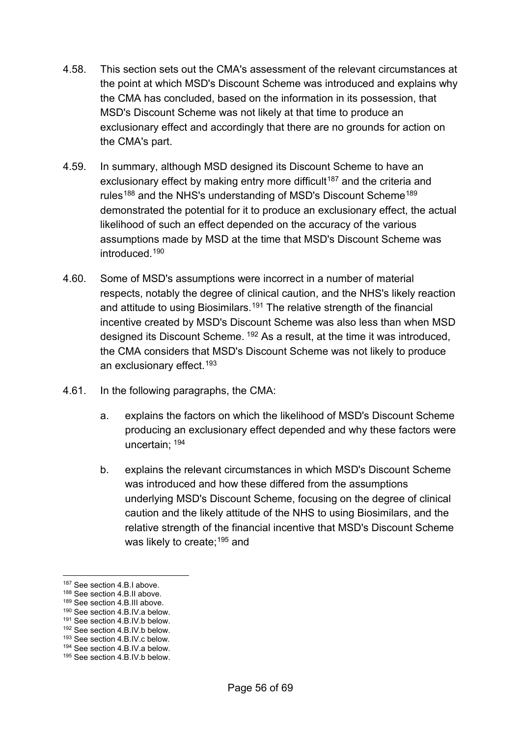4.58. This section sets out the CMA's assessment of the relevant circumstances at the point at which MSD's Discount Scheme was introduced and explains why the CMA has concluded, based on the information in its possession, that MSD's Discount Scheme was not likely at that time to produce an exclusionary effect and accordingly that there are no grounds for action on the CMA's part.

4.59. In summary, although MSD designed its Discount Scheme to have an exclusionary effect by making entry more difficult[187] and the criteria and rules[188] and the NHS's understanding of MSD's Discount Scheme[189] demonstrated the potential for it to produce an exclusionary effect, the actual likelihood of such an effect depended on the accuracy of the various assumptions made by MSD at the time that MSD's Discount Scheme was introduced.[190]

4.60. Some of MSD's assumptions were incorrect in a number of material respects, notably the degree of clinical caution, and the NHS's likely reaction and attitude to using Biosimilars.[191] The relative strength of the financial incentive created by MSD's Discount Scheme was also less than when MSD designed its Discount Scheme.[192] As a result, at the time it was introduced, the CMA considers that MSD's Discount Scheme was not likely to produce an exclusionary effect.[193]

4.61. In the following paragraphs, the CMA:

a. explains the factors on which the likelihood of MSD's Discount Scheme producing an exclusionary effect depended and why these factors were uncertain; [194]

b. explains the relevant circumstances in which MSD's Discount Scheme was introduced and how these differed from the assumptions underlying MSD's Discount Scheme, focusing on the degree of clinical caution and the likely attitude of the NHS to using Biosimilars, and the relative strength of the financial incentive that MSD's Discount Scheme was likely to create;[195] and

---

[187] See section 4.B.I above.
[188] See section 4.B.II above.
[189] See section 4.B.III above.
[190] See section 4.B.IV.a below.
[191] See section 4.B.IV.b below.
[192] See section 4.B.IV.b below.
[193] See section 4.B.IV.c below.
[194] See section 4.B.IV.a below.
[195] See section 4.B.IV.b below.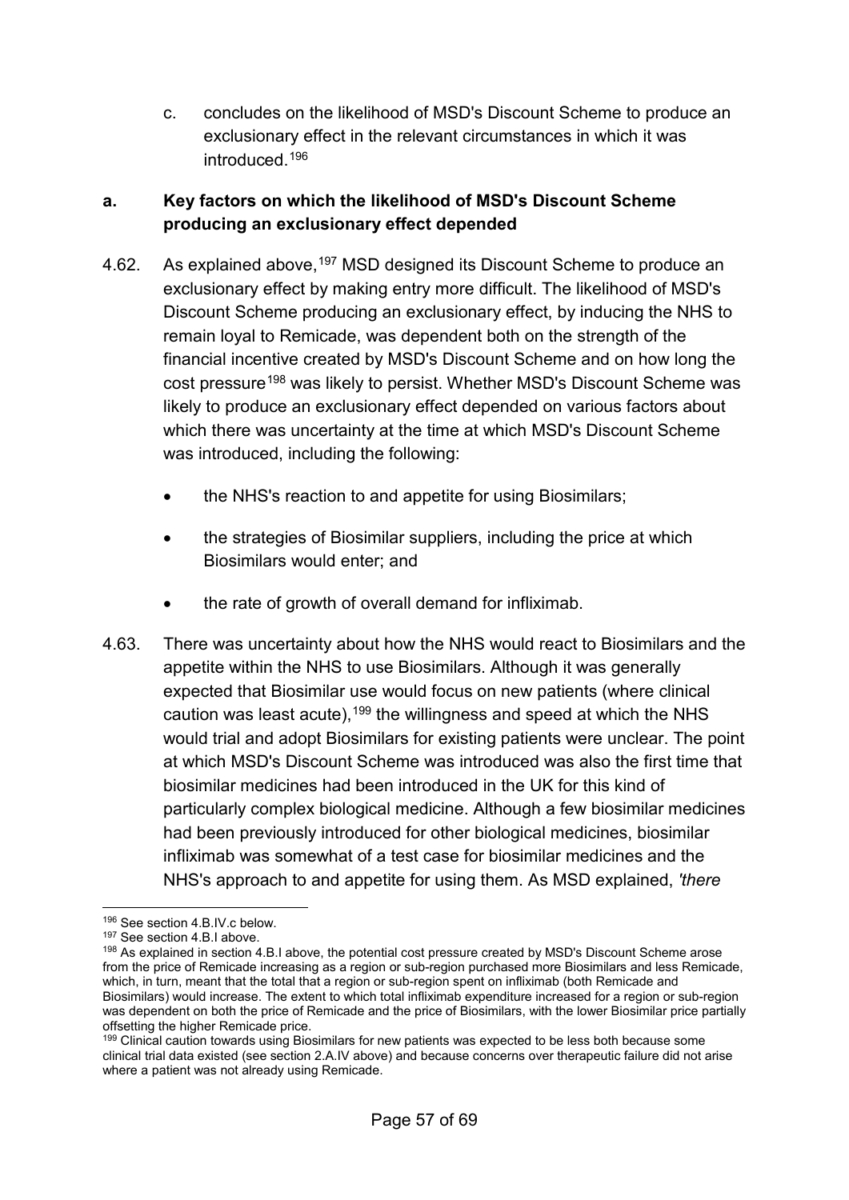c. concludes on the likelihood of MSD's Discount Scheme to produce an exclusionary effect in the relevant circumstances in which it was introduced.[196]

### a. Key factors on which the likelihood of MSD's Discount Scheme producing an exclusionary effect depended

4.62. As explained above,[197] MSD designed its Discount Scheme to produce an exclusionary effect by making entry more difficult. The likelihood of MSD's Discount Scheme producing an exclusionary effect, by inducing the NHS to remain loyal to Remicade, was dependent both on the strength of the financial incentive created by MSD's Discount Scheme and on how long the cost pressure[198] was likely to persist. Whether MSD's Discount Scheme was likely to produce an exclusionary effect depended on various factors about which there was uncertainty at the time at which MSD's Discount Scheme was introduced, including the following:

- the NHS's reaction to and appetite for using Biosimilars;
- the strategies of Biosimilar suppliers, including the price at which Biosimilars would enter; and
- the rate of growth of overall demand for infliximab.

4.63. There was uncertainty about how the NHS would react to Biosimilars and the appetite within the NHS to use Biosimilars. Although it was generally expected that Biosimilar use would focus on new patients (where clinical caution was least acute),[199] the willingness and speed at which the NHS would trial and adopt Biosimilars for existing patients were unclear. The point at which MSD's Discount Scheme was introduced was also the first time that biosimilar medicines had been introduced in the UK for this kind of particularly complex biological medicine. Although a few biosimilar medicines had been previously introduced for other biological medicines, biosimilar infliximab was somewhat of a test case for biosimilar medicines and the NHS's approach to and appetite for using them. As MSD explained, *'there*

---

[196] See section 4.B.IV.c below.

[197] See section 4.B.I above.

[198] As explained in section 4.B.I above, the potential cost pressure created by MSD's Discount Scheme arose from the price of Remicade increasing as a region or sub-region purchased more Biosimilars and less Remicade, which, in turn, meant that the total that a region or sub-region spent on infliximab (both Remicade and Biosimilars) would increase. The extent to which total infliximab expenditure increased for a region or sub-region was dependent on both the price of Remicade and the price of Biosimilars, with the lower Biosimilar price partially offsetting the higher Remicade price.

[199] Clinical caution towards using Biosimilars for new patients was expected to be less both because some clinical trial data existed (see section 2.A.IV above) and because concerns over therapeutic failure did not arise where a patient was not already using Remicade.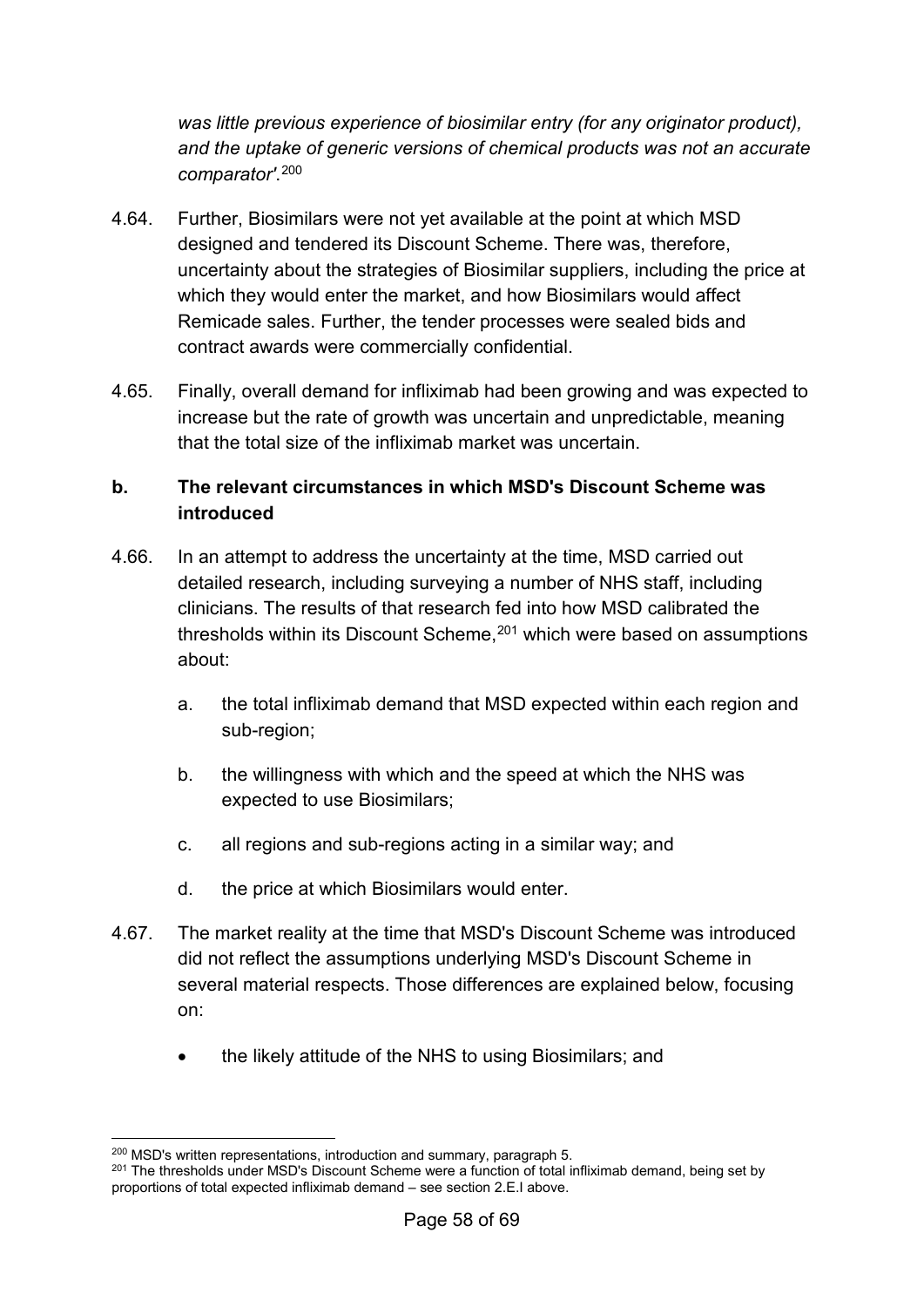*was little previous experience of biosimilar entry (for any originator product), and the uptake of generic versions of chemical products was not an accurate comparator'*.[200]

4.64. Further, Biosimilars were not yet available at the point at which MSD designed and tendered its Discount Scheme. There was, therefore, uncertainty about the strategies of Biosimilar suppliers, including the price at which they would enter the market, and how Biosimilars would affect Remicade sales. Further, the tender processes were sealed bids and contract awards were commercially confidential.

4.65. Finally, overall demand for infliximab had been growing and was expected to increase but the rate of growth was uncertain and unpredictable, meaning that the total size of the infliximab market was uncertain.

**b. The relevant circumstances in which MSD's Discount Scheme was introduced**

4.66. In an attempt to address the uncertainty at the time, MSD carried out detailed research, including surveying a number of NHS staff, including clinicians. The results of that research fed into how MSD calibrated the thresholds within its Discount Scheme,[201] which were based on assumptions about:

a. the total infliximab demand that MSD expected within each region and sub-region;

b. the willingness with which and the speed at which the NHS was expected to use Biosimilars;

c. all regions and sub-regions acting in a similar way; and

d. the price at which Biosimilars would enter.

4.67. The market reality at the time that MSD's Discount Scheme was introduced did not reflect the assumptions underlying MSD's Discount Scheme in several material respects. Those differences are explained below, focusing on:

- the likely attitude of the NHS to using Biosimilars; and

[200] MSD's written representations, introduction and summary, paragraph 5.

[201] The thresholds under MSD's Discount Scheme were a function of total infliximab demand, being set by proportions of total expected infliximab demand – see section 2.E.I above.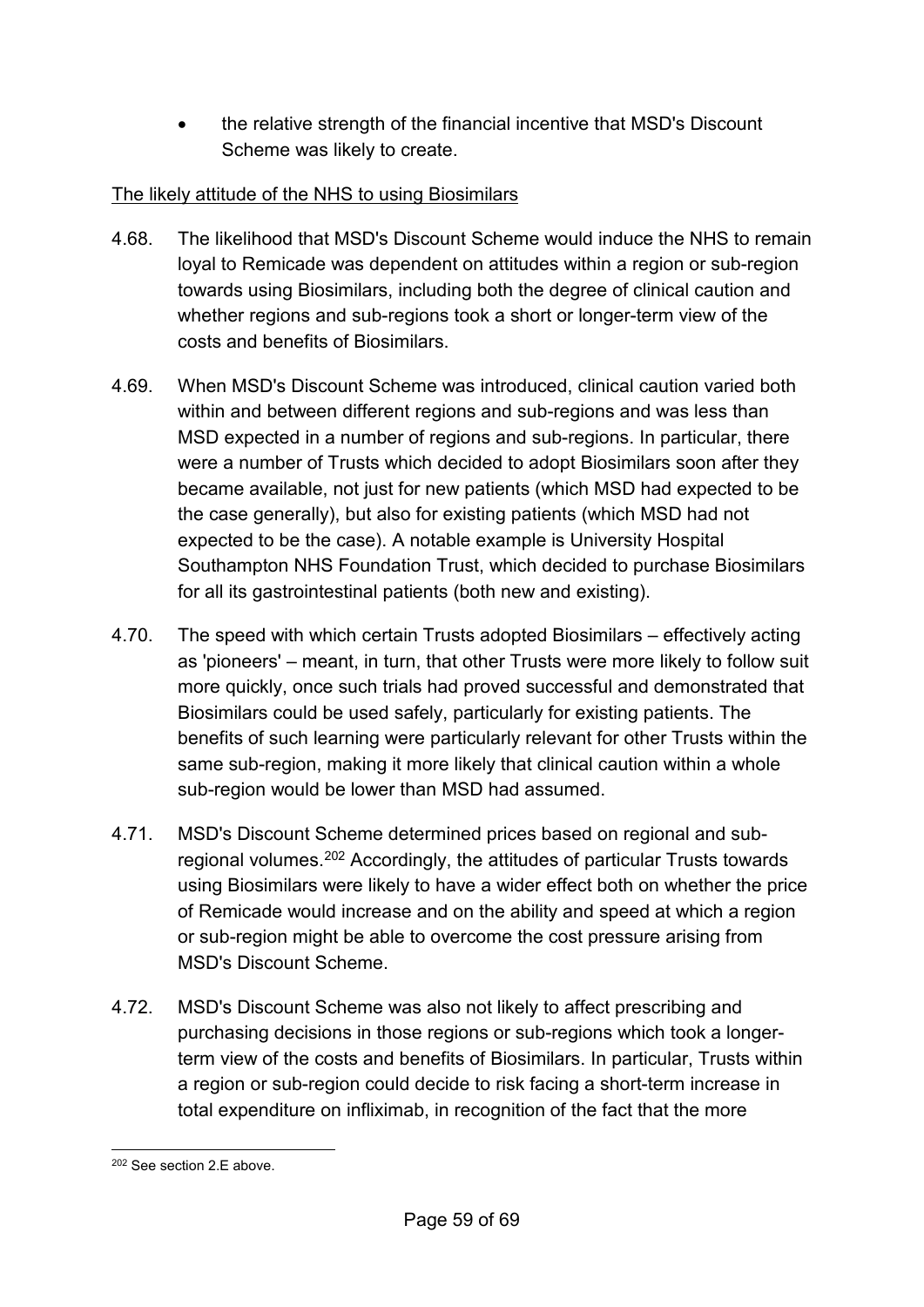- the relative strength of the financial incentive that MSD's Discount Scheme was likely to create.

The likely attitude of the NHS to using Biosimilars

4.68. The likelihood that MSD's Discount Scheme would induce the NHS to remain loyal to Remicade was dependent on attitudes within a region or sub-region towards using Biosimilars, including both the degree of clinical caution and whether regions and sub-regions took a short or longer-term view of the costs and benefits of Biosimilars.

4.69. When MSD's Discount Scheme was introduced, clinical caution varied both within and between different regions and sub-regions and was less than MSD expected in a number of regions and sub-regions. In particular, there were a number of Trusts which decided to adopt Biosimilars soon after they became available, not just for new patients (which MSD had expected to be the case generally), but also for existing patients (which MSD had not expected to be the case). A notable example is University Hospital Southampton NHS Foundation Trust, which decided to purchase Biosimilars for all its gastrointestinal patients (both new and existing).

4.70. The speed with which certain Trusts adopted Biosimilars – effectively acting as 'pioneers' – meant, in turn, that other Trusts were more likely to follow suit more quickly, once such trials had proved successful and demonstrated that Biosimilars could be used safely, particularly for existing patients. The benefits of such learning were particularly relevant for other Trusts within the same sub-region, making it more likely that clinical caution within a whole sub-region would be lower than MSD had assumed.

4.71. MSD's Discount Scheme determined prices based on regional and sub-regional volumes.[202] Accordingly, the attitudes of particular Trusts towards using Biosimilars were likely to have a wider effect both on whether the price of Remicade would increase and on the ability and speed at which a region or sub-region might be able to overcome the cost pressure arising from MSD's Discount Scheme.

4.72. MSD's Discount Scheme was also not likely to affect prescribing and purchasing decisions in those regions or sub-regions which took a longer-term view of the costs and benefits of Biosimilars. In particular, Trusts within a region or sub-region could decide to risk facing a short-term increase in total expenditure on infliximab, in recognition of the fact that the more

[202] See section 2.E above.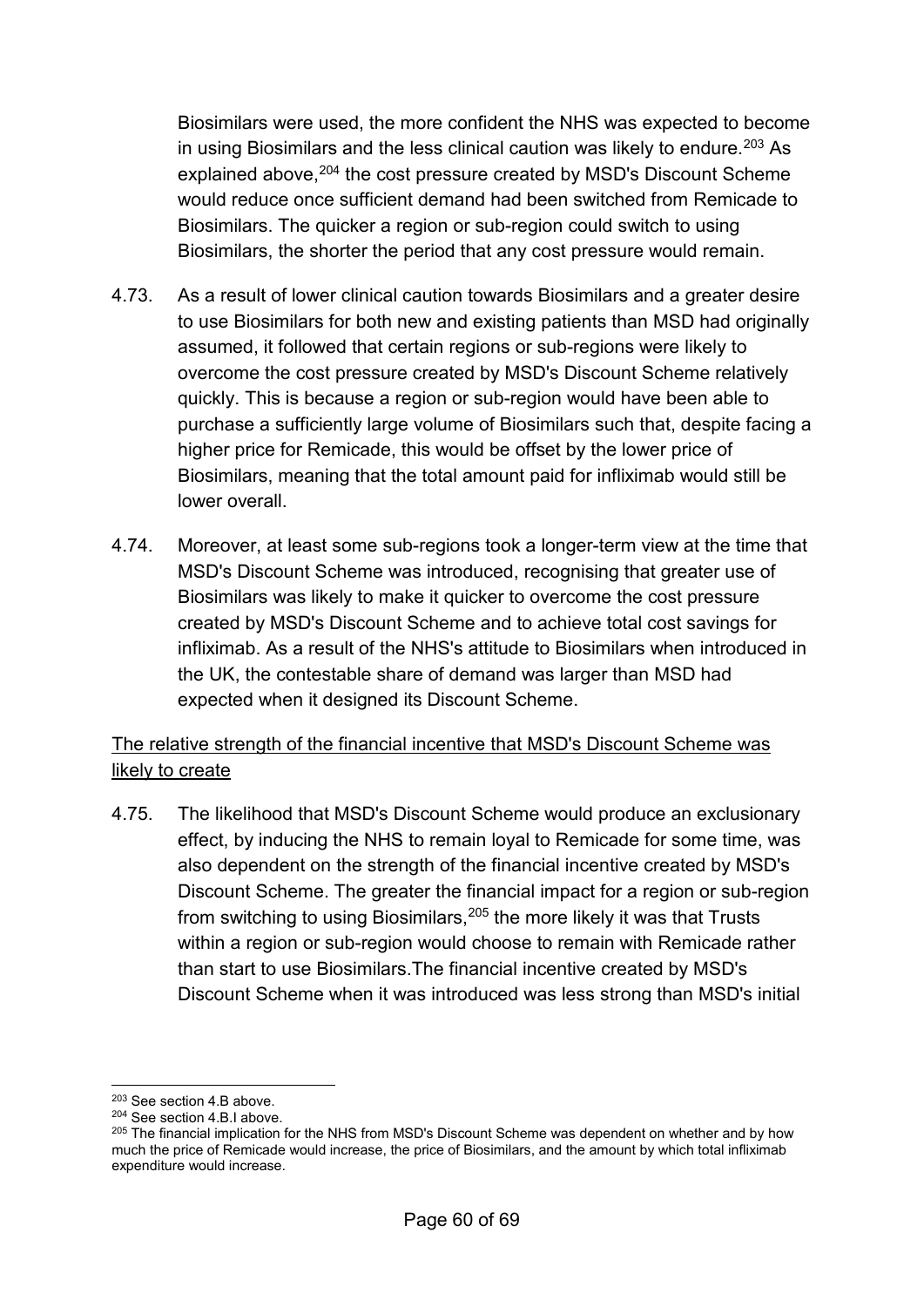Biosimilars were used, the more confident the NHS was expected to become in using Biosimilars and the less clinical caution was likely to endure.[203] As explained above,[204] the cost pressure created by MSD's Discount Scheme would reduce once sufficient demand had been switched from Remicade to Biosimilars. The quicker a region or sub-region could switch to using Biosimilars, the shorter the period that any cost pressure would remain.

4.73. As a result of lower clinical caution towards Biosimilars and a greater desire to use Biosimilars for both new and existing patients than MSD had originally assumed, it followed that certain regions or sub-regions were likely to overcome the cost pressure created by MSD's Discount Scheme relatively quickly. This is because a region or sub-region would have been able to purchase a sufficiently large volume of Biosimilars such that, despite facing a higher price for Remicade, this would be offset by the lower price of Biosimilars, meaning that the total amount paid for infliximab would still be lower overall.

4.74. Moreover, at least some sub-regions took a longer-term view at the time that MSD's Discount Scheme was introduced, recognising that greater use of Biosimilars was likely to make it quicker to overcome the cost pressure created by MSD's Discount Scheme and to achieve total cost savings for infliximab. As a result of the NHS's attitude to Biosimilars when introduced in the UK, the contestable share of demand was larger than MSD had expected when it designed its Discount Scheme.

<u>The relative strength of the financial incentive that MSD's Discount Scheme was likely to create</u>

4.75. The likelihood that MSD's Discount Scheme would produce an exclusionary effect, by inducing the NHS to remain loyal to Remicade for some time, was also dependent on the strength of the financial incentive created by MSD's Discount Scheme. The greater the financial impact for a region or sub-region from switching to using Biosimilars,[205] the more likely it was that Trusts within a region or sub-region would choose to remain with Remicade rather than start to use Biosimilars.The financial incentive created by MSD's Discount Scheme when it was introduced was less strong than MSD's initial

[203] See section 4.B above.

[204] See section 4.B.I above.

[205] The financial implication for the NHS from MSD's Discount Scheme was dependent on whether and by how much the price of Remicade would increase, the price of Biosimilars, and the amount by which total infliximab expenditure would increase.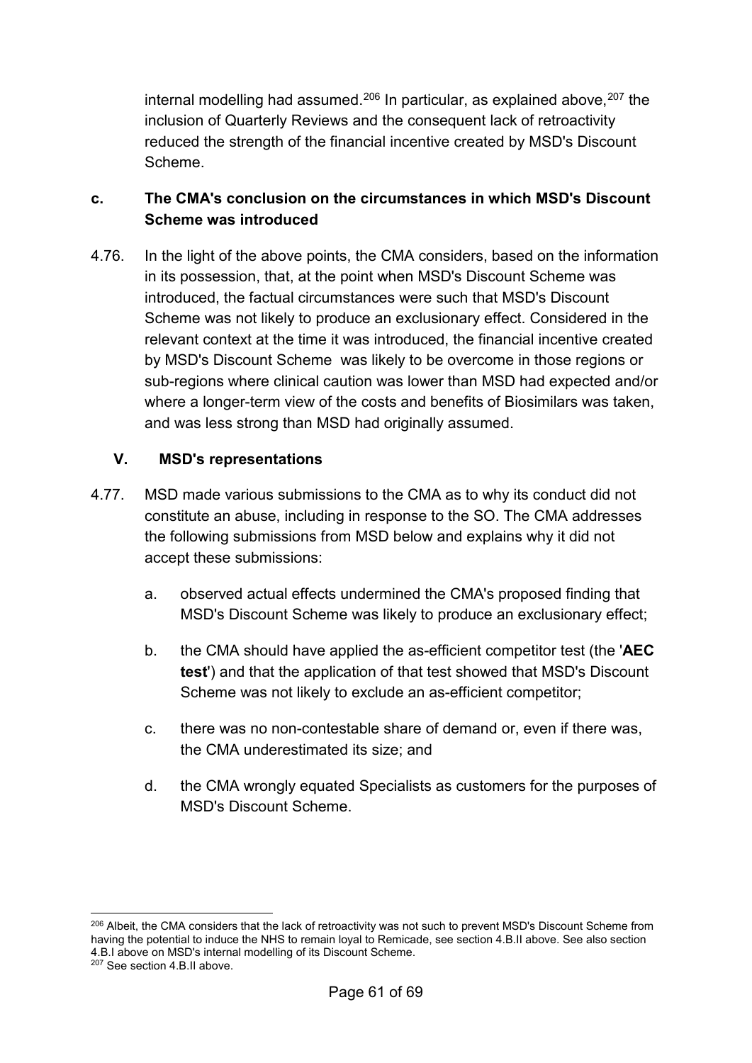internal modelling had assumed.[206] In particular, as explained above,[207] the inclusion of Quarterly Reviews and the consequent lack of retroactivity reduced the strength of the financial incentive created by MSD's Discount Scheme.

### c. The CMA's conclusion on the circumstances in which MSD's Discount Scheme was introduced

4.76. In the light of the above points, the CMA considers, based on the information in its possession, that, at the point when MSD's Discount Scheme was introduced, the factual circumstances were such that MSD's Discount Scheme was not likely to produce an exclusionary effect. Considered in the relevant context at the time it was introduced, the financial incentive created by MSD's Discount Scheme was likely to be overcome in those regions or sub-regions where clinical caution was lower than MSD had expected and/or where a longer-term view of the costs and benefits of Biosimilars was taken, and was less strong than MSD had originally assumed.

### V. MSD's representations

4.77. MSD made various submissions to the CMA as to why its conduct did not constitute an abuse, including in response to the SO. The CMA addresses the following submissions from MSD below and explains why it did not accept these submissions:

a. observed actual effects undermined the CMA's proposed finding that MSD's Discount Scheme was likely to produce an exclusionary effect;

b. the CMA should have applied the as-efficient competitor test (the '**AEC test**') and that the application of that test showed that MSD's Discount Scheme was not likely to exclude an as-efficient competitor;

c. there was no non-contestable share of demand or, even if there was, the CMA underestimated its size; and

d. the CMA wrongly equated Specialists as customers for the purposes of MSD's Discount Scheme.

---

[206] Albeit, the CMA considers that the lack of retroactivity was not such to prevent MSD's Discount Scheme from having the potential to induce the NHS to remain loyal to Remicade, see section 4.B.II above. See also section 4.B.I above on MSD's internal modelling of its Discount Scheme.

[207] See section 4.B.II above.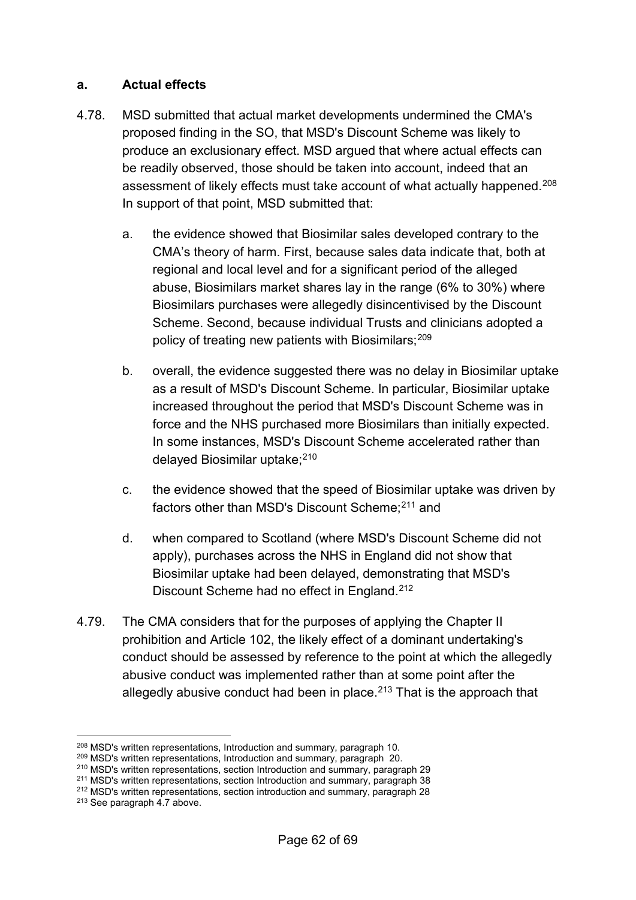### a. Actual effects

4.78. MSD submitted that actual market developments undermined the CMA's proposed finding in the SO, that MSD's Discount Scheme was likely to produce an exclusionary effect. MSD argued that where actual effects can be readily observed, those should be taken into account, indeed that an assessment of likely effects must take account of what actually happened.[208] In support of that point, MSD submitted that:

a. the evidence showed that Biosimilar sales developed contrary to the CMA's theory of harm. First, because sales data indicate that, both at regional and local level and for a significant period of the alleged abuse, Biosimilars market shares lay in the range (6% to 30%) where Biosimilars purchases were allegedly disincentivised by the Discount Scheme. Second, because individual Trusts and clinicians adopted a policy of treating new patients with Biosimilars;[209]

b. overall, the evidence suggested there was no delay in Biosimilar uptake as a result of MSD's Discount Scheme. In particular, Biosimilar uptake increased throughout the period that MSD's Discount Scheme was in force and the NHS purchased more Biosimilars than initially expected. In some instances, MSD's Discount Scheme accelerated rather than delayed Biosimilar uptake;[210]

c. the evidence showed that the speed of Biosimilar uptake was driven by factors other than MSD's Discount Scheme;[211] and

d. when compared to Scotland (where MSD's Discount Scheme did not apply), purchases across the NHS in England did not show that Biosimilar uptake had been delayed, demonstrating that MSD's Discount Scheme had no effect in England.[212]

4.79. The CMA considers that for the purposes of applying the Chapter II prohibition and Article 102, the likely effect of a dominant undertaking's conduct should be assessed by reference to the point at which the allegedly abusive conduct was implemented rather than at some point after the allegedly abusive conduct had been in place.[213] That is the approach that

---

[208] MSD's written representations, Introduction and summary, paragraph 10.

[209] MSD's written representations, Introduction and summary, paragraph 20.

[210] MSD's written representations, section Introduction and summary, paragraph 29

[211] MSD's written representations, section Introduction and summary, paragraph 38

[212] MSD's written representations, section introduction and summary, paragraph 28

[213] See paragraph 4.7 above.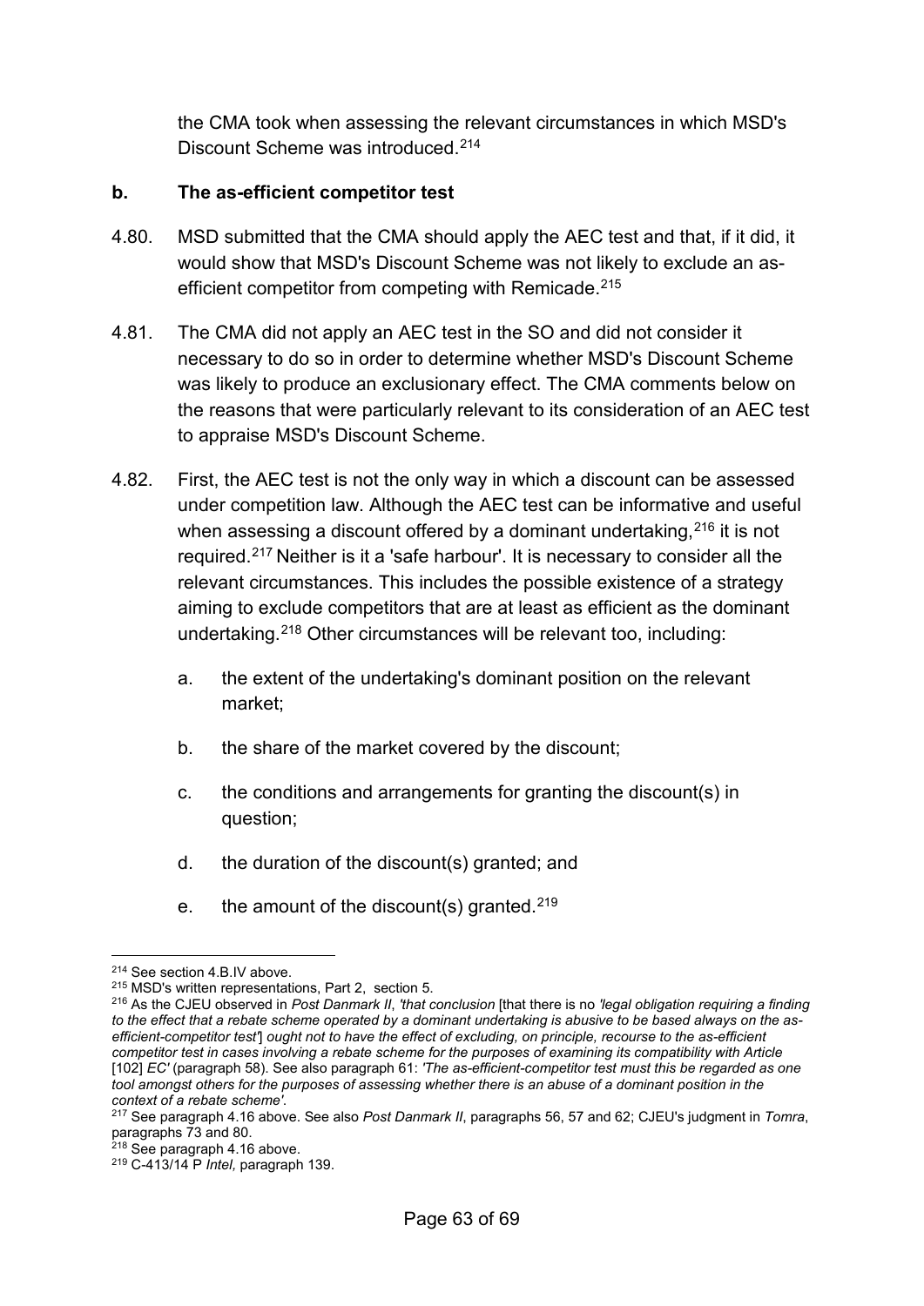the CMA took when assessing the relevant circumstances in which MSD's Discount Scheme was introduced.[214]

**b. The as-efficient competitor test**

4.80. MSD submitted that the CMA should apply the AEC test and that, if it did, it would show that MSD's Discount Scheme was not likely to exclude an as-efficient competitor from competing with Remicade.[215]

4.81. The CMA did not apply an AEC test in the SO and did not consider it necessary to do so in order to determine whether MSD's Discount Scheme was likely to produce an exclusionary effect. The CMA comments below on the reasons that were particularly relevant to its consideration of an AEC test to appraise MSD's Discount Scheme.

4.82. First, the AEC test is not the only way in which a discount can be assessed under competition law. Although the AEC test can be informative and useful when assessing a discount offered by a dominant undertaking,[216] it is not required.[217] Neither is it a 'safe harbour'. It is necessary to consider all the relevant circumstances. This includes the possible existence of a strategy aiming to exclude competitors that are at least as efficient as the dominant undertaking.[218] Other circumstances will be relevant too, including:

   a. the extent of the undertaking's dominant position on the relevant market;

   b. the share of the market covered by the discount;

   c. the conditions and arrangements for granting the discount(s) in question;

   d. the duration of the discount(s) granted; and

   e. the amount of the discount(s) granted.[219]

---

[214] See section 4.B.IV above.

[215] MSD's written representations, Part 2, section 5.

[216] As the CJEU observed in *Post Danmark II*, *'that conclusion* [that there is no *'legal obligation requiring a finding to the effect that a rebate scheme operated by a dominant undertaking is abusive to be based always on the as-efficient-competitor test'*] *ought not to have the effect of excluding, on principle, recourse to the as-efficient competitor test in cases involving a rebate scheme for the purposes of examining its compatibility with Article* [102] *EC'* (paragraph 58). See also paragraph 61: *'The as-efficient-competitor test must this be regarded as one tool amongst others for the purposes of assessing whether there is an abuse of a dominant position in the context of a rebate scheme'.*

[217] See paragraph 4.16 above. See also *Post Danmark II*, paragraphs 56, 57 and 62; CJEU's judgment in *Tomra*, paragraphs 73 and 80.

[218] See paragraph 4.16 above.

[219] C-413/14 P *Intel,* paragraph 139.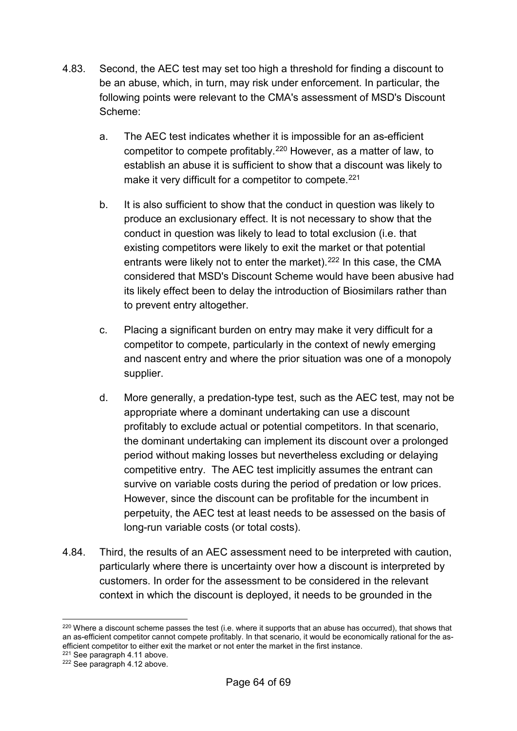4.83. Second, the AEC test may set too high a threshold for finding a discount to be an abuse, which, in turn, may risk under enforcement. In particular, the following points were relevant to the CMA's assessment of MSD's Discount Scheme:

a. The AEC test indicates whether it is impossible for an as-efficient competitor to compete profitably.[220] However, as a matter of law, to establish an abuse it is sufficient to show that a discount was likely to make it very difficult for a competitor to compete.[221]

b. It is also sufficient to show that the conduct in question was likely to produce an exclusionary effect. It is not necessary to show that the conduct in question was likely to lead to total exclusion (i.e. that existing competitors were likely to exit the market or that potential entrants were likely not to enter the market).[222] In this case, the CMA considered that MSD's Discount Scheme would have been abusive had its likely effect been to delay the introduction of Biosimilars rather than to prevent entry altogether.

c. Placing a significant burden on entry may make it very difficult for a competitor to compete, particularly in the context of newly emerging and nascent entry and where the prior situation was one of a monopoly supplier.

d. More generally, a predation-type test, such as the AEC test, may not be appropriate where a dominant undertaking can use a discount profitably to exclude actual or potential competitors. In that scenario, the dominant undertaking can implement its discount over a prolonged period without making losses but nevertheless excluding or delaying competitive entry. The AEC test implicitly assumes the entrant can survive on variable costs during the period of predation or low prices. However, since the discount can be profitable for the incumbent in perpetuity, the AEC test at least needs to be assessed on the basis of long-run variable costs (or total costs).

4.84. Third, the results of an AEC assessment need to be interpreted with caution, particularly where there is uncertainty over how a discount is interpreted by customers. In order for the assessment to be considered in the relevant context in which the discount is deployed, it needs to be grounded in the

---

[220] Where a discount scheme passes the test (i.e. where it supports that an abuse has occurred), that shows that an as-efficient competitor cannot compete profitably. In that scenario, it would be economically rational for the as-efficient competitor to either exit the market or not enter the market in the first instance.

[221] See paragraph 4.11 above.

[222] See paragraph 4.12 above.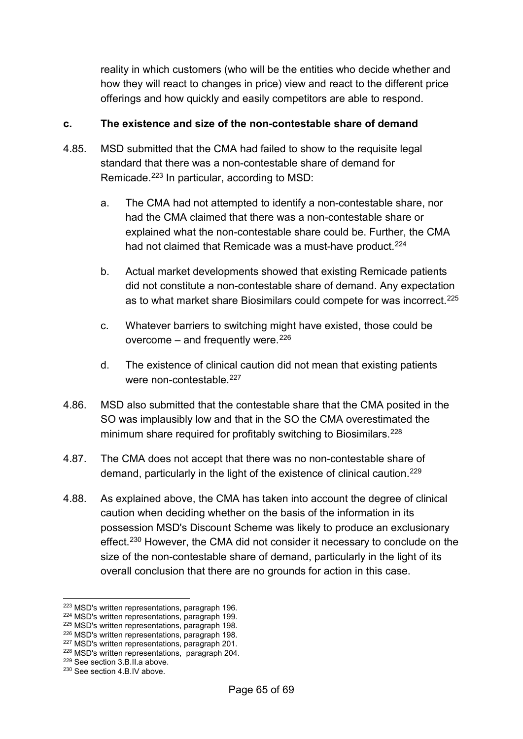reality in which customers (who will be the entities who decide whether and how they will react to changes in price) view and react to the different price offerings and how quickly and easily competitors are able to respond.

### c. The existence and size of the non-contestable share of demand

4.85. MSD submitted that the CMA had failed to show to the requisite legal standard that there was a non-contestable share of demand for Remicade.[223] In particular, according to MSD:

a. The CMA had not attempted to identify a non-contestable share, nor had the CMA claimed that there was a non-contestable share or explained what the non-contestable share could be. Further, the CMA had not claimed that Remicade was a must-have product.[224]

b. Actual market developments showed that existing Remicade patients did not constitute a non-contestable share of demand. Any expectation as to what market share Biosimilars could compete for was incorrect.[225]

c. Whatever barriers to switching might have existed, those could be overcome – and frequently were.[226]

d. The existence of clinical caution did not mean that existing patients were non-contestable.[227]

4.86. MSD also submitted that the contestable share that the CMA posited in the SO was implausibly low and that in the SO the CMA overestimated the minimum share required for profitably switching to Biosimilars.[228]

4.87. The CMA does not accept that there was no non-contestable share of demand, particularly in the light of the existence of clinical caution.[229]

4.88. As explained above, the CMA has taken into account the degree of clinical caution when deciding whether on the basis of the information in its possession MSD's Discount Scheme was likely to produce an exclusionary effect.[230] However, the CMA did not consider it necessary to conclude on the size of the non-contestable share of demand, particularly in the light of its overall conclusion that there are no grounds for action in this case.

---

[223] MSD's written representations, paragraph 196.
[224] MSD's written representations, paragraph 199.
[225] MSD's written representations, paragraph 198.
[226] MSD's written representations, paragraph 198.
[227] MSD's written representations, paragraph 201.
[228] MSD's written representations, paragraph 204.
[229] See section 3.B.II.a above.
[230] See section 4.B.IV above.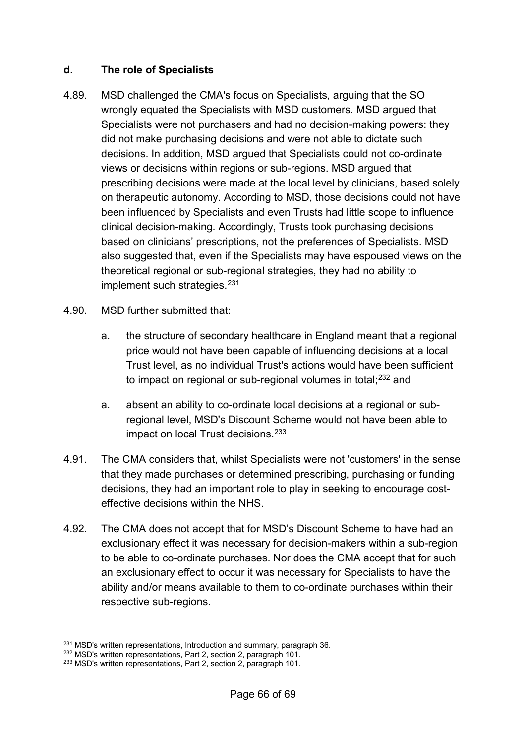#### d. The role of Specialists

4.89. MSD challenged the CMA's focus on Specialists, arguing that the SO wrongly equated the Specialists with MSD customers. MSD argued that Specialists were not purchasers and had no decision-making powers: they did not make purchasing decisions and were not able to dictate such decisions. In addition, MSD argued that Specialists could not co-ordinate views or decisions within regions or sub-regions. MSD argued that prescribing decisions were made at the local level by clinicians, based solely on therapeutic autonomy. According to MSD, those decisions could not have been influenced by Specialists and even Trusts had little scope to influence clinical decision-making. Accordingly, Trusts took purchasing decisions based on clinicians' prescriptions, not the preferences of Specialists. MSD also suggested that, even if the Specialists may have espoused views on the theoretical regional or sub-regional strategies, they had no ability to implement such strategies.[231]

4.90. MSD further submitted that:

a. the structure of secondary healthcare in England meant that a regional price would not have been capable of influencing decisions at a local Trust level, as no individual Trust's actions would have been sufficient to impact on regional or sub-regional volumes in total;[232] and

a. absent an ability to co-ordinate local decisions at a regional or sub-regional level, MSD's Discount Scheme would not have been able to impact on local Trust decisions.[233]

4.91. The CMA considers that, whilst Specialists were not 'customers' in the sense that they made purchases or determined prescribing, purchasing or funding decisions, they had an important role to play in seeking to encourage cost-effective decisions within the NHS.

4.92. The CMA does not accept that for MSD's Discount Scheme to have had an exclusionary effect it was necessary for decision-makers within a sub-region to be able to co-ordinate purchases. Nor does the CMA accept that for such an exclusionary effect to occur it was necessary for Specialists to have the ability and/or means available to them to co-ordinate purchases within their respective sub-regions.

---

[231] MSD's written representations, Introduction and summary, paragraph 36.

[232] MSD's written representations, Part 2, section 2, paragraph 101.

[233] MSD's written representations, Part 2, section 2, paragraph 101.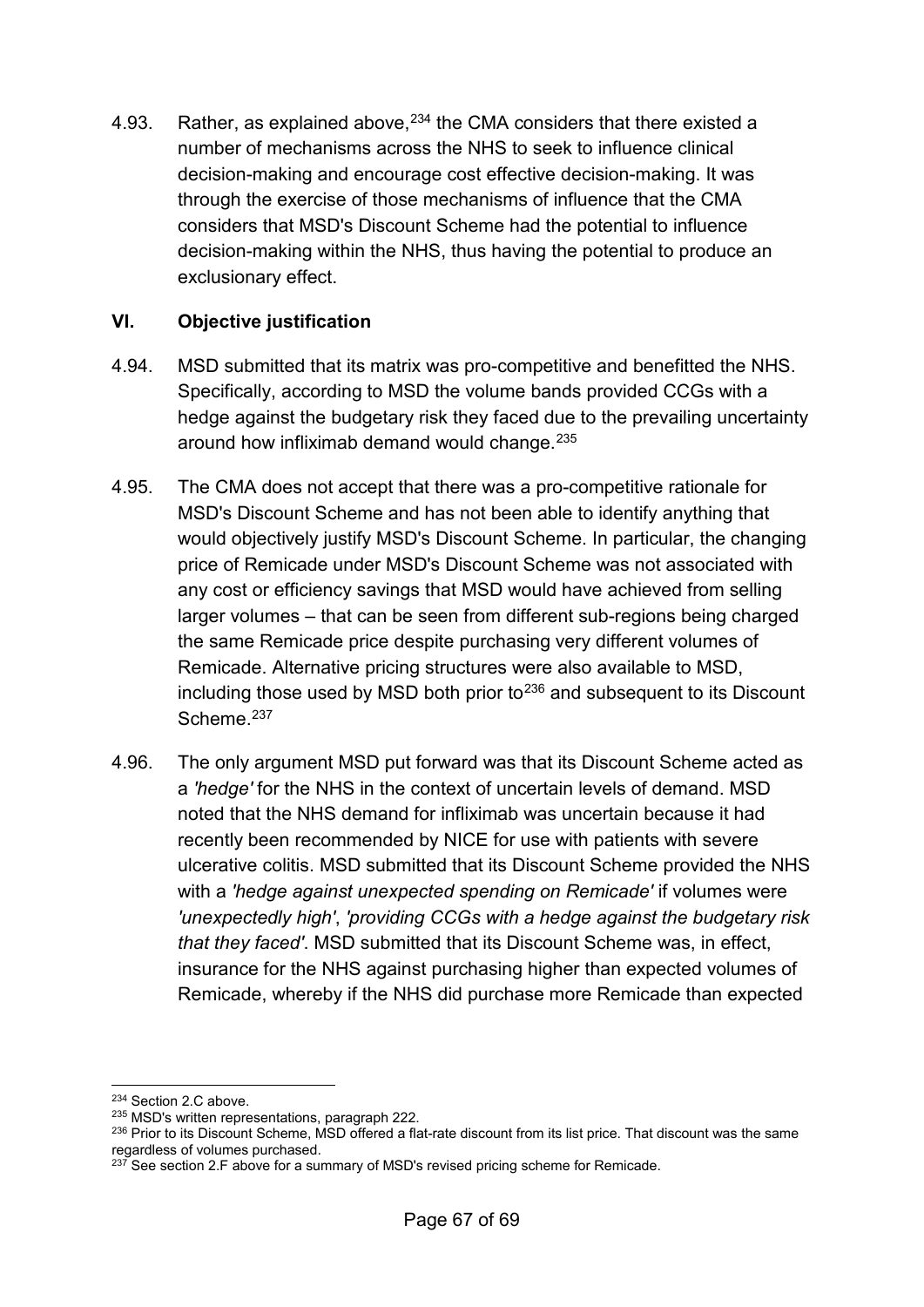4.93. Rather, as explained above,[234] the CMA considers that there existed a number of mechanisms across the NHS to seek to influence clinical decision-making and encourage cost effective decision-making. It was through the exercise of those mechanisms of influence that the CMA considers that MSD's Discount Scheme had the potential to influence decision-making within the NHS, thus having the potential to produce an exclusionary effect.

## VI. Objective justification

4.94. MSD submitted that its matrix was pro-competitive and benefitted the NHS. Specifically, according to MSD the volume bands provided CCGs with a hedge against the budgetary risk they faced due to the prevailing uncertainty around how infliximab demand would change.[235]

4.95. The CMA does not accept that there was a pro-competitive rationale for MSD's Discount Scheme and has not been able to identify anything that would objectively justify MSD's Discount Scheme. In particular, the changing price of Remicade under MSD's Discount Scheme was not associated with any cost or efficiency savings that MSD would have achieved from selling larger volumes – that can be seen from different sub-regions being charged the same Remicade price despite purchasing very different volumes of Remicade. Alternative pricing structures were also available to MSD, including those used by MSD both prior to[236] and subsequent to its Discount Scheme.[237]

4.96. The only argument MSD put forward was that its Discount Scheme acted as a *'hedge'* for the NHS in the context of uncertain levels of demand. MSD noted that the NHS demand for infliximab was uncertain because it had recently been recommended by NICE for use with patients with severe ulcerative colitis. MSD submitted that its Discount Scheme provided the NHS with a *'hedge against unexpected spending on Remicade'* if volumes were *'unexpectedly high'*, *'providing CCGs with a hedge against the budgetary risk that they faced'*. MSD submitted that its Discount Scheme was, in effect, insurance for the NHS against purchasing higher than expected volumes of Remicade, whereby if the NHS did purchase more Remicade than expected

---

[234] Section 2.C above.

[235] MSD's written representations, paragraph 222.

[236] Prior to its Discount Scheme, MSD offered a flat-rate discount from its list price. That discount was the same regardless of volumes purchased.

[237] See section 2.F above for a summary of MSD's revised pricing scheme for Remicade.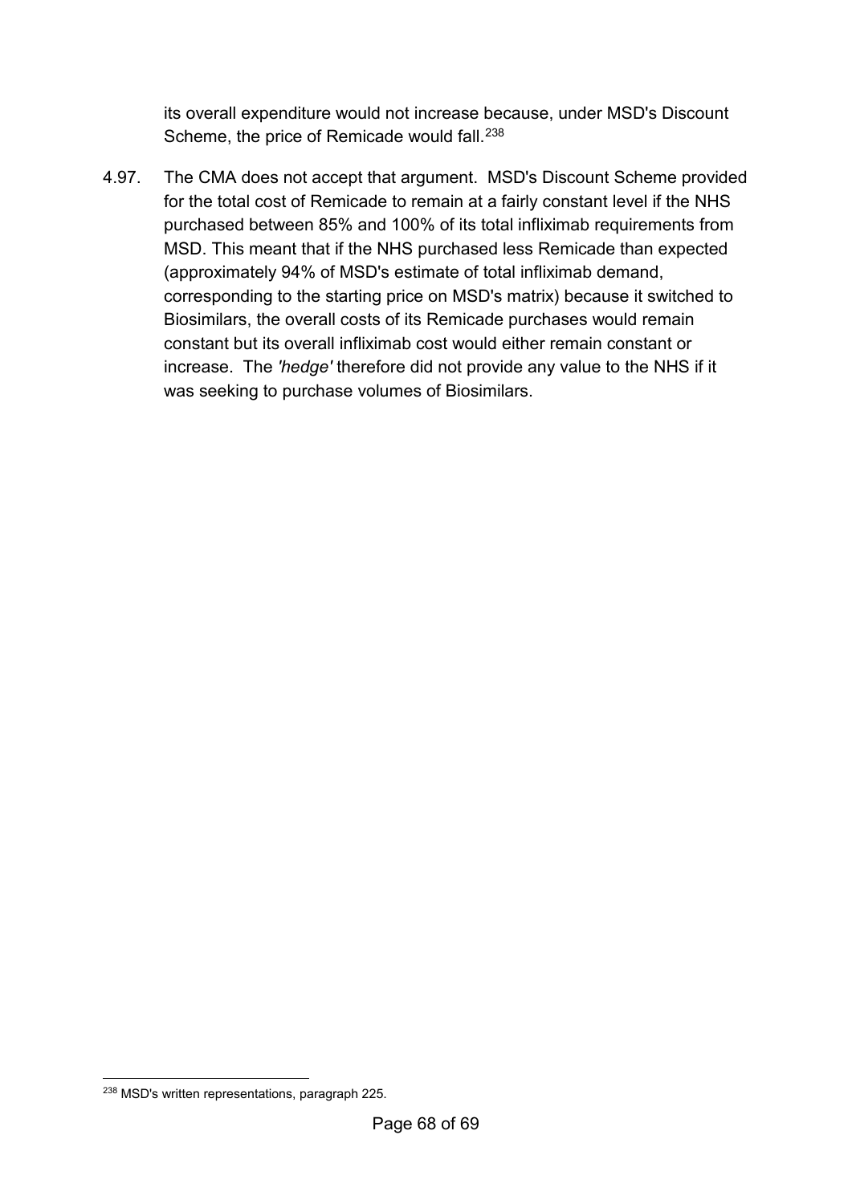its overall expenditure would not increase because, under MSD's Discount Scheme, the price of Remicade would fall.[238]

4.97. The CMA does not accept that argument. MSD's Discount Scheme provided for the total cost of Remicade to remain at a fairly constant level if the NHS purchased between 85% and 100% of its total infliximab requirements from MSD. This meant that if the NHS purchased less Remicade than expected (approximately 94% of MSD's estimate of total infliximab demand, corresponding to the starting price on MSD's matrix) because it switched to Biosimilars, the overall costs of its Remicade purchases would remain constant but its overall infliximab cost would either remain constant or increase. The *'hedge'* therefore did not provide any value to the NHS if it was seeking to purchase volumes of Biosimilars.

[238] MSD's written representations, paragraph 225.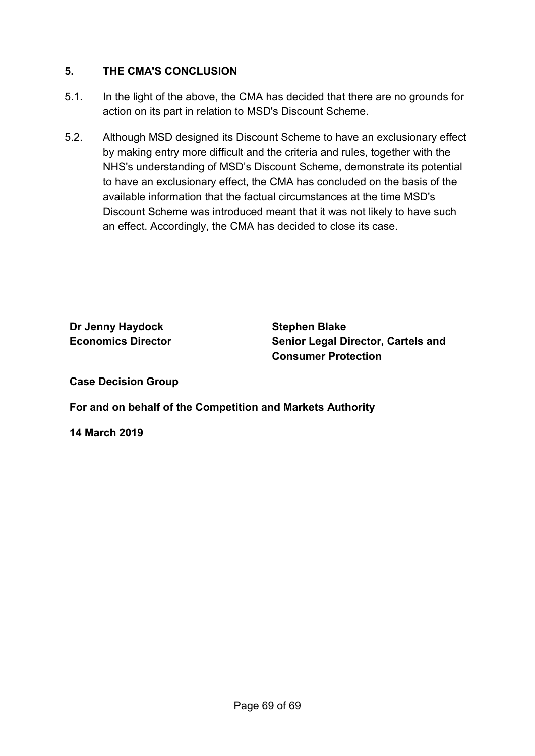## 5. THE CMA'S CONCLUSION

5.1. In the light of the above, the CMA has decided that there are no grounds for action on its part in relation to MSD's Discount Scheme.

5.2. Although MSD designed its Discount Scheme to have an exclusionary effect by making entry more difficult and the criteria and rules, together with the NHS's understanding of MSD's Discount Scheme, demonstrate its potential to have an exclusionary effect, the CMA has concluded on the basis of the available information that the factual circumstances at the time MSD's Discount Scheme was introduced meant that it was not likely to have such an effect. Accordingly, the CMA has decided to close its case.

**Dr Jenny Haydock**
**Economics Director**

**Stephen Blake**
**Senior Legal Director, Cartels and Consumer Protection**

**Case Decision Group**

**For and on behalf of the Competition and Markets Authority**

**14 March 2019**